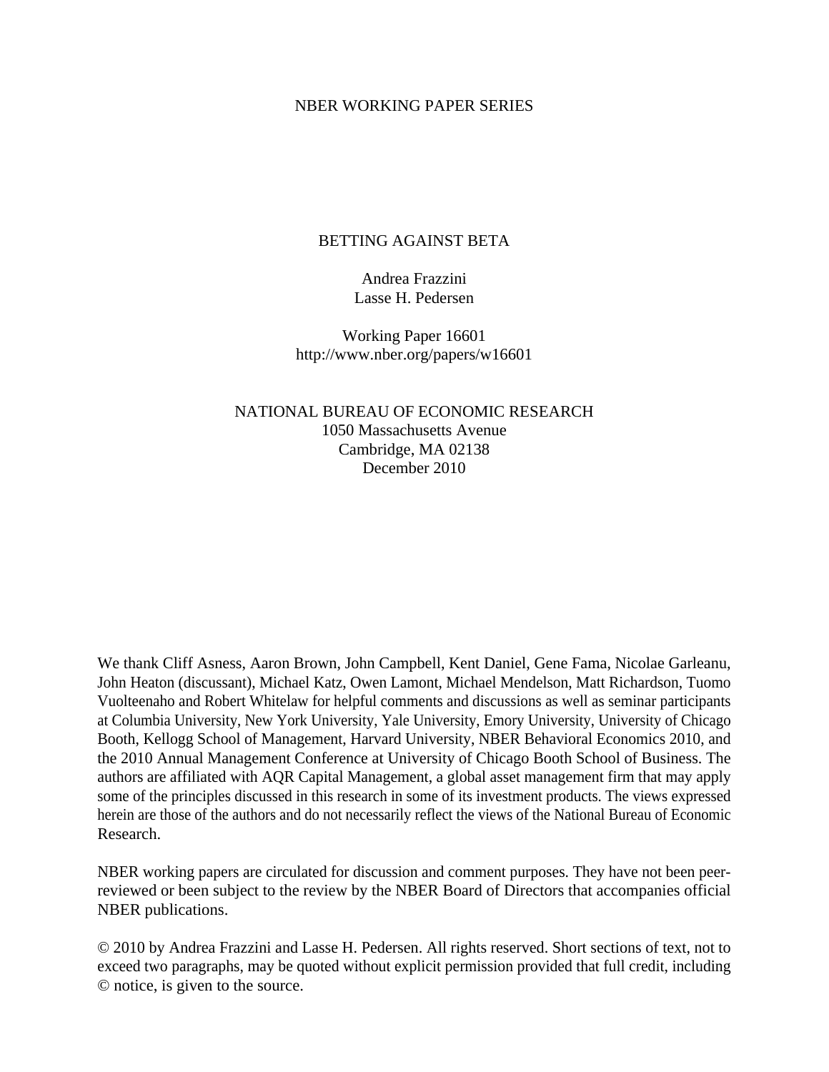NBER WORKING PAPER SERIES

# BETTING AGAINST BETA

Andrea Frazzini
Lasse H. Pedersen

Working Paper 16601
http://www.nber.org/papers/w16601

NATIONAL BUREAU OF ECONOMIC RESEARCH
1050 Massachusetts Avenue
Cambridge, MA 02138
December 2010

We thank Cliff Asness, Aaron Brown, John Campbell, Kent Daniel, Gene Fama, Nicolae Garleanu, John Heaton (discussant), Michael Katz, Owen Lamont, Michael Mendelson, Matt Richardson, Tuomo Vuolteenaho and Robert Whitelaw for helpful comments and discussions as well as seminar participants at Columbia University, New York University, Yale University, Emory University, University of Chicago Booth, Kellogg School of Management, Harvard University, NBER Behavioral Economics 2010, and the 2010 Annual Management Conference at University of Chicago Booth School of Business. The authors are affiliated with AQR Capital Management, a global asset management firm that may apply some of the principles discussed in this research in some of its investment products. The views expressed herein are those of the authors and do not necessarily reflect the views of the National Bureau of Economic Research.

NBER working papers are circulated for discussion and comment purposes. They have not been peer-reviewed or been subject to the review by the NBER Board of Directors that accompanies official NBER publications.

© 2010 by Andrea Frazzini and Lasse H. Pedersen. All rights reserved. Short sections of text, not to exceed two paragraphs, may be quoted without explicit permission provided that full credit, including © notice, is given to the source.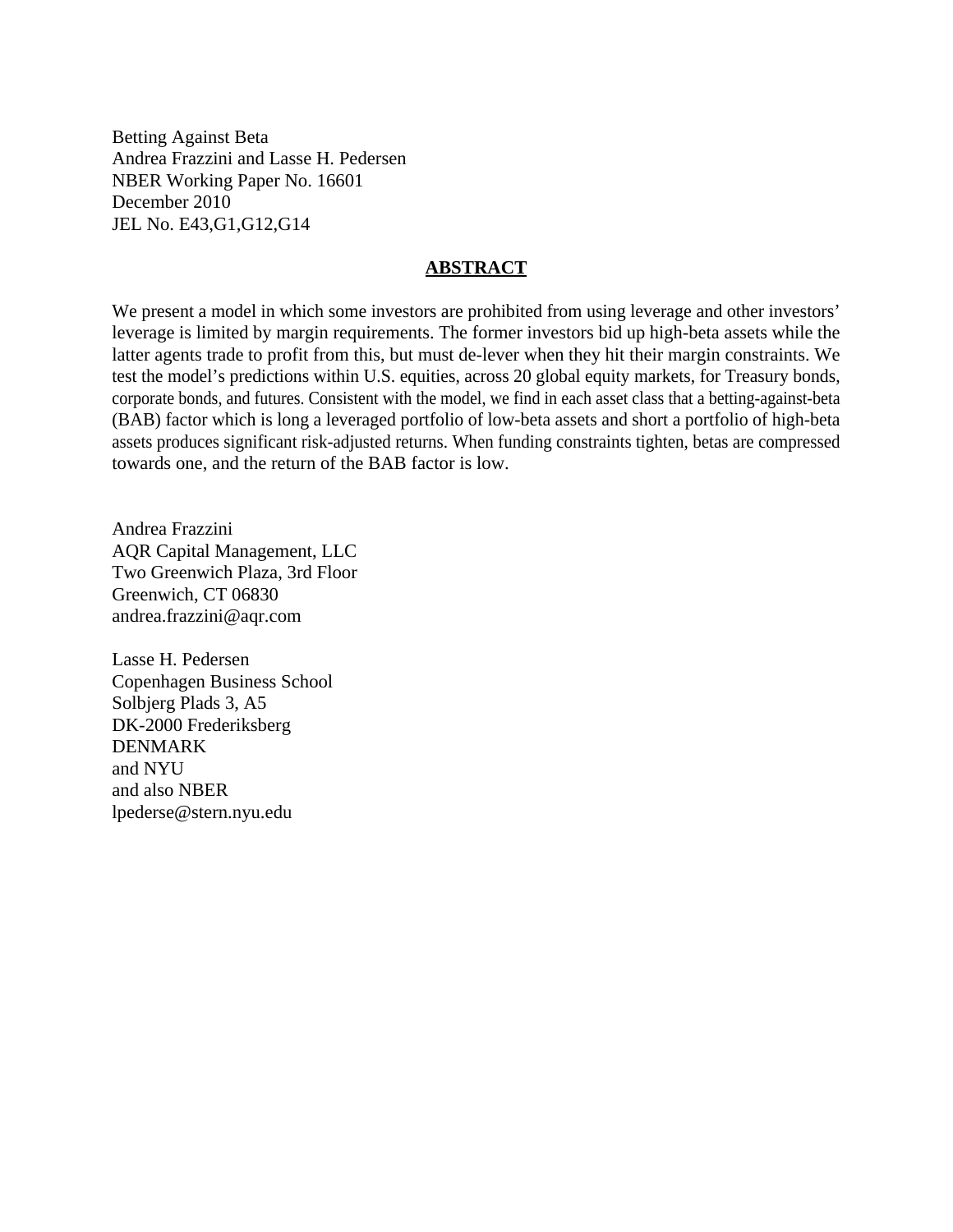Betting Against Beta
Andrea Frazzini and Lasse H. Pedersen
NBER Working Paper No. 16601
December 2010
JEL No. E43,G1,G12,G14

## ABSTRACT

We present a model in which some investors are prohibited from using leverage and other investors' leverage is limited by margin requirements. The former investors bid up high-beta assets while the latter agents trade to profit from this, but must de-lever when they hit their margin constraints. We test the model's predictions within U.S. equities, across 20 global equity markets, for Treasury bonds, corporate bonds, and futures. Consistent with the model, we find in each asset class that a betting-against-beta (BAB) factor which is long a leveraged portfolio of low-beta assets and short a portfolio of high-beta assets produces significant risk-adjusted returns. When funding constraints tighten, betas are compressed towards one, and the return of the BAB factor is low.

Andrea Frazzini
AQR Capital Management, LLC
Two Greenwich Plaza, 3rd Floor
Greenwich, CT 06830
andrea.frazzini@aqr.com

Lasse H. Pedersen
Copenhagen Business School
Solbjerg Plads 3, A5
DK-2000 Frederiksberg
DENMARK
and NYU
and also NBER
lpederse@stern.nyu.edu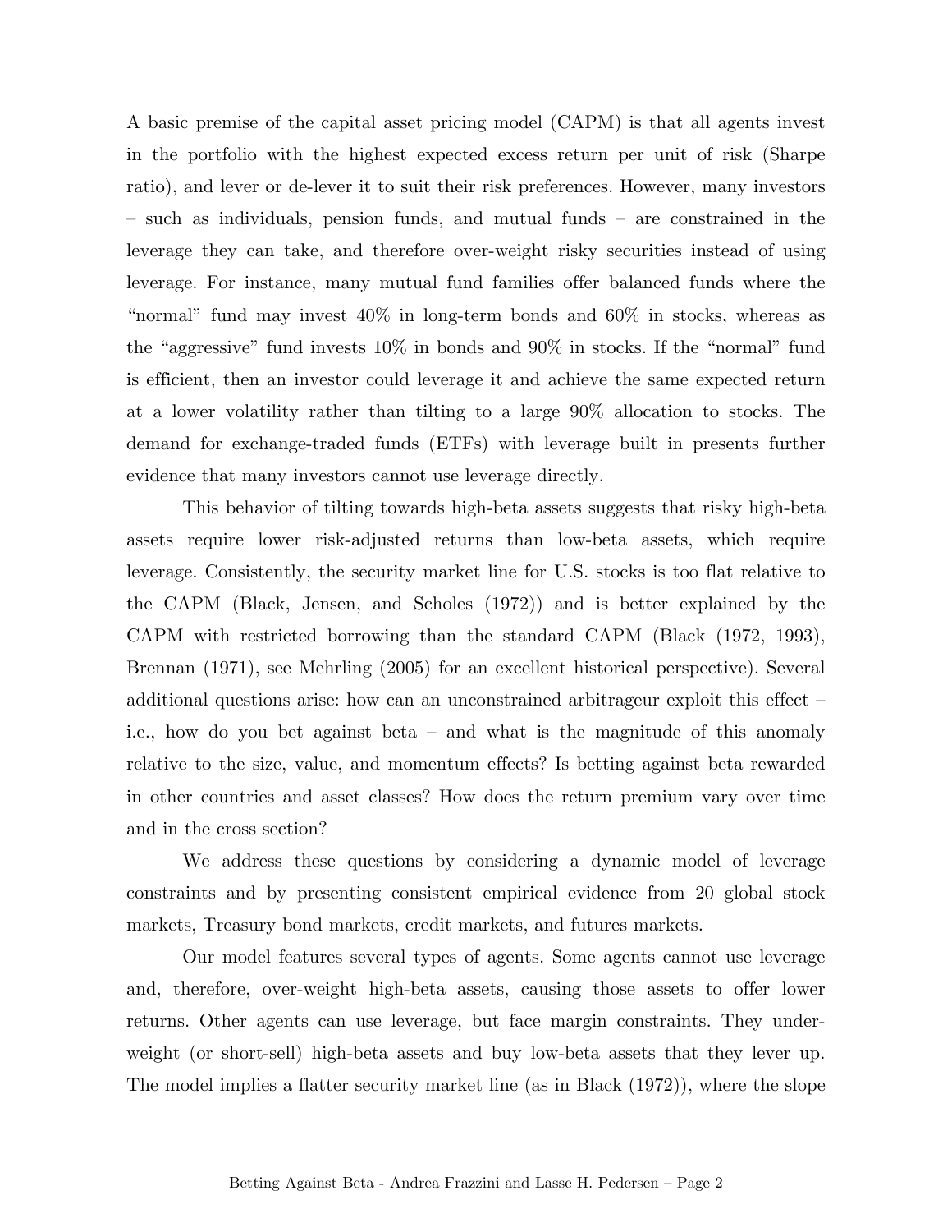A basic premise of the capital asset pricing model (CAPM) is that all agents invest in the portfolio with the highest expected excess return per unit of risk (Sharpe ratio), and lever or de-lever it to suit their risk preferences. However, many investors – such as individuals, pension funds, and mutual funds – are constrained in the leverage they can take, and therefore over-weight risky securities instead of using leverage. For instance, many mutual fund families offer balanced funds where the "normal" fund may invest 40% in long-term bonds and 60% in stocks, whereas as the "aggressive" fund invests 10% in bonds and 90% in stocks. If the "normal" fund is efficient, then an investor could leverage it and achieve the same expected return at a lower volatility rather than tilting to a large 90% allocation to stocks. The demand for exchange-traded funds (ETFs) with leverage built in presents further evidence that many investors cannot use leverage directly.

This behavior of tilting towards high-beta assets suggests that risky high-beta assets require lower risk-adjusted returns than low-beta assets, which require leverage. Consistently, the security market line for U.S. stocks is too flat relative to the CAPM (Black, Jensen, and Scholes (1972)) and is better explained by the CAPM with restricted borrowing than the standard CAPM (Black (1972, 1993), Brennan (1971), see Mehrling (2005) for an excellent historical perspective). Several additional questions arise: how can an unconstrained arbitrageur exploit this effect – i.e., how do you bet against beta – and what is the magnitude of this anomaly relative to the size, value, and momentum effects? Is betting against beta rewarded in other countries and asset classes? How does the return premium vary over time and in the cross section?

We address these questions by considering a dynamic model of leverage constraints and by presenting consistent empirical evidence from 20 global stock markets, Treasury bond markets, credit markets, and futures markets.

Our model features several types of agents. Some agents cannot use leverage and, therefore, over-weight high-beta assets, causing those assets to offer lower returns. Other agents can use leverage, but face margin constraints. They under-weight (or short-sell) high-beta assets and buy low-beta assets that they lever up. The model implies a flatter security market line (as in Black (1972)), where the slope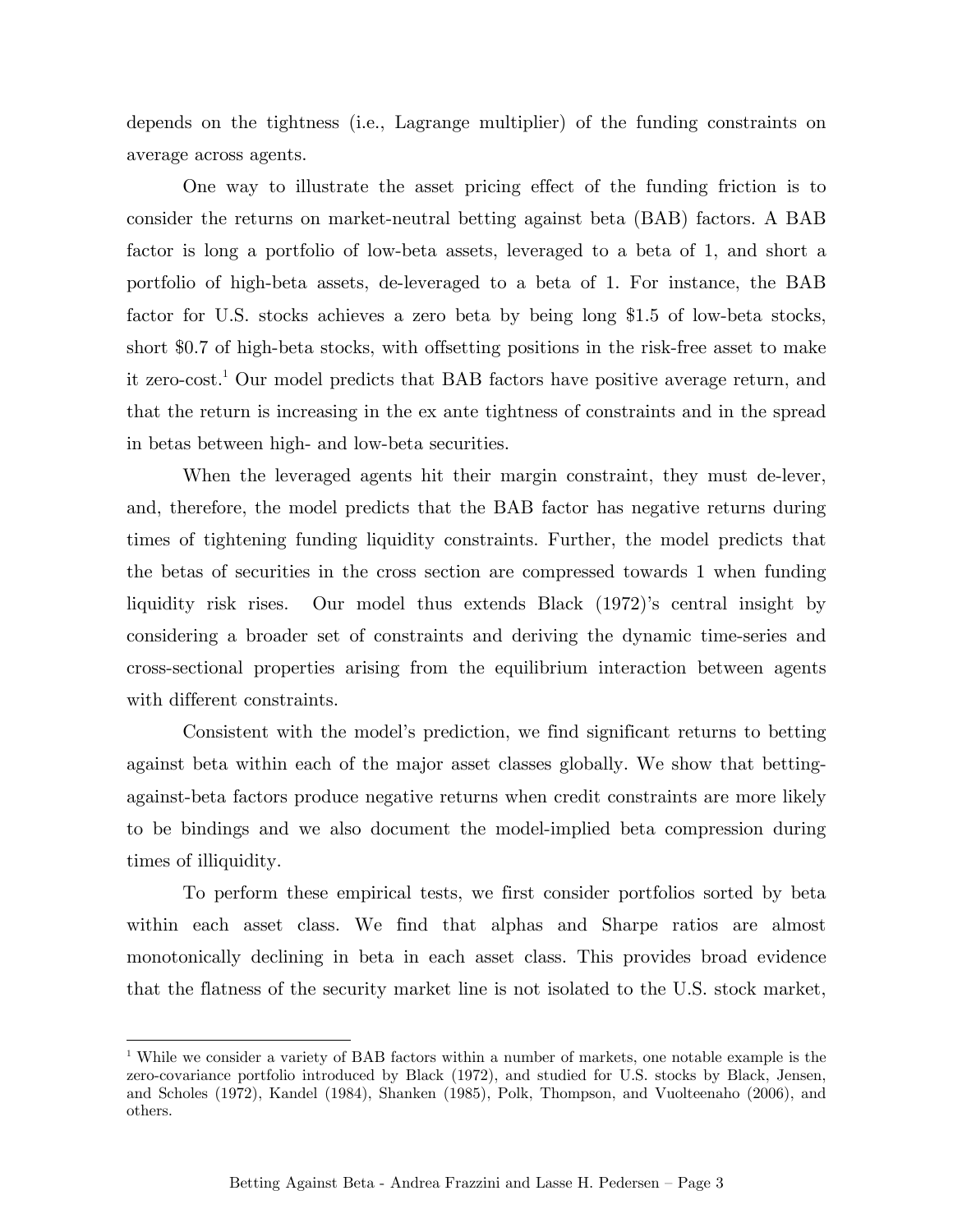depends on the tightness (i.e., Lagrange multiplier) of the funding constraints on average across agents.

One way to illustrate the asset pricing effect of the funding friction is to consider the returns on market-neutral betting against beta (BAB) factors. A BAB factor is long a portfolio of low-beta assets, leveraged to a beta of 1, and short a portfolio of high-beta assets, de-leveraged to a beta of 1. For instance, the BAB factor for U.S. stocks achieves a zero beta by being long $1.5 of low-beta stocks, short $0.7 of high-beta stocks, with offsetting positions in the risk-free asset to make it zero-cost.[1] Our model predicts that BAB factors have positive average return, and that the return is increasing in the ex ante tightness of constraints and in the spread in betas between high- and low-beta securities.

When the leveraged agents hit their margin constraint, they must de-lever, and, therefore, the model predicts that the BAB factor has negative returns during times of tightening funding liquidity constraints. Further, the model predicts that the betas of securities in the cross section are compressed towards 1 when funding liquidity risk rises. Our model thus extends Black (1972)'s central insight by considering a broader set of constraints and deriving the dynamic time-series and cross-sectional properties arising from the equilibrium interaction between agents with different constraints.

Consistent with the model's prediction, we find significant returns to betting against beta within each of the major asset classes globally. We show that betting-against-beta factors produce negative returns when credit constraints are more likely to be bindings and we also document the model-implied beta compression during times of illiquidity.

To perform these empirical tests, we first consider portfolios sorted by beta within each asset class. We find that alphas and Sharpe ratios are almost monotonically declining in beta in each asset class. This provides broad evidence that the flatness of the security market line is not isolated to the U.S. stock market,

---

[1] While we consider a variety of BAB factors within a number of markets, one notable example is the zero-covariance portfolio introduced by Black (1972), and studied for U.S. stocks by Black, Jensen, and Scholes (1972), Kandel (1984), Shanken (1985), Polk, Thompson, and Vuolteenaho (2006), and others.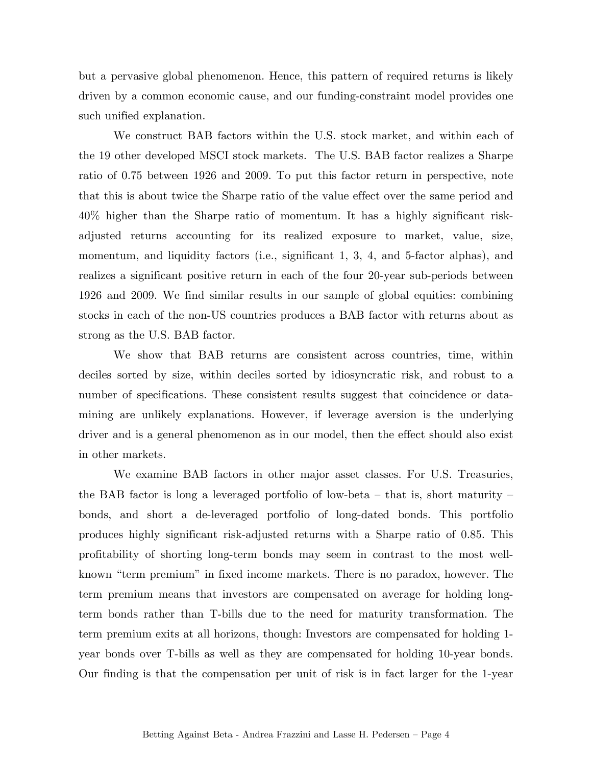but a pervasive global phenomenon. Hence, this pattern of required returns is likely driven by a common economic cause, and our funding-constraint model provides one such unified explanation.

We construct BAB factors within the U.S. stock market, and within each of the 19 other developed MSCI stock markets. The U.S. BAB factor realizes a Sharpe ratio of 0.75 between 1926 and 2009. To put this factor return in perspective, note that this is about twice the Sharpe ratio of the value effect over the same period and 40% higher than the Sharpe ratio of momentum. It has a highly significant risk-adjusted returns accounting for its realized exposure to market, value, size, momentum, and liquidity factors (i.e., significant 1, 3, 4, and 5-factor alphas), and realizes a significant positive return in each of the four 20-year sub-periods between 1926 and 2009. We find similar results in our sample of global equities: combining stocks in each of the non-US countries produces a BAB factor with returns about as strong as the U.S. BAB factor.

We show that BAB returns are consistent across countries, time, within deciles sorted by size, within deciles sorted by idiosyncratic risk, and robust to a number of specifications. These consistent results suggest that coincidence or data-mining are unlikely explanations. However, if leverage aversion is the underlying driver and is a general phenomenon as in our model, then the effect should also exist in other markets.

We examine BAB factors in other major asset classes. For U.S. Treasuries, the BAB factor is long a leveraged portfolio of low-beta – that is, short maturity – bonds, and short a de-leveraged portfolio of long-dated bonds. This portfolio produces highly significant risk-adjusted returns with a Sharpe ratio of 0.85. This profitability of shorting long-term bonds may seem in contrast to the most well-known "term premium" in fixed income markets. There is no paradox, however. The term premium means that investors are compensated on average for holding long-term bonds rather than T-bills due to the need for maturity transformation. The term premium exits at all horizons, though: Investors are compensated for holding 1-year bonds over T-bills as well as they are compensated for holding 10-year bonds. Our finding is that the compensation per unit of risk is in fact larger for the 1-year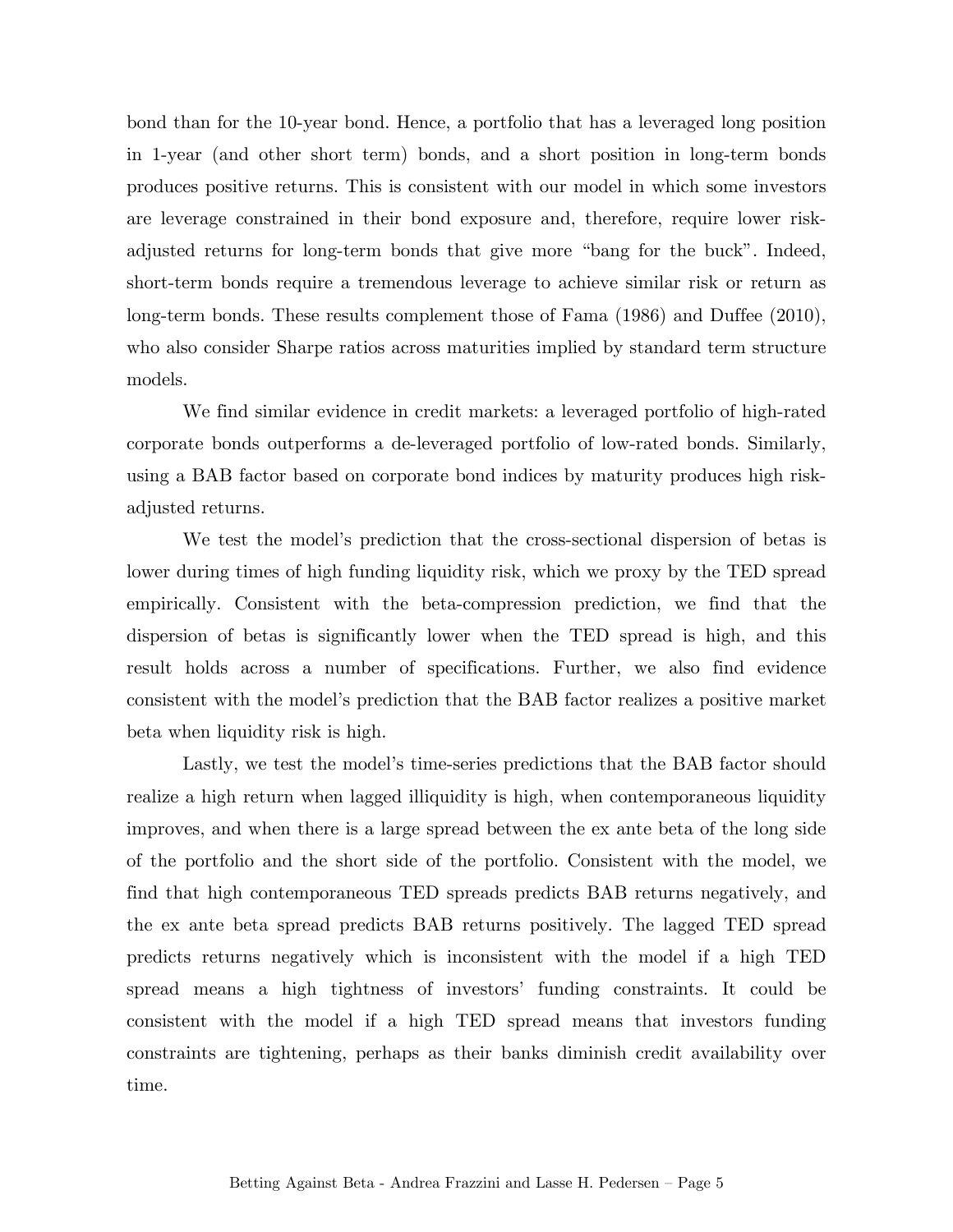bond than for the 10-year bond. Hence, a portfolio that has a leveraged long position in 1-year (and other short term) bonds, and a short position in long-term bonds produces positive returns. This is consistent with our model in which some investors are leverage constrained in their bond exposure and, therefore, require lower risk-adjusted returns for long-term bonds that give more "bang for the buck". Indeed, short-term bonds require a tremendous leverage to achieve similar risk or return as long-term bonds. These results complement those of Fama (1986) and Duffee (2010), who also consider Sharpe ratios across maturities implied by standard term structure models.

We find similar evidence in credit markets: a leveraged portfolio of high-rated corporate bonds outperforms a de-leveraged portfolio of low-rated bonds. Similarly, using a BAB factor based on corporate bond indices by maturity produces high risk-adjusted returns.

We test the model's prediction that the cross-sectional dispersion of betas is lower during times of high funding liquidity risk, which we proxy by the TED spread empirically. Consistent with the beta-compression prediction, we find that the dispersion of betas is significantly lower when the TED spread is high, and this result holds across a number of specifications. Further, we also find evidence consistent with the model's prediction that the BAB factor realizes a positive market beta when liquidity risk is high.

Lastly, we test the model's time-series predictions that the BAB factor should realize a high return when lagged illiquidity is high, when contemporaneous liquidity improves, and when there is a large spread between the ex ante beta of the long side of the portfolio and the short side of the portfolio. Consistent with the model, we find that high contemporaneous TED spreads predicts BAB returns negatively, and the ex ante beta spread predicts BAB returns positively. The lagged TED spread predicts returns negatively which is inconsistent with the model if a high TED spread means a high tightness of investors' funding constraints. It could be consistent with the model if a high TED spread means that investors funding constraints are tightening, perhaps as their banks diminish credit availability over time.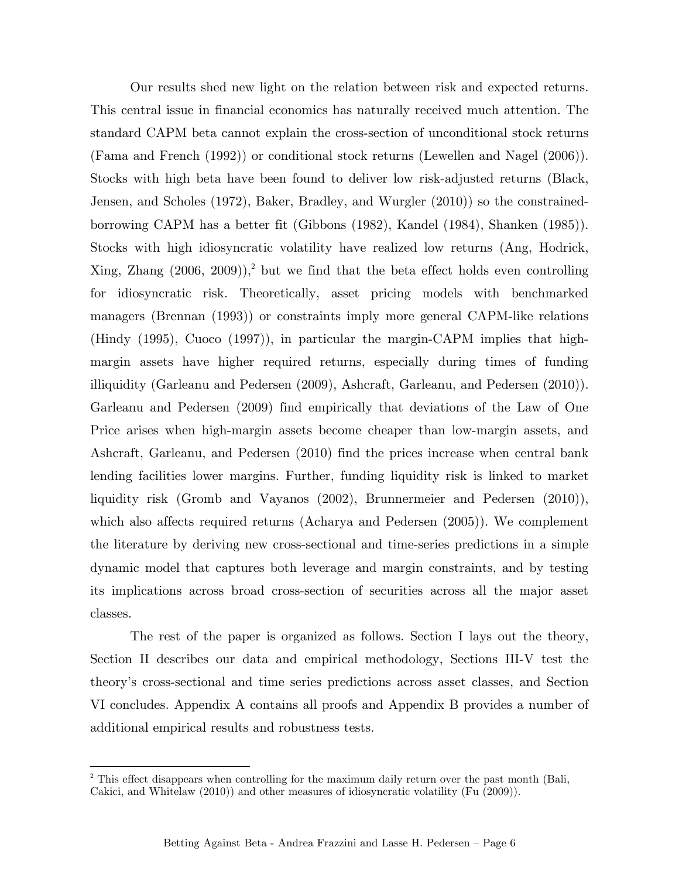Our results shed new light on the relation between risk and expected returns. This central issue in financial economics has naturally received much attention. The standard CAPM beta cannot explain the cross-section of unconditional stock returns (Fama and French (1992)) or conditional stock returns (Lewellen and Nagel (2006)). Stocks with high beta have been found to deliver low risk-adjusted returns (Black, Jensen, and Scholes (1972), Baker, Bradley, and Wurgler (2010)) so the constrained-borrowing CAPM has a better fit (Gibbons (1982), Kandel (1984), Shanken (1985)). Stocks with high idiosyncratic volatility have realized low returns (Ang, Hodrick, Xing, Zhang (2006, 2009)),[2] but we find that the beta effect holds even controlling for idiosyncratic risk. Theoretically, asset pricing models with benchmarked managers (Brennan (1993)) or constraints imply more general CAPM-like relations (Hindy (1995), Cuoco (1997)), in particular the margin-CAPM implies that high-margin assets have higher required returns, especially during times of funding illiquidity (Garleanu and Pedersen (2009), Ashcraft, Garleanu, and Pedersen (2010)). Garleanu and Pedersen (2009) find empirically that deviations of the Law of One Price arises when high-margin assets become cheaper than low-margin assets, and Ashcraft, Garleanu, and Pedersen (2010) find the prices increase when central bank lending facilities lower margins. Further, funding liquidity risk is linked to market liquidity risk (Gromb and Vayanos (2002), Brunnermeier and Pedersen (2010)), which also affects required returns (Acharya and Pedersen (2005)). We complement the literature by deriving new cross-sectional and time-series predictions in a simple dynamic model that captures both leverage and margin constraints, and by testing its implications across broad cross-section of securities across all the major asset classes.

The rest of the paper is organized as follows. Section I lays out the theory, Section II describes our data and empirical methodology, Sections III-V test the theory's cross-sectional and time series predictions across asset classes, and Section VI concludes. Appendix A contains all proofs and Appendix B provides a number of additional empirical results and robustness tests.

[2] This effect disappears when controlling for the maximum daily return over the past month (Bali, Cakici, and Whitelaw (2010)) and other measures of idiosyncratic volatility (Fu (2009)).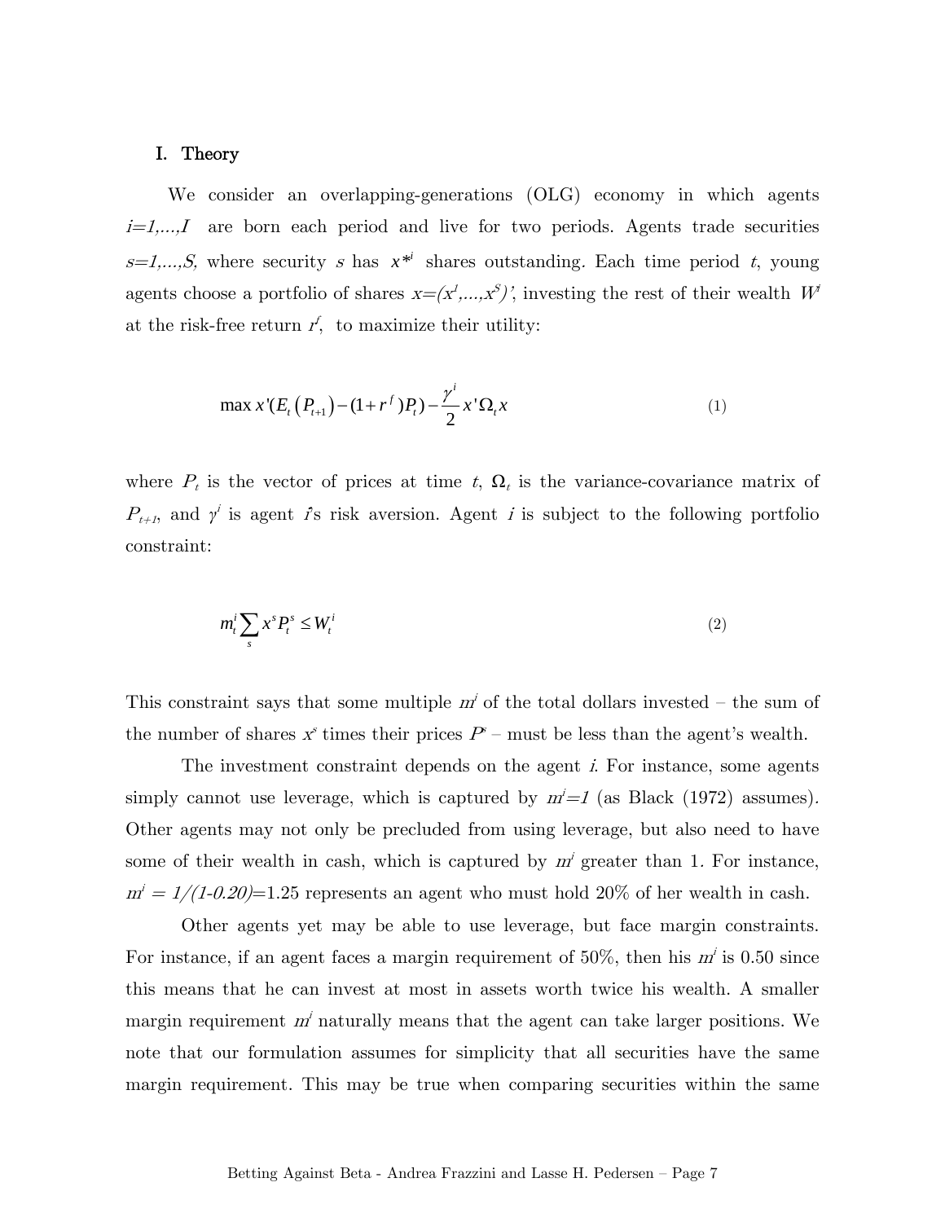# I. Theory

We consider an overlapping-generations (OLG) economy in which agents $i=1,...,I$ are born each period and live for two periods. Agents trade securities $s=1,...,S$, where security $s$ has $x^{*i}$ shares outstanding. Each time period $t$, young agents choose a portfolio of shares $x=(x^1,...,x^S)'$, investing the rest of their wealth $W^i$ at the risk-free return $r^f$, to maximize their utility:

$$\max x'(E_t(P_{t+1}) - (1+r^f)P_t) - \frac{\gamma^i}{2} x'\Omega_t x \tag{1}$$

where $P_t$ is the vector of prices at time $t$, $\Omega_t$ is the variance-covariance matrix of $P_{t+1}$, and $\gamma^i$ is agent $i$'s risk aversion. Agent $i$ is subject to the following portfolio constraint:

$$m_t^i \sum_s x^s P_t^s \leq W_t^i \tag{2}$$

This constraint says that some multiple $m^i$ of the total dollars invested – the sum of the number of shares $x^s$ times their prices $P^s$ – must be less than the agent's wealth.

The investment constraint depends on the agent $i$. For instance, some agents simply cannot use leverage, which is captured by $m^i=1$ (as Black (1972) assumes). Other agents may not only be precluded from using leverage, but also need to have some of their wealth in cash, which is captured by $m^i$ greater than 1. For instance, $m^i = 1/(1-0.20)=1.25$ represents an agent who must hold 20% of her wealth in cash.

Other agents yet may be able to use leverage, but face margin constraints. For instance, if an agent faces a margin requirement of 50%, then his $m^i$ is 0.50 since this means that he can invest at most in assets worth twice his wealth. A smaller margin requirement $m^i$ naturally means that the agent can take larger positions. We note that our formulation assumes for simplicity that all securities have the same margin requirement. This may be true when comparing securities within the same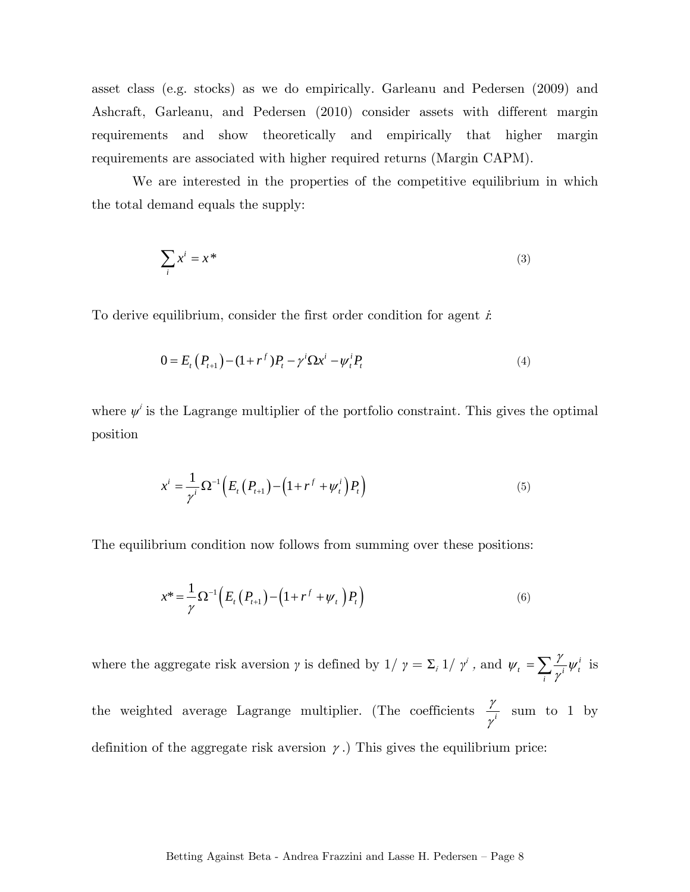asset class (e.g. stocks) as we do empirically. Garleanu and Pedersen (2009) and Ashcraft, Garleanu, and Pedersen (2010) consider assets with different margin requirements and show theoretically and empirically that higher margin requirements are associated with higher required returns (Margin CAPM).

We are interested in the properties of the competitive equilibrium in which the total demand equals the supply:

$$\sum_i x^i = x^* \tag{3}$$

To derive equilibrium, consider the first order condition for agent $i$:

$$0 = E_t\left(P_{t+1}\right) - (1+r^f)P_t - \gamma^i \Omega x^i - \psi_t^i P_t \tag{4}$$

where $\psi^i$ is the Lagrange multiplier of the portfolio constraint. This gives the optimal position

$$x^i = \frac{1}{\gamma^i}\Omega^{-1}\left(E_t\left(P_{t+1}\right) - \left(1+r^f+\psi_t^i\right)P_t\right) \tag{5}$$

The equilibrium condition now follows from summing over these positions:

$$x^* = \frac{1}{\gamma}\Omega^{-1}\left(E_t\left(P_{t+1}\right) - \left(1+r^f+\psi_t\right)P_t\right) \tag{6}$$

where the aggregate risk aversion $\gamma$ is defined by $1/\gamma = \Sigma_i 1/\gamma^i$, and $\psi_t = \sum_i \frac{\gamma}{\gamma^i}\psi_t^i$ is the weighted average Lagrange multiplier. (The coefficients $\frac{\gamma}{\gamma^i}$ sum to 1 by definition of the aggregate risk aversion $\gamma$.) This gives the equilibrium price: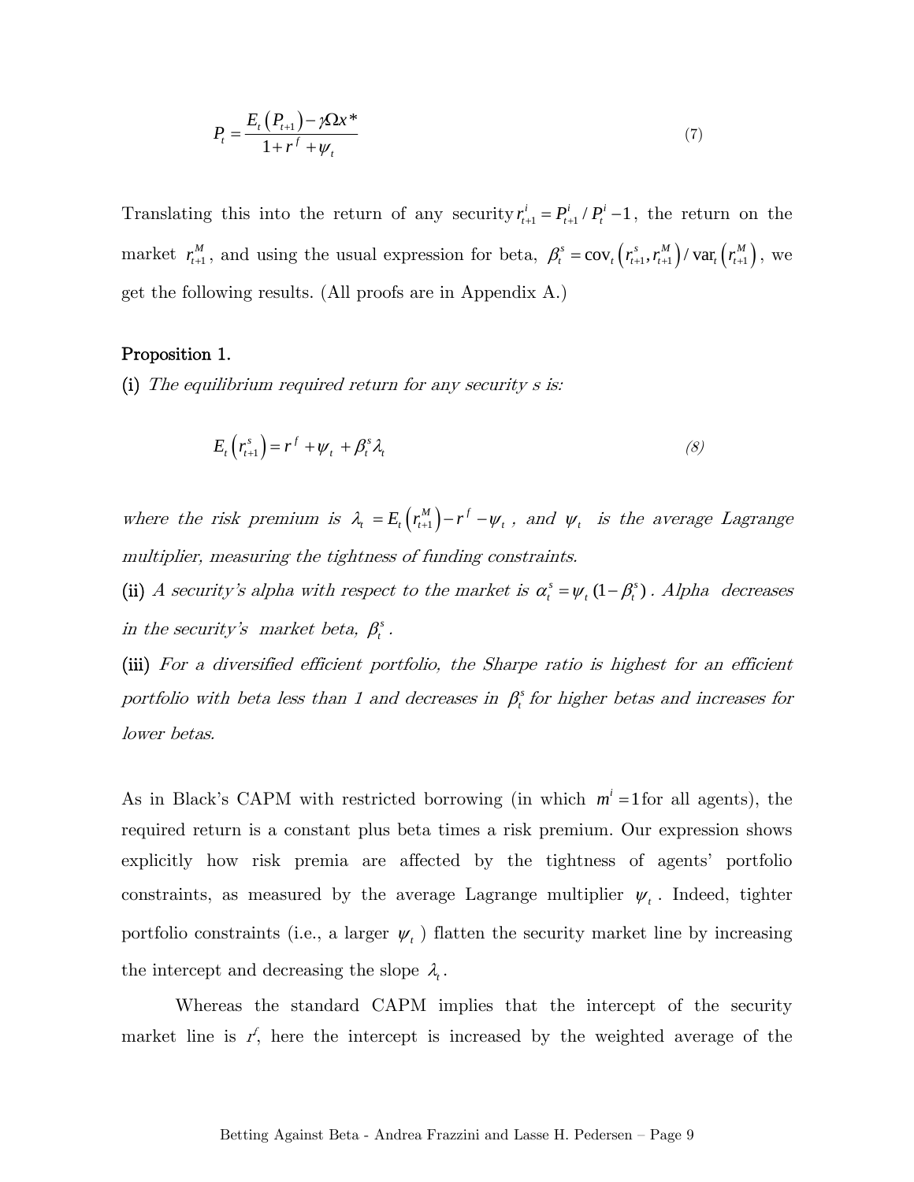$$P_t = \frac{E_t(P_{t+1}) - \gamma\Omega x^*}{1 + r^f + \psi_t} \tag{7}$$

Translating this into the return of any security $r_{t+1}^i = P_{t+1}^i / P_t^i - 1$, the return on the market $r_{t+1}^M$, and using the usual expression for beta, $\beta_t^s = \text{cov}_t\left(r_{t+1}^s, r_{t+1}^M\right) / \text{var}_t\left(r_{t+1}^M\right)$, we get the following results. (All proofs are in Appendix A.)

**Proposition 1.**

(i) *The equilibrium required return for any security s is:*

$$E_t\left(r_{t+1}^s\right) = r^f + \psi_t + \beta_t^s \lambda_t \tag{8}$$

*where the risk premium is* $\lambda_t = E_t\left(r_{t+1}^M\right) - r^f - \psi_t$ *, and* $\psi_t$ *is the average Lagrange multiplier, measuring the tightness of funding constraints.*

(ii) *A security's alpha with respect to the market is* $\alpha_t^s = \psi_t (1 - \beta_t^s)$ *. Alpha decreases in the security's market beta,* $\beta_t^s$ *.*

(iii) *For a diversified efficient portfolio, the Sharpe ratio is highest for an efficient portfolio with beta less than 1 and decreases in* $\beta_t^s$ *for higher betas and increases for lower betas.*

As in Black's CAPM with restricted borrowing (in which $m^i = 1$ for all agents), the required return is a constant plus beta times a risk premium. Our expression shows explicitly how risk premia are affected by the tightness of agents' portfolio constraints, as measured by the average Lagrange multiplier $\psi_t$. Indeed, tighter portfolio constraints (i.e., a larger $\psi_t$) flatten the security market line by increasing the intercept and decreasing the slope $\lambda_t$.

Whereas the standard CAPM implies that the intercept of the security market line is $r^f$, here the intercept is increased by the weighted average of the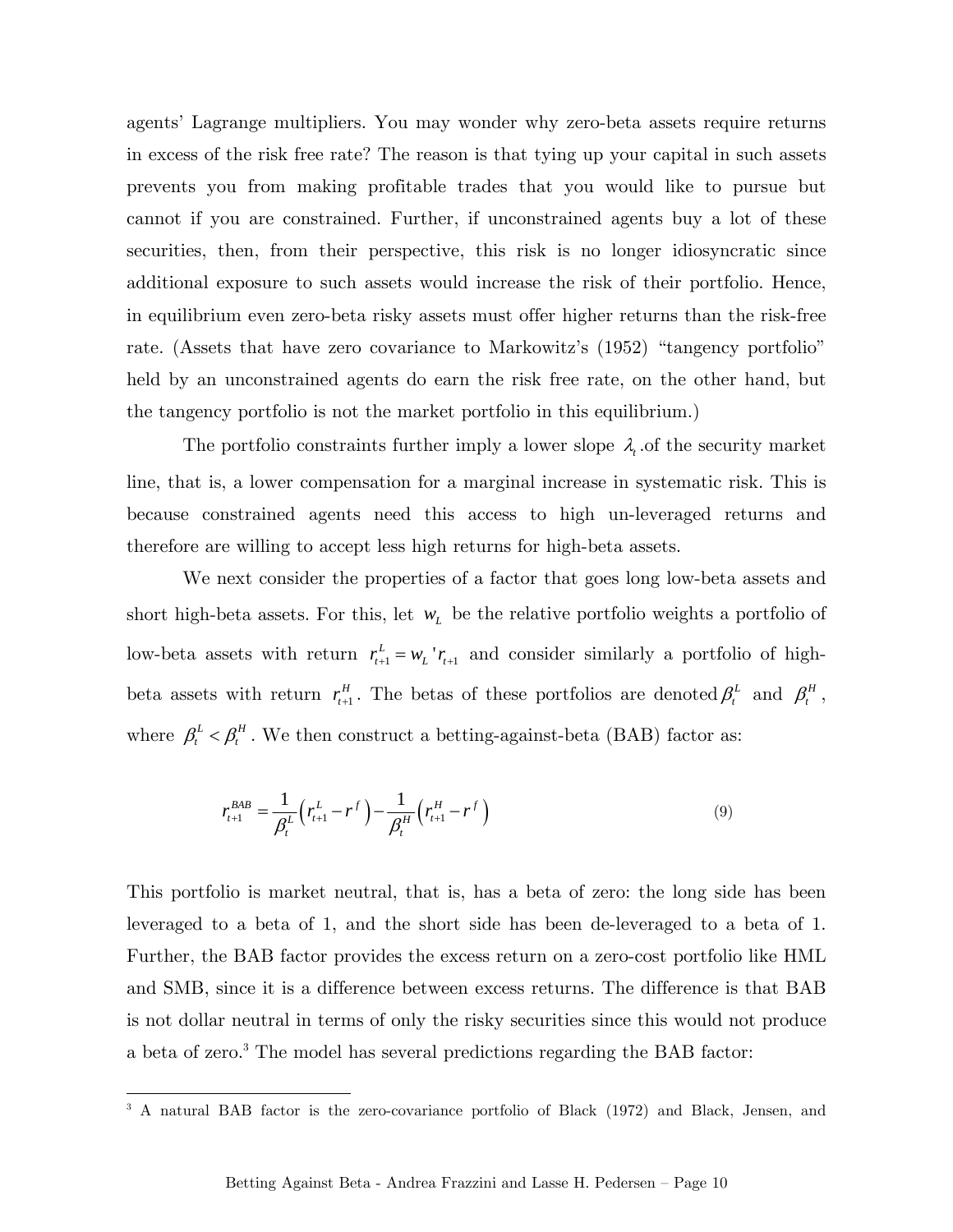agents' Lagrange multipliers. You may wonder why zero-beta assets require returns in excess of the risk free rate? The reason is that tying up your capital in such assets prevents you from making profitable trades that you would like to pursue but cannot if you are constrained. Further, if unconstrained agents buy a lot of these securities, then, from their perspective, this risk is no longer idiosyncratic since additional exposure to such assets would increase the risk of their portfolio. Hence, in equilibrium even zero-beta risky assets must offer higher returns than the risk-free rate. (Assets that have zero covariance to Markowitz's (1952) "tangency portfolio" held by an unconstrained agents do earn the risk free rate, on the other hand, but the tangency portfolio is not the market portfolio in this equilibrium.)

The portfolio constraints further imply a lower slope $\lambda_t$ .of the security market line, that is, a lower compensation for a marginal increase in systematic risk. This is because constrained agents need this access to high un-leveraged returns and therefore are willing to accept less high returns for high-beta assets.

We next consider the properties of a factor that goes long low-beta assets and short high-beta assets. For this, let $w_L$ be the relative portfolio weights a portfolio of low-beta assets with return $r_{t+1}^L = w_L' r_{t+1}$ and consider similarly a portfolio of high-beta assets with return $r_{t+1}^H$. The betas of these portfolios are denoted $\beta_t^L$ and $\beta_t^H$, where $\beta_t^L < \beta_t^H$. We then construct a betting-against-beta (BAB) factor as:

$$r_{t+1}^{BAB} = \frac{1}{\beta_t^L}\left(r_{t+1}^L - r^f\right) - \frac{1}{\beta_t^H}\left(r_{t+1}^H - r^f\right) \tag{9}$$

This portfolio is market neutral, that is, has a beta of zero: the long side has been leveraged to a beta of 1, and the short side has been de-leveraged to a beta of 1. Further, the BAB factor provides the excess return on a zero-cost portfolio like HML and SMB, since it is a difference between excess returns. The difference is that BAB is not dollar neutral in terms of only the risky securities since this would not produce a beta of zero.[3] The model has several predictions regarding the BAB factor:

[3] A natural BAB factor is the zero-covariance portfolio of Black (1972) and Black, Jensen, and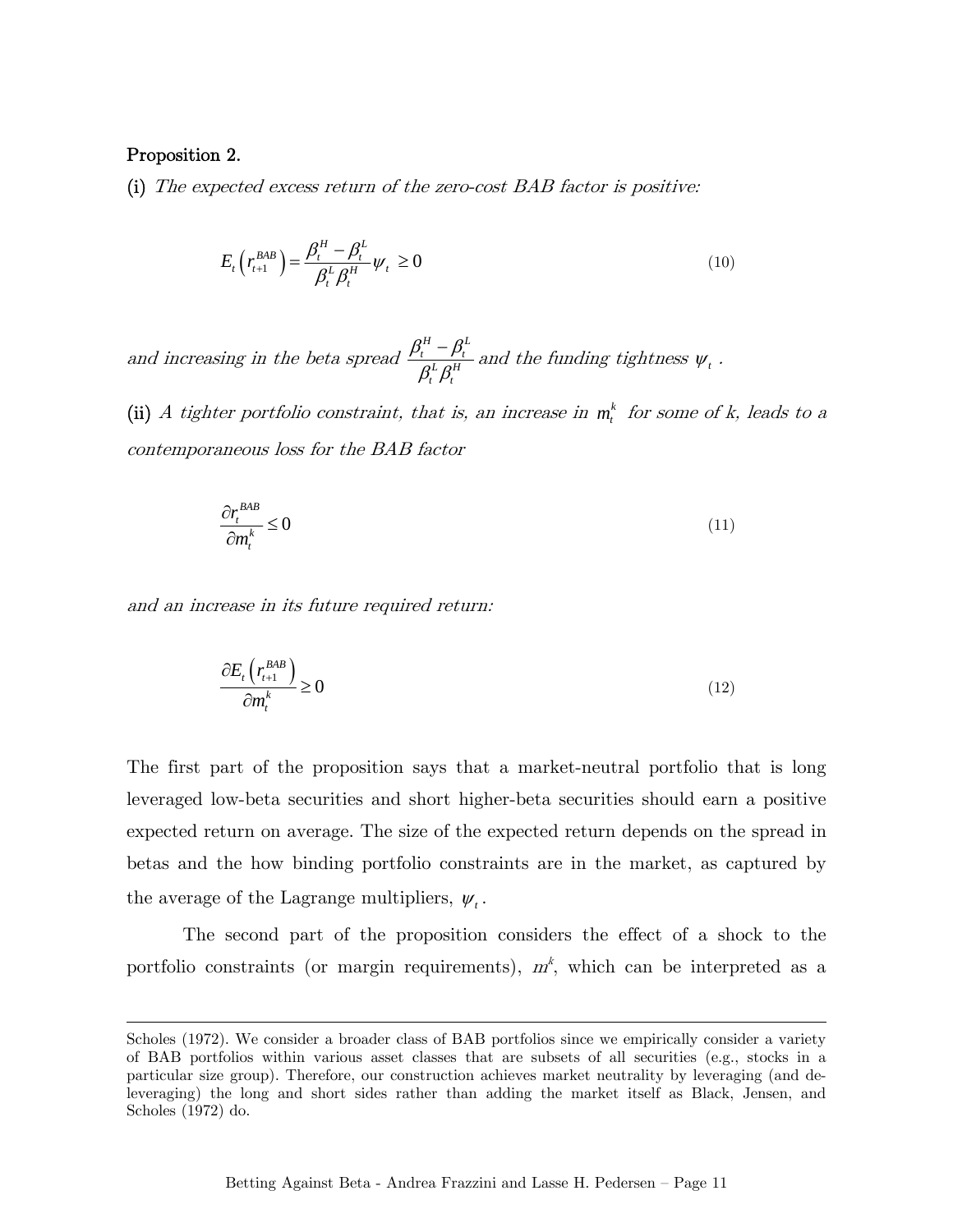**Proposition 2.**

(i) *The expected excess return of the zero-cost BAB factor is positive:*

$$E_t\left(r_{t+1}^{BAB}\right)=\frac{\beta_t^H-\beta_t^L}{\beta_t^L\beta_t^H}\psi_t \geq 0 \tag{10}$$

*and increasing in the beta spread* $\frac{\beta_t^H-\beta_t^L}{\beta_t^L\beta_t^H}$ *and the funding tightness* $\psi_t$ *.*

(ii) *A tighter portfolio constraint, that is, an increase in* $m_t^k$ *for some of k, leads to a contemporaneous loss for the BAB factor*

$$\frac{\partial r_t^{BAB}}{\partial m_t^k}\leq 0 \tag{11}$$

*and an increase in its future required return:*

$$\frac{\partial E_t\left(r_{t+1}^{BAB}\right)}{\partial m_t^k}\geq 0 \tag{12}$$

The first part of the proposition says that a market-neutral portfolio that is long leveraged low-beta securities and short higher-beta securities should earn a positive expected return on average. The size of the expected return depends on the spread in betas and the how binding portfolio constraints are in the market, as captured by the average of the Lagrange multipliers, $\psi_t$.

The second part of the proposition considers the effect of a shock to the portfolio constraints (or margin requirements), $m^k$, which can be interpreted as a

Scholes (1972). We consider a broader class of BAB portfolios since we empirically consider a variety of BAB portfolios within various asset classes that are subsets of all securities (e.g., stocks in a particular size group). Therefore, our construction achieves market neutrality by leveraging (and de-leveraging) the long and short sides rather than adding the market itself as Black, Jensen, and Scholes (1972) do.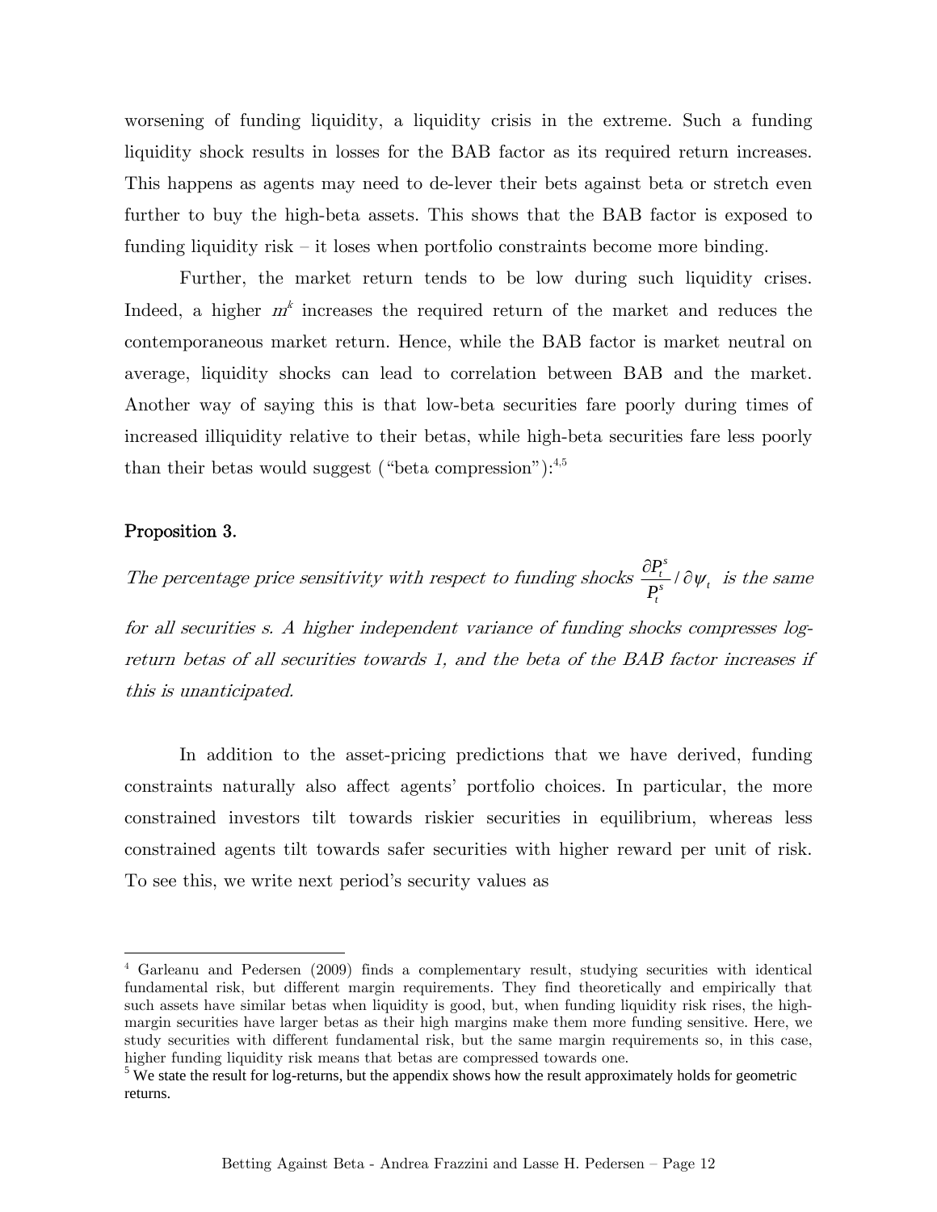worsening of funding liquidity, a liquidity crisis in the extreme. Such a funding liquidity shock results in losses for the BAB factor as its required return increases. This happens as agents may need to de-lever their bets against beta or stretch even further to buy the high-beta assets. This shows that the BAB factor is exposed to funding liquidity risk – it loses when portfolio constraints become more binding.

Further, the market return tends to be low during such liquidity crises. Indeed, a higher $m^k$ increases the required return of the market and reduces the contemporaneous market return. Hence, while the BAB factor is market neutral on average, liquidity shocks can lead to correlation between BAB and the market. Another way of saying this is that low-beta securities fare poorly during times of increased illiquidity relative to their betas, while high-beta securities fare less poorly than their betas would suggest ("beta compression"):[4,5]

**Proposition 3.**

*The percentage price sensitivity with respect to funding shocks* $\frac{\partial P_t^s}{P_t^s} / \partial \psi_t$ *is the same for all securities s. A higher independent variance of funding shocks compresses log-return betas of all securities towards 1, and the beta of the BAB factor increases if this is unanticipated.*

In addition to the asset-pricing predictions that we have derived, funding constraints naturally also affect agents' portfolio choices. In particular, the more constrained investors tilt towards riskier securities in equilibrium, whereas less constrained agents tilt towards safer securities with higher reward per unit of risk. To see this, we write next period's security values as

---

[4] Garleanu and Pedersen (2009) finds a complementary result, studying securities with identical fundamental risk, but different margin requirements. They find theoretically and empirically that such assets have similar betas when liquidity is good, but, when funding liquidity risk rises, the high-margin securities have larger betas as their high margins make them more funding sensitive. Here, we study securities with different fundamental risk, but the same margin requirements so, in this case, higher funding liquidity risk means that betas are compressed towards one.

[5] We state the result for log-returns, but the appendix shows how the result approximately holds for geometric returns.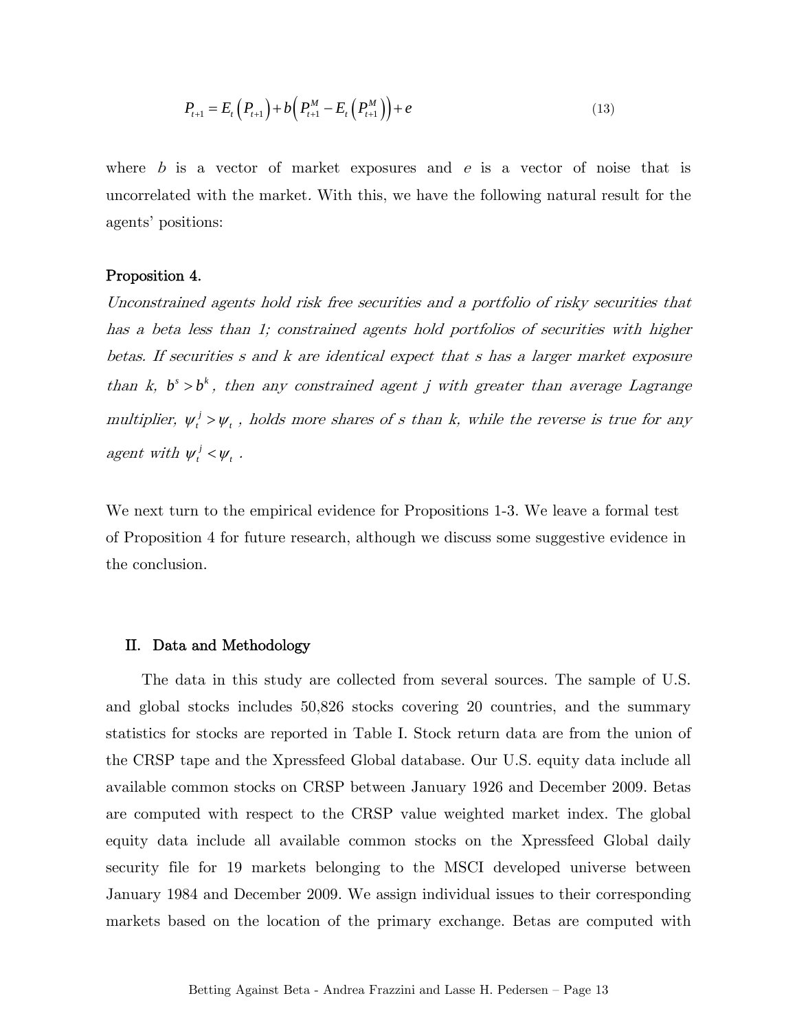$$P_{t+1} = E_t\left(P_{t+1}\right) + b\left(P_{t+1}^M - E_t\left(P_{t+1}^M\right)\right) + e \tag{13}$$

where $b$ is a vector of market exposures and $e$ is a vector of noise that is uncorrelated with the market. With this, we have the following natural result for the agents' positions:

**Proposition 4.**

*Unconstrained agents hold risk free securities and a portfolio of risky securities that has a beta less than 1; constrained agents hold portfolios of securities with higher betas. If securities s and k are identical expect that s has a larger market exposure than k, $b^s > b^k$, then any constrained agent j with greater than average Lagrange multiplier, $\psi_t^j > \psi_t$, holds more shares of s than k, while the reverse is true for any agent with $\psi_t^j < \psi_t$.*

We next turn to the empirical evidence for Propositions 1-3. We leave a formal test of Proposition 4 for future research, although we discuss some suggestive evidence in the conclusion.

## II. Data and Methodology

The data in this study are collected from several sources. The sample of U.S. and global stocks includes 50,826 stocks covering 20 countries, and the summary statistics for stocks are reported in Table I. Stock return data are from the union of the CRSP tape and the Xpressfeed Global database. Our U.S. equity data include all available common stocks on CRSP between January 1926 and December 2009. Betas are computed with respect to the CRSP value weighted market index. The global equity data include all available common stocks on the Xpressfeed Global daily security file for 19 markets belonging to the MSCI developed universe between January 1984 and December 2009. We assign individual issues to their corresponding markets based on the location of the primary exchange. Betas are computed with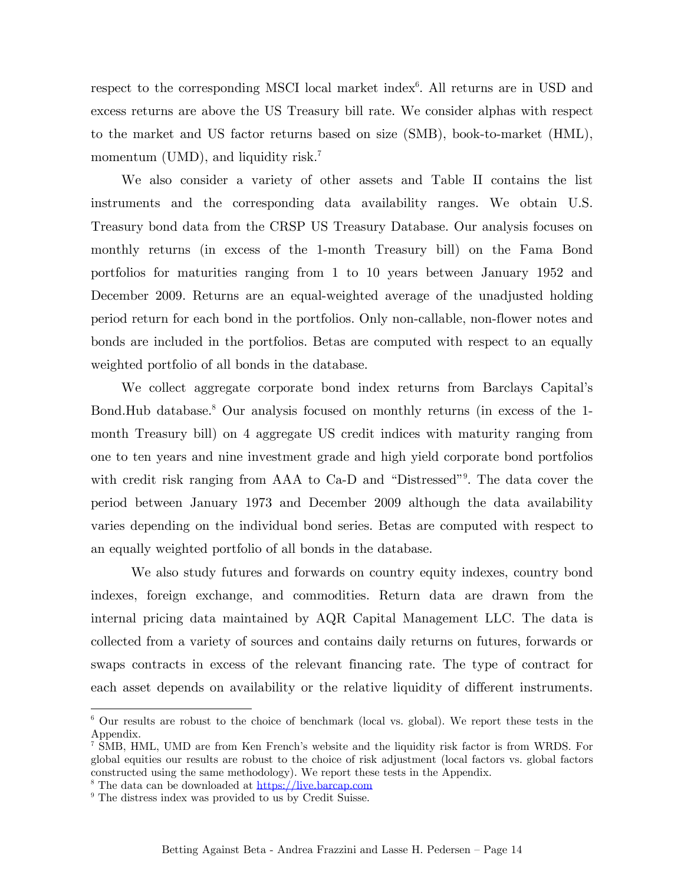respect to the corresponding MSCI local market index[6]. All returns are in USD and excess returns are above the US Treasury bill rate. We consider alphas with respect to the market and US factor returns based on size (SMB), book-to-market (HML), momentum (UMD), and liquidity risk.[7]

We also consider a variety of other assets and Table II contains the list instruments and the corresponding data availability ranges. We obtain U.S. Treasury bond data from the CRSP US Treasury Database. Our analysis focuses on monthly returns (in excess of the 1-month Treasury bill) on the Fama Bond portfolios for maturities ranging from 1 to 10 years between January 1952 and December 2009. Returns are an equal-weighted average of the unadjusted holding period return for each bond in the portfolios. Only non-callable, non-flower notes and bonds are included in the portfolios. Betas are computed with respect to an equally weighted portfolio of all bonds in the database.

We collect aggregate corporate bond index returns from Barclays Capital's Bond.Hub database.[8] Our analysis focused on monthly returns (in excess of the 1-month Treasury bill) on 4 aggregate US credit indices with maturity ranging from one to ten years and nine investment grade and high yield corporate bond portfolios with credit risk ranging from AAA to Ca-D and "Distressed"[9]. The data cover the period between January 1973 and December 2009 although the data availability varies depending on the individual bond series. Betas are computed with respect to an equally weighted portfolio of all bonds in the database.

We also study futures and forwards on country equity indexes, country bond indexes, foreign exchange, and commodities. Return data are drawn from the internal pricing data maintained by AQR Capital Management LLC. The data is collected from a variety of sources and contains daily returns on futures, forwards or swaps contracts in excess of the relevant financing rate. The type of contract for each asset depends on availability or the relative liquidity of different instruments.

---

[6] Our results are robust to the choice of benchmark (local vs. global). We report these tests in the Appendix.

[7] SMB, HML, UMD are from Ken French's website and the liquidity risk factor is from WRDS. For global equities our results are robust to the choice of risk adjustment (local factors vs. global factors constructed using the same methodology). We report these tests in the Appendix.

[8] The data can be downloaded at https://live.barcap.com

[9] The distress index was provided to us by Credit Suisse.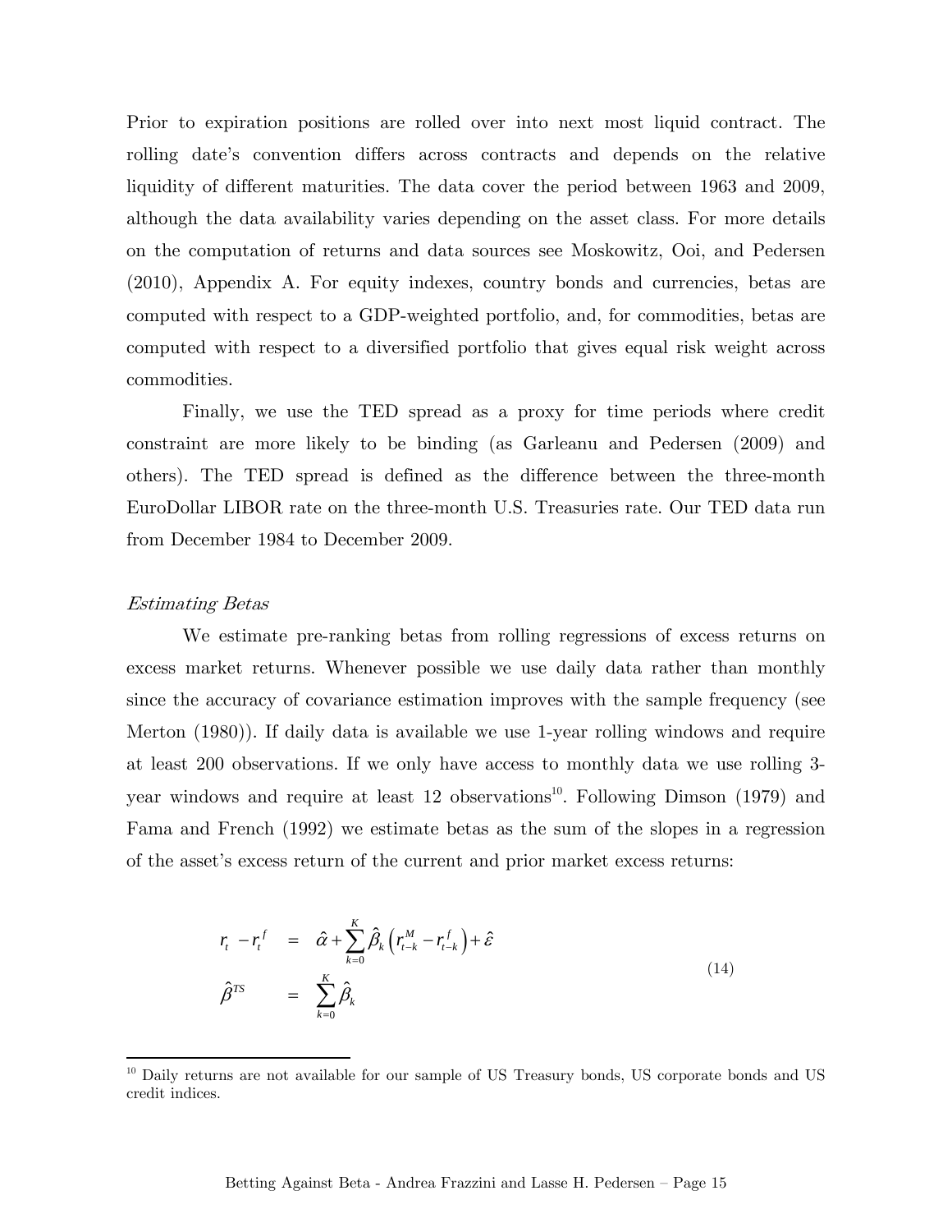Prior to expiration positions are rolled over into next most liquid contract. The rolling date's convention differs across contracts and depends on the relative liquidity of different maturities. The data cover the period between 1963 and 2009, although the data availability varies depending on the asset class. For more details on the computation of returns and data sources see Moskowitz, Ooi, and Pedersen (2010), Appendix A. For equity indexes, country bonds and currencies, betas are computed with respect to a GDP-weighted portfolio, and, for commodities, betas are computed with respect to a diversified portfolio that gives equal risk weight across commodities.

Finally, we use the TED spread as a proxy for time periods where credit constraint are more likely to be binding (as Garleanu and Pedersen (2009) and others). The TED spread is defined as the difference between the three-month EuroDollar LIBOR rate on the three-month U.S. Treasuries rate. Our TED data run from December 1984 to December 2009.

*Estimating Betas*

We estimate pre-ranking betas from rolling regressions of excess returns on excess market returns. Whenever possible we use daily data rather than monthly since the accuracy of covariance estimation improves with the sample frequency (see Merton (1980)). If daily data is available we use 1-year rolling windows and require at least 200 observations. If we only have access to monthly data we use rolling 3-year windows and require at least 12 observations[10]. Following Dimson (1979) and Fama and French (1992) we estimate betas as the sum of the slopes in a regression of the asset's excess return of the current and prior market excess returns:

$$
\begin{aligned}
r_t - r_t^f &= \hat{\alpha} + \sum_{k=0}^{K} \hat{\beta}_k \left( r_{t-k}^M - r_{t-k}^f \right) + \hat{\varepsilon} \\
\hat{\beta}^{TS} &= \sum_{k=0}^{K} \hat{\beta}_k
\end{aligned}
\tag{14}
$$

[10] Daily returns are not available for our sample of US Treasury bonds, US corporate bonds and US credit indices.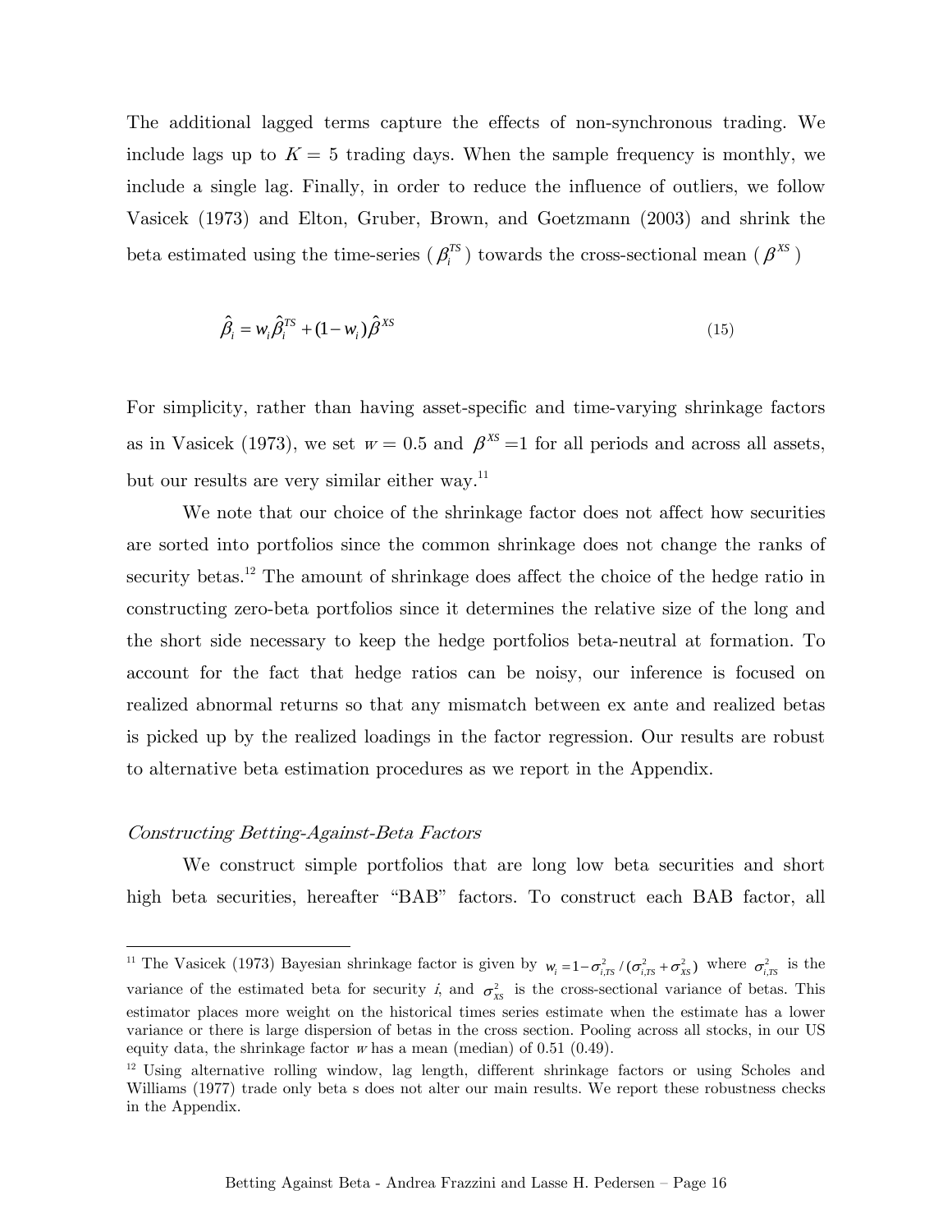The additional lagged terms capture the effects of non-synchronous trading. We include lags up to $K = 5$ trading days. When the sample frequency is monthly, we include a single lag. Finally, in order to reduce the influence of outliers, we follow Vasicek (1973) and Elton, Gruber, Brown, and Goetzmann (2003) and shrink the beta estimated using the time-series ( $\beta_i^{TS}$ ) towards the cross-sectional mean ( $\beta^{XS}$ )

$$\hat{\beta}_i = w_i \hat{\beta}_i^{TS} + (1 - w_i) \hat{\beta}^{XS} \tag{15}$$

For simplicity, rather than having asset-specific and time-varying shrinkage factors as in Vasicek (1973), we set $w = 0.5$ and $\beta^{XS} = 1$ for all periods and across all assets, but our results are very similar either way.[11]

We note that our choice of the shrinkage factor does not affect how securities are sorted into portfolios since the common shrinkage does not change the ranks of security betas.[12] The amount of shrinkage does affect the choice of the hedge ratio in constructing zero-beta portfolios since it determines the relative size of the long and the short side necessary to keep the hedge portfolios beta-neutral at formation. To account for the fact that hedge ratios can be noisy, our inference is focused on realized abnormal returns so that any mismatch between ex ante and realized betas is picked up by the realized loadings in the factor regression. Our results are robust to alternative beta estimation procedures as we report in the Appendix.

*Constructing Betting-Against-Beta Factors*

We construct simple portfolios that are long low beta securities and short high beta securities, hereafter "BAB" factors. To construct each BAB factor, all

---

[11] The Vasicek (1973) Bayesian shrinkage factor is given by $w_i = 1 - \sigma_{i,TS}^2 / (\sigma_{i,TS}^2 + \sigma_{XS}^2)$ where $\sigma_{i,TS}^2$ is the variance of the estimated beta for security *i*, and $\sigma_{XS}^2$ is the cross-sectional variance of betas. This estimator places more weight on the historical times series estimate when the estimate has a lower variance or there is large dispersion of betas in the cross section. Pooling across all stocks, in our US equity data, the shrinkage factor *w* has a mean (median) of 0.51 (0.49).

[12] Using alternative rolling window, lag length, different shrinkage factors or using Scholes and Williams (1977) trade only beta s does not alter our main results. We report these robustness checks in the Appendix.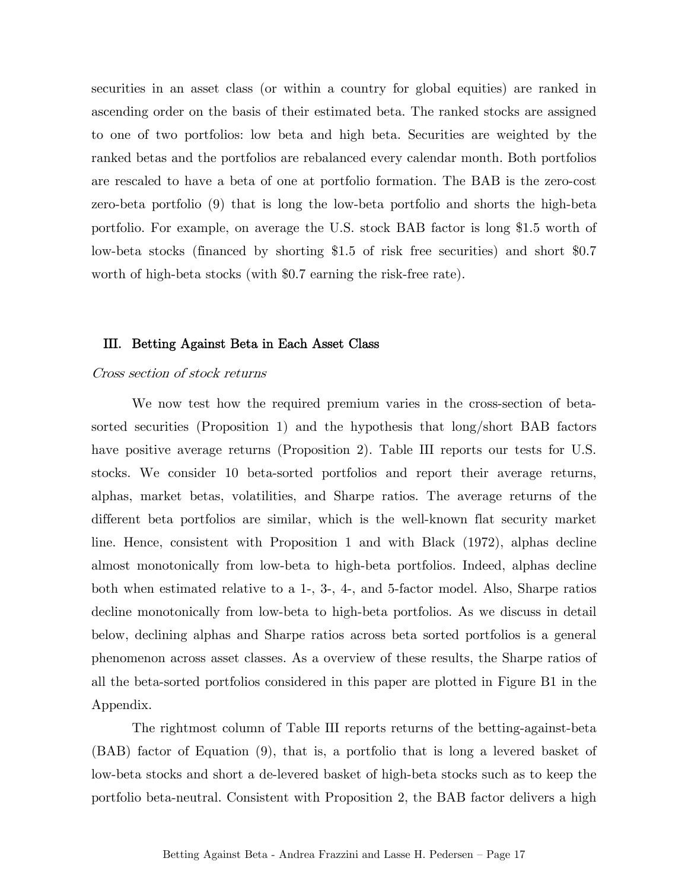securities in an asset class (or within a country for global equities) are ranked in ascending order on the basis of their estimated beta. The ranked stocks are assigned to one of two portfolios: low beta and high beta. Securities are weighted by the ranked betas and the portfolios are rebalanced every calendar month. Both portfolios are rescaled to have a beta of one at portfolio formation. The BAB is the zero-cost zero-beta portfolio (9) that is long the low-beta portfolio and shorts the high-beta portfolio. For example, on average the U.S. stock BAB factor is long $1.5 worth of low-beta stocks (financed by shorting $1.5 of risk free securities) and short $0.7 worth of high-beta stocks (with $0.7 earning the risk-free rate).

## III. Betting Against Beta in Each Asset Class

*Cross section of stock returns*

We now test how the required premium varies in the cross-section of beta-sorted securities (Proposition 1) and the hypothesis that long/short BAB factors have positive average returns (Proposition 2). Table III reports our tests for U.S. stocks. We consider 10 beta-sorted portfolios and report their average returns, alphas, market betas, volatilities, and Sharpe ratios. The average returns of the different beta portfolios are similar, which is the well-known flat security market line. Hence, consistent with Proposition 1 and with Black (1972), alphas decline almost monotonically from low-beta to high-beta portfolios. Indeed, alphas decline both when estimated relative to a 1-, 3-, 4-, and 5-factor model. Also, Sharpe ratios decline monotonically from low-beta to high-beta portfolios. As we discuss in detail below, declining alphas and Sharpe ratios across beta sorted portfolios is a general phenomenon across asset classes. As a overview of these results, the Sharpe ratios of all the beta-sorted portfolios considered in this paper are plotted in Figure B1 in the Appendix.

The rightmost column of Table III reports returns of the betting-against-beta (BAB) factor of Equation (9), that is, a portfolio that is long a levered basket of low-beta stocks and short a de-levered basket of high-beta stocks such as to keep the portfolio beta-neutral. Consistent with Proposition 2, the BAB factor delivers a high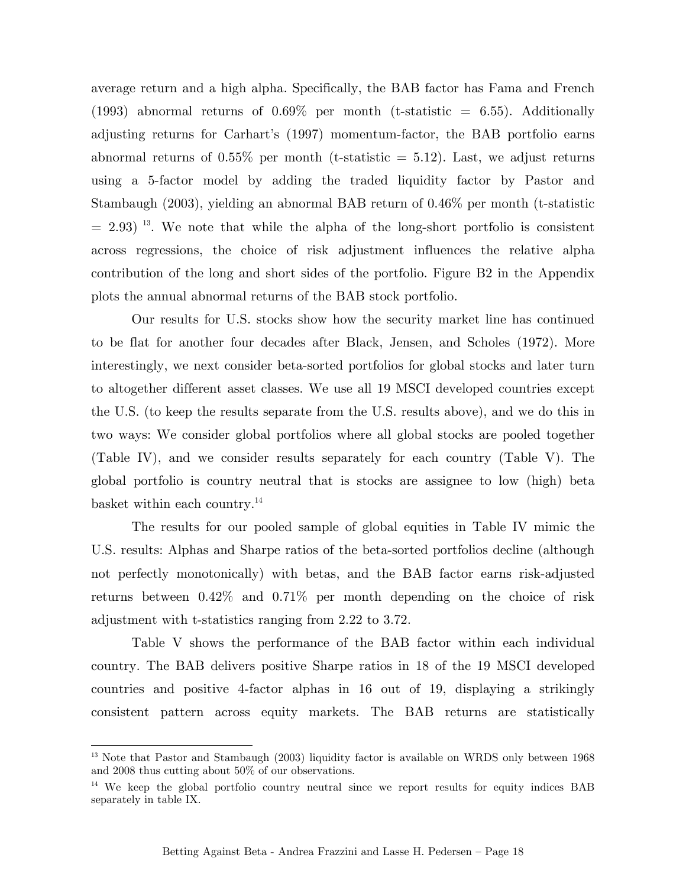average return and a high alpha. Specifically, the BAB factor has Fama and French (1993) abnormal returns of 0.69% per month (t-statistic = 6.55). Additionally adjusting returns for Carhart's (1997) momentum-factor, the BAB portfolio earns abnormal returns of 0.55% per month (t-statistic = 5.12). Last, we adjust returns using a 5-factor model by adding the traded liquidity factor by Pastor and Stambaugh (2003), yielding an abnormal BAB return of 0.46% per month (t-statistic = 2.93) [13]. We note that while the alpha of the long-short portfolio is consistent across regressions, the choice of risk adjustment influences the relative alpha contribution of the long and short sides of the portfolio. Figure B2 in the Appendix plots the annual abnormal returns of the BAB stock portfolio.

Our results for U.S. stocks show how the security market line has continued to be flat for another four decades after Black, Jensen, and Scholes (1972). More interestingly, we next consider beta-sorted portfolios for global stocks and later turn to altogether different asset classes. We use all 19 MSCI developed countries except the U.S. (to keep the results separate from the U.S. results above), and we do this in two ways: We consider global portfolios where all global stocks are pooled together (Table IV), and we consider results separately for each country (Table V). The global portfolio is country neutral that is stocks are assignee to low (high) beta basket within each country.[14]

The results for our pooled sample of global equities in Table IV mimic the U.S. results: Alphas and Sharpe ratios of the beta-sorted portfolios decline (although not perfectly monotonically) with betas, and the BAB factor earns risk-adjusted returns between 0.42% and 0.71% per month depending on the choice of risk adjustment with t-statistics ranging from 2.22 to 3.72.

Table V shows the performance of the BAB factor within each individual country. The BAB delivers positive Sharpe ratios in 18 of the 19 MSCI developed countries and positive 4-factor alphas in 16 out of 19, displaying a strikingly consistent pattern across equity markets. The BAB returns are statistically

---

[13] Note that Pastor and Stambaugh (2003) liquidity factor is available on WRDS only between 1968 and 2008 thus cutting about 50% of our observations.

[14] We keep the global portfolio country neutral since we report results for equity indices BAB separately in table IX.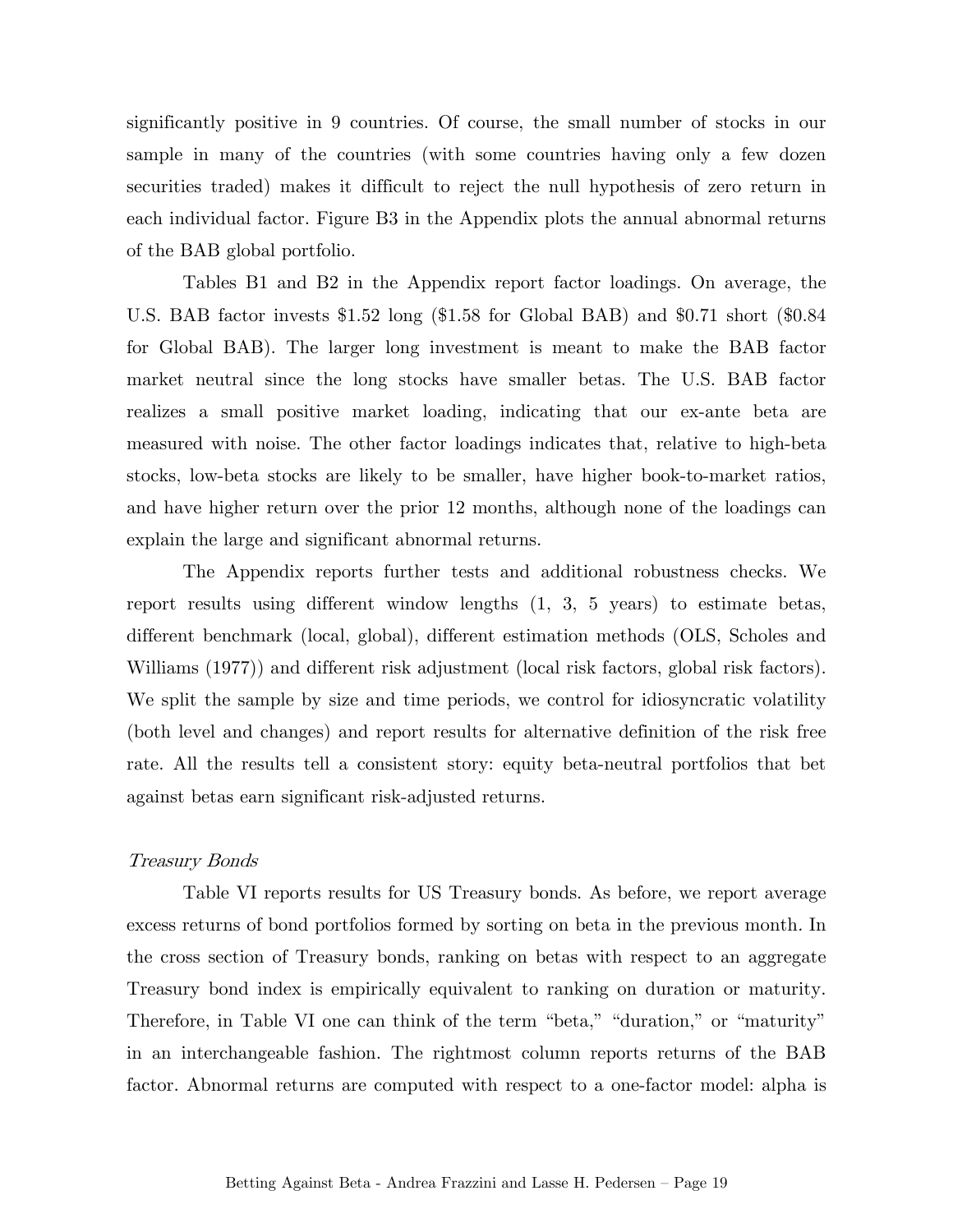significantly positive in 9 countries. Of course, the small number of stocks in our sample in many of the countries (with some countries having only a few dozen securities traded) makes it difficult to reject the null hypothesis of zero return in each individual factor. Figure B3 in the Appendix plots the annual abnormal returns of the BAB global portfolio.

Tables B1 and B2 in the Appendix report factor loadings. On average, the U.S. BAB factor invests $1.52 long ($1.58 for Global BAB) and $0.71 short ($0.84 for Global BAB). The larger long investment is meant to make the BAB factor market neutral since the long stocks have smaller betas. The U.S. BAB factor realizes a small positive market loading, indicating that our ex-ante beta are measured with noise. The other factor loadings indicates that, relative to high-beta stocks, low-beta stocks are likely to be smaller, have higher book-to-market ratios, and have higher return over the prior 12 months, although none of the loadings can explain the large and significant abnormal returns.

The Appendix reports further tests and additional robustness checks. We report results using different window lengths (1, 3, 5 years) to estimate betas, different benchmark (local, global), different estimation methods (OLS, Scholes and Williams (1977)) and different risk adjustment (local risk factors, global risk factors). We split the sample by size and time periods, we control for idiosyncratic volatility (both level and changes) and report results for alternative definition of the risk free rate. All the results tell a consistent story: equity beta-neutral portfolios that bet against betas earn significant risk-adjusted returns.

*Treasury Bonds*

Table VI reports results for US Treasury bonds. As before, we report average excess returns of bond portfolios formed by sorting on beta in the previous month. In the cross section of Treasury bonds, ranking on betas with respect to an aggregate Treasury bond index is empirically equivalent to ranking on duration or maturity. Therefore, in Table VI one can think of the term "beta," "duration," or "maturity" in an interchangeable fashion. The rightmost column reports returns of the BAB factor. Abnormal returns are computed with respect to a one-factor model: alpha is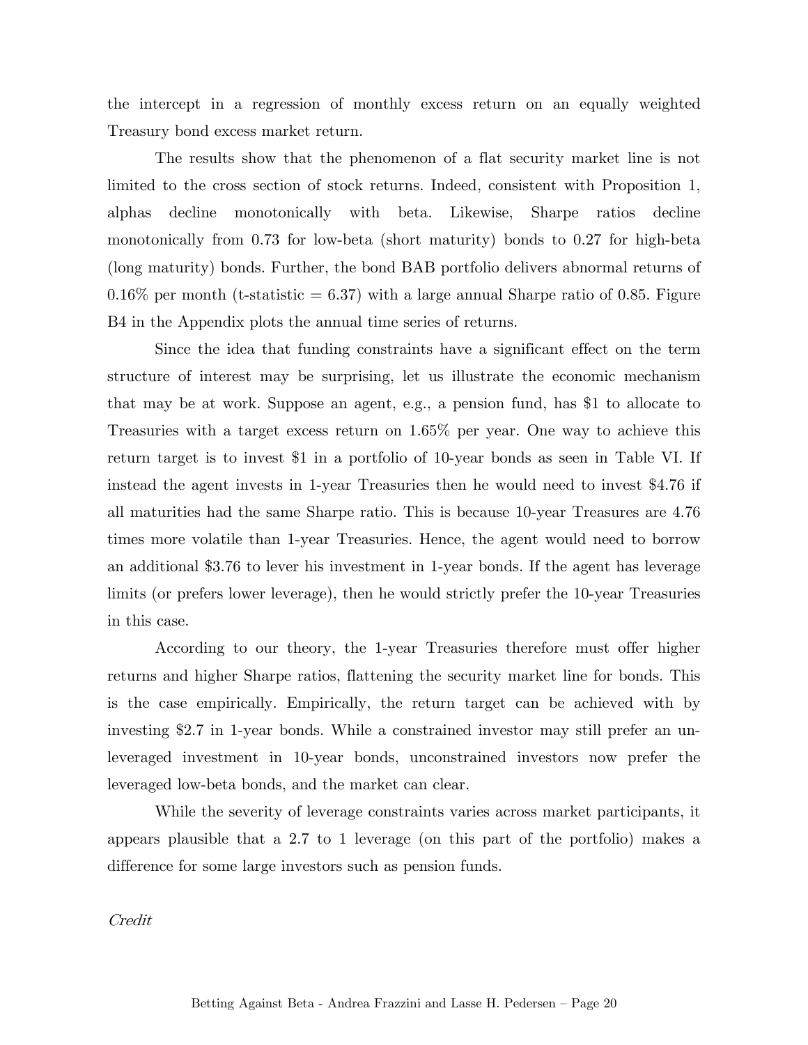the intercept in a regression of monthly excess return on an equally weighted Treasury bond excess market return.

The results show that the phenomenon of a flat security market line is not limited to the cross section of stock returns. Indeed, consistent with Proposition 1, alphas decline monotonically with beta. Likewise, Sharpe ratios decline monotonically from 0.73 for low-beta (short maturity) bonds to 0.27 for high-beta (long maturity) bonds. Further, the bond BAB portfolio delivers abnormal returns of 0.16% per month (t-statistic = 6.37) with a large annual Sharpe ratio of 0.85. Figure B4 in the Appendix plots the annual time series of returns.

Since the idea that funding constraints have a significant effect on the term structure of interest may be surprising, let us illustrate the economic mechanism that may be at work. Suppose an agent, e.g., a pension fund, has $1 to allocate to Treasuries with a target excess return on 1.65% per year. One way to achieve this return target is to invest $1 in a portfolio of 10-year bonds as seen in Table VI. If instead the agent invests in 1-year Treasuries then he would need to invest $4.76 if all maturities had the same Sharpe ratio. This is because 10-year Treasures are 4.76 times more volatile than 1-year Treasuries. Hence, the agent would need to borrow an additional $3.76 to lever his investment in 1-year bonds. If the agent has leverage limits (or prefers lower leverage), then he would strictly prefer the 10-year Treasuries in this case.

According to our theory, the 1-year Treasuries therefore must offer higher returns and higher Sharpe ratios, flattening the security market line for bonds. This is the case empirically. Empirically, the return target can be achieved with by investing $2.7 in 1-year bonds. While a constrained investor may still prefer an un-leveraged investment in 10-year bonds, unconstrained investors now prefer the leveraged low-beta bonds, and the market can clear.

While the severity of leverage constraints varies across market participants, it appears plausible that a 2.7 to 1 leverage (on this part of the portfolio) makes a difference for some large investors such as pension funds.

*Credit*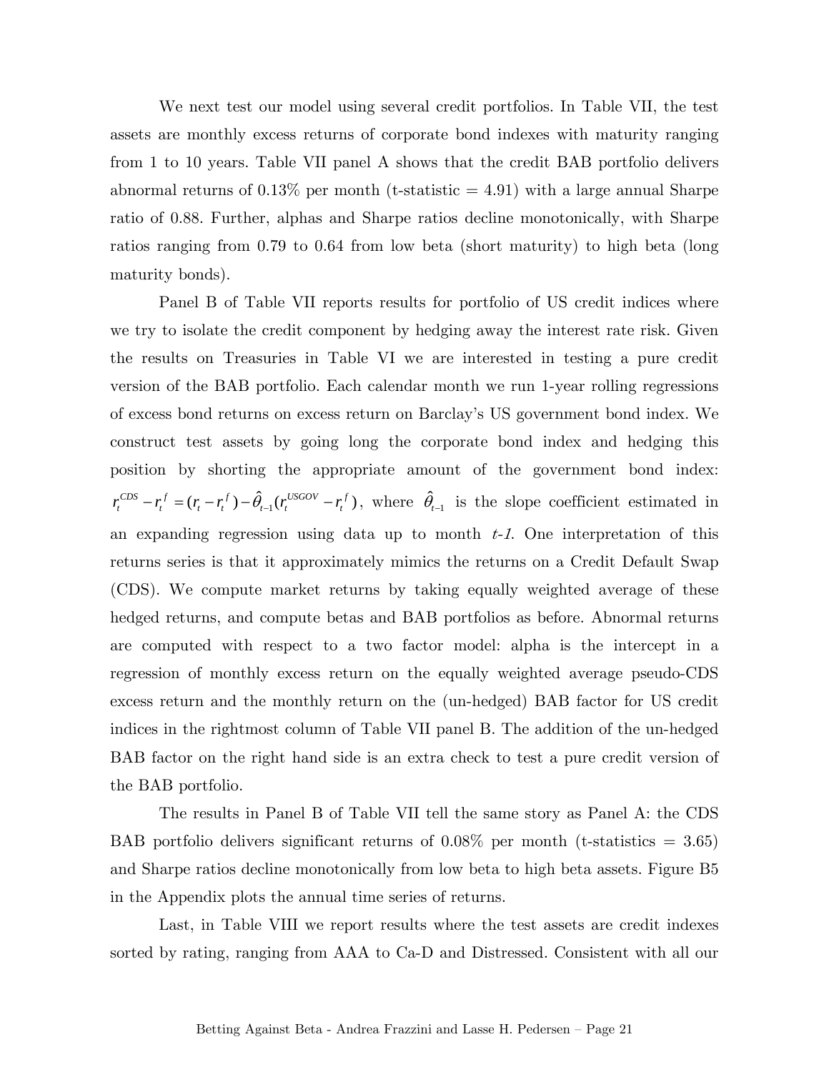We next test our model using several credit portfolios. In Table VII, the test assets are monthly excess returns of corporate bond indexes with maturity ranging from 1 to 10 years. Table VII panel A shows that the credit BAB portfolio delivers abnormal returns of 0.13% per month (t-statistic = 4.91) with a large annual Sharpe ratio of 0.88. Further, alphas and Sharpe ratios decline monotonically, with Sharpe ratios ranging from 0.79 to 0.64 from low beta (short maturity) to high beta (long maturity bonds).

Panel B of Table VII reports results for portfolio of US credit indices where we try to isolate the credit component by hedging away the interest rate risk. Given the results on Treasuries in Table VI we are interested in testing a pure credit version of the BAB portfolio. Each calendar month we run 1-year rolling regressions of excess bond returns on excess return on Barclay's US government bond index. We construct test assets by going long the corporate bond index and hedging this position by shorting the appropriate amount of the government bond index: $r_t^{CDS} - r_t^f = (r_t - r_t^f) - \hat{\theta}_{t-1}(r_t^{USGOV} - r_t^f)$, where $\hat{\theta}_{t-1}$ is the slope coefficient estimated in an expanding regression using data up to month *t-1*. One interpretation of this returns series is that it approximately mimics the returns on a Credit Default Swap (CDS). We compute market returns by taking equally weighted average of these hedged returns, and compute betas and BAB portfolios as before. Abnormal returns are computed with respect to a two factor model: alpha is the intercept in a regression of monthly excess return on the equally weighted average pseudo-CDS excess return and the monthly return on the (un-hedged) BAB factor for US credit indices in the rightmost column of Table VII panel B. The addition of the un-hedged BAB factor on the right hand side is an extra check to test a pure credit version of the BAB portfolio.

The results in Panel B of Table VII tell the same story as Panel A: the CDS BAB portfolio delivers significant returns of 0.08% per month (t-statistics = 3.65) and Sharpe ratios decline monotonically from low beta to high beta assets. Figure B5 in the Appendix plots the annual time series of returns.

Last, in Table VIII we report results where the test assets are credit indexes sorted by rating, ranging from AAA to Ca-D and Distressed. Consistent with all our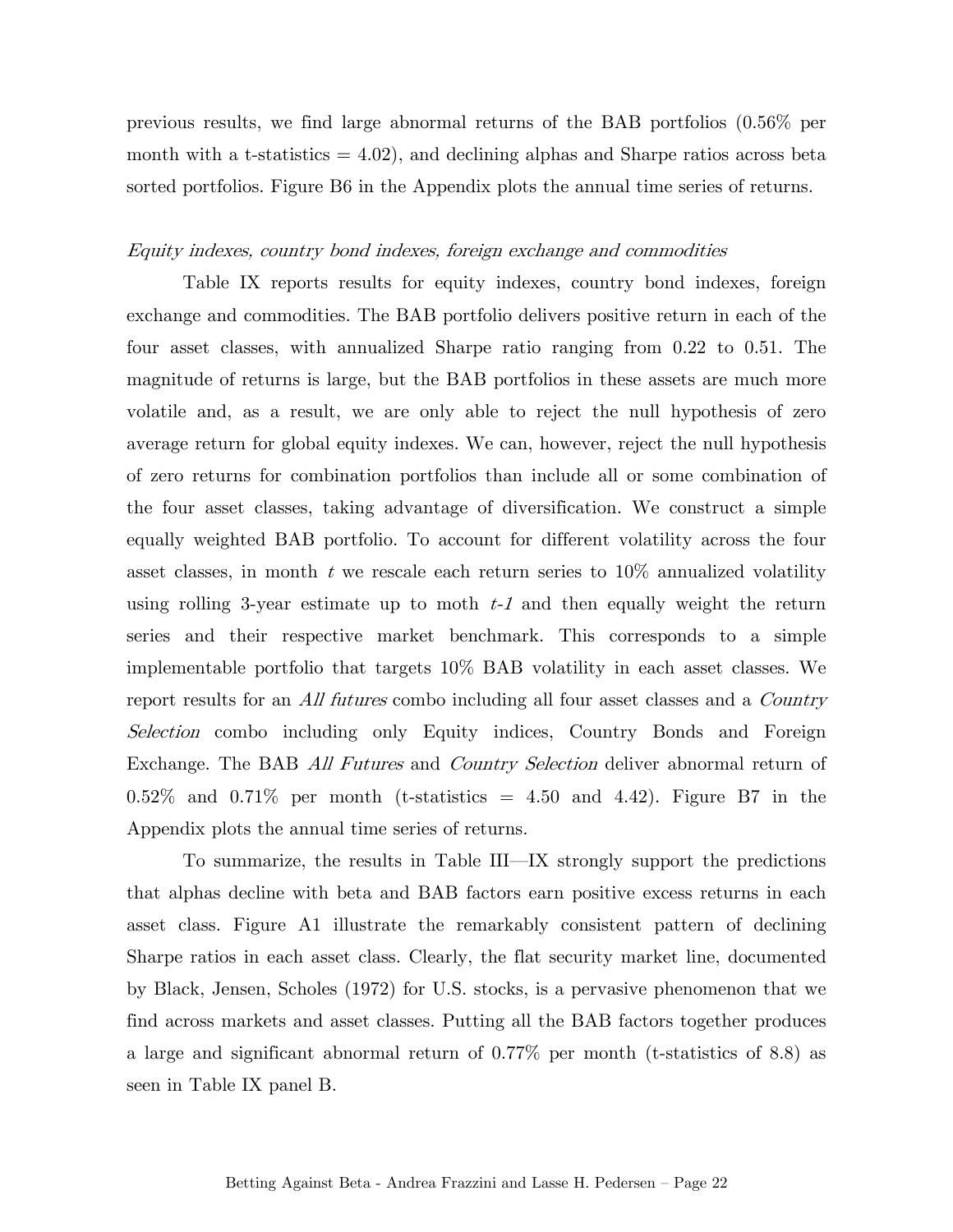previous results, we find large abnormal returns of the BAB portfolios (0.56% per month with a t-statistics = 4.02), and declining alphas and Sharpe ratios across beta sorted portfolios. Figure B6 in the Appendix plots the annual time series of returns.

*Equity indexes, country bond indexes, foreign exchange and commodities*

Table IX reports results for equity indexes, country bond indexes, foreign exchange and commodities. The BAB portfolio delivers positive return in each of the four asset classes, with annualized Sharpe ratio ranging from 0.22 to 0.51. The magnitude of returns is large, but the BAB portfolios in these assets are much more volatile and, as a result, we are only able to reject the null hypothesis of zero average return for global equity indexes. We can, however, reject the null hypothesis of zero returns for combination portfolios than include all or some combination of the four asset classes, taking advantage of diversification. We construct a simple equally weighted BAB portfolio. To account for different volatility across the four asset classes, in month $t$ we rescale each return series to 10% annualized volatility using rolling 3-year estimate up to moth $t$-$1$ and then equally weight the return series and their respective market benchmark. This corresponds to a simple implementable portfolio that targets 10% BAB volatility in each asset classes. We report results for an *All futures* combo including all four asset classes and a *Country Selection* combo including only Equity indices, Country Bonds and Foreign Exchange. The BAB *All Futures* and *Country Selection* deliver abnormal return of 0.52% and 0.71% per month (t-statistics = 4.50 and 4.42). Figure B7 in the Appendix plots the annual time series of returns.

To summarize, the results in Table III—IX strongly support the predictions that alphas decline with beta and BAB factors earn positive excess returns in each asset class. Figure A1 illustrate the remarkably consistent pattern of declining Sharpe ratios in each asset class. Clearly, the flat security market line, documented by Black, Jensen, Scholes (1972) for U.S. stocks, is a pervasive phenomenon that we find across markets and asset classes. Putting all the BAB factors together produces a large and significant abnormal return of 0.77% per month (t-statistics of 8.8) as seen in Table IX panel B.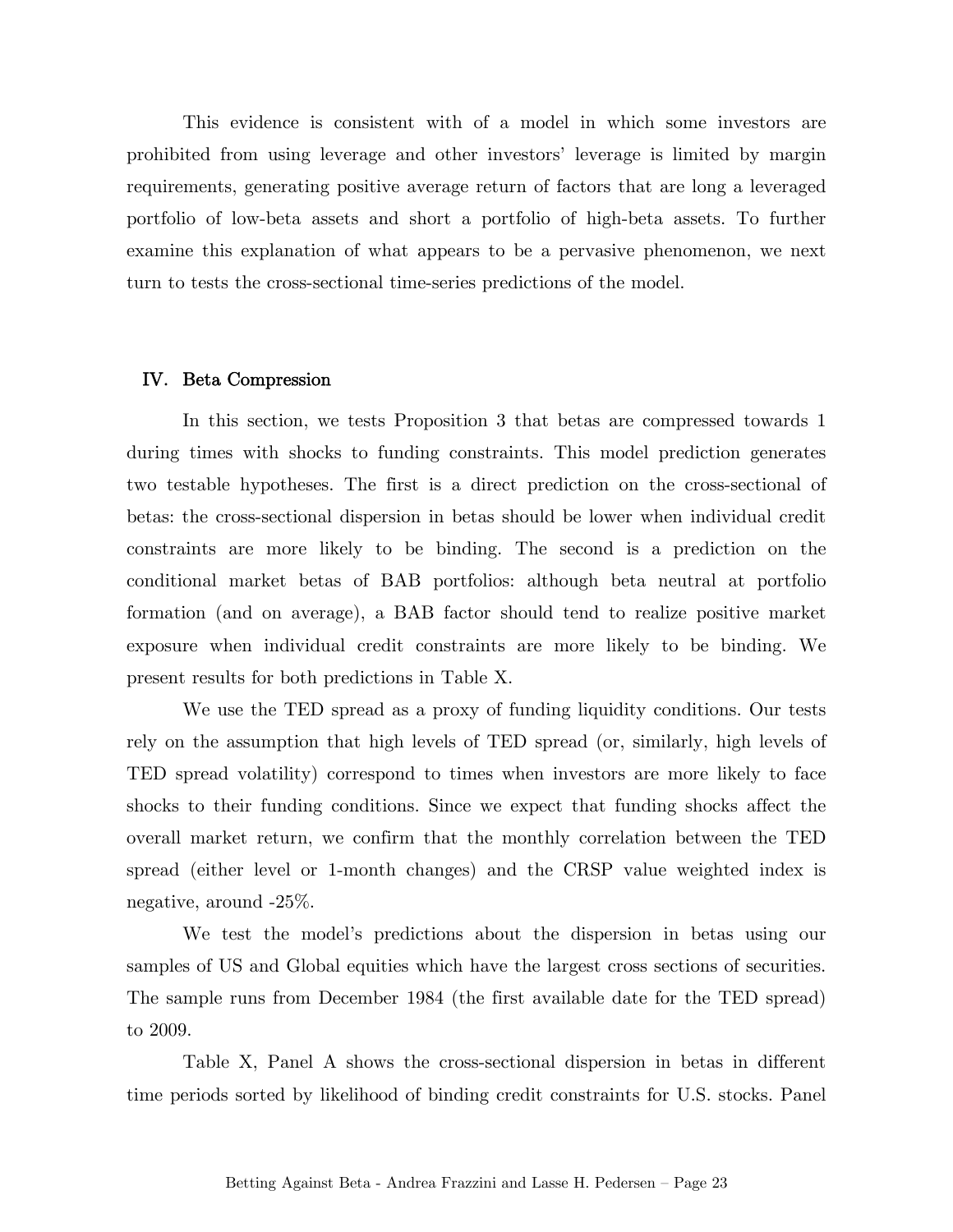This evidence is consistent with of a model in which some investors are prohibited from using leverage and other investors' leverage is limited by margin requirements, generating positive average return of factors that are long a leveraged portfolio of low-beta assets and short a portfolio of high-beta assets. To further examine this explanation of what appears to be a pervasive phenomenon, we next turn to tests the cross-sectional time-series predictions of the model.

## IV. Beta Compression

In this section, we tests Proposition 3 that betas are compressed towards 1 during times with shocks to funding constraints. This model prediction generates two testable hypotheses. The first is a direct prediction on the cross-sectional of betas: the cross-sectional dispersion in betas should be lower when individual credit constraints are more likely to be binding. The second is a prediction on the conditional market betas of BAB portfolios: although beta neutral at portfolio formation (and on average), a BAB factor should tend to realize positive market exposure when individual credit constraints are more likely to be binding. We present results for both predictions in Table X.

We use the TED spread as a proxy of funding liquidity conditions. Our tests rely on the assumption that high levels of TED spread (or, similarly, high levels of TED spread volatility) correspond to times when investors are more likely to face shocks to their funding conditions. Since we expect that funding shocks affect the overall market return, we confirm that the monthly correlation between the TED spread (either level or 1-month changes) and the CRSP value weighted index is negative, around -25%.

We test the model's predictions about the dispersion in betas using our samples of US and Global equities which have the largest cross sections of securities. The sample runs from December 1984 (the first available date for the TED spread) to 2009.

Table X, Panel A shows the cross-sectional dispersion in betas in different time periods sorted by likelihood of binding credit constraints for U.S. stocks. Panel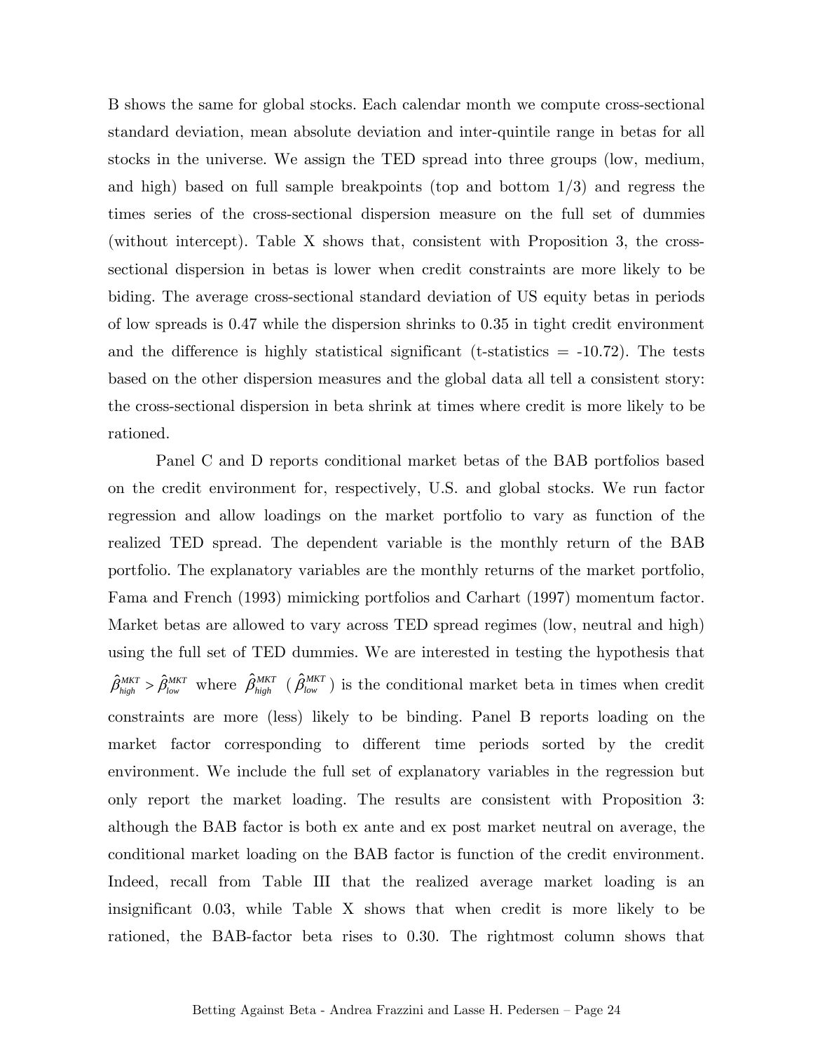B shows the same for global stocks. Each calendar month we compute cross-sectional standard deviation, mean absolute deviation and inter-quintile range in betas for all stocks in the universe. We assign the TED spread into three groups (low, medium, and high) based on full sample breakpoints (top and bottom 1/3) and regress the times series of the cross-sectional dispersion measure on the full set of dummies (without intercept). Table X shows that, consistent with Proposition 3, the cross-sectional dispersion in betas is lower when credit constraints are more likely to be biding. The average cross-sectional standard deviation of US equity betas in periods of low spreads is 0.47 while the dispersion shrinks to 0.35 in tight credit environment and the difference is highly statistical significant (t-statistics = -10.72). The tests based on the other dispersion measures and the global data all tell a consistent story: the cross-sectional dispersion in beta shrink at times where credit is more likely to be rationed.

Panel C and D reports conditional market betas of the BAB portfolios based on the credit environment for, respectively, U.S. and global stocks. We run factor regression and allow loadings on the market portfolio to vary as function of the realized TED spread. The dependent variable is the monthly return of the BAB portfolio. The explanatory variables are the monthly returns of the market portfolio, Fama and French (1993) mimicking portfolios and Carhart (1997) momentum factor. Market betas are allowed to vary across TED spread regimes (low, neutral and high) using the full set of TED dummies. We are interested in testing the hypothesis that $\hat{\beta}_{high}^{MKT} > \hat{\beta}_{low}^{MKT}$ where $\hat{\beta}_{high}^{MKT}$ ($\hat{\beta}_{low}^{MKT}$) is the conditional market beta in times when credit constraints are more (less) likely to be binding. Panel B reports loading on the market factor corresponding to different time periods sorted by the credit environment. We include the full set of explanatory variables in the regression but only report the market loading. The results are consistent with Proposition 3: although the BAB factor is both ex ante and ex post market neutral on average, the conditional market loading on the BAB factor is function of the credit environment. Indeed, recall from Table III that the realized average market loading is an insignificant 0.03, while Table X shows that when credit is more likely to be rationed, the BAB-factor beta rises to 0.30. The rightmost column shows that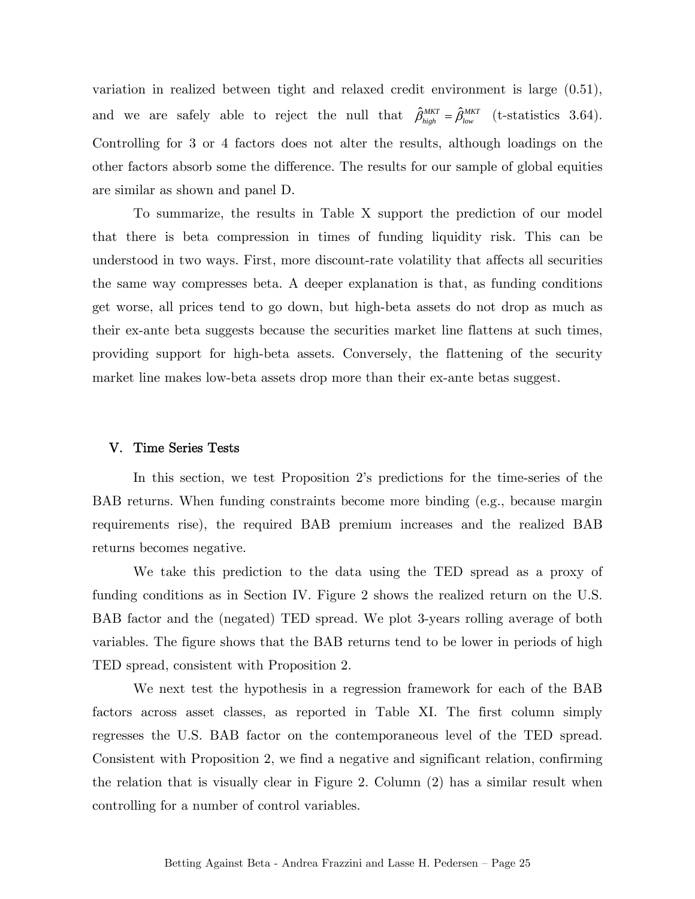variation in realized between tight and relaxed credit environment is large (0.51), and we are safely able to reject the null that $\hat{\beta}_{high}^{MKT} = \hat{\beta}_{low}^{MKT}$ (t-statistics 3.64). Controlling for 3 or 4 factors does not alter the results, although loadings on the other factors absorb some the difference. The results for our sample of global equities are similar as shown and panel D.

To summarize, the results in Table X support the prediction of our model that there is beta compression in times of funding liquidity risk. This can be understood in two ways. First, more discount-rate volatility that affects all securities the same way compresses beta. A deeper explanation is that, as funding conditions get worse, all prices tend to go down, but high-beta assets do not drop as much as their ex-ante beta suggests because the securities market line flattens at such times, providing support for high-beta assets. Conversely, the flattening of the security market line makes low-beta assets drop more than their ex-ante betas suggest.

## V. Time Series Tests

In this section, we test Proposition 2's predictions for the time-series of the BAB returns. When funding constraints become more binding (e.g., because margin requirements rise), the required BAB premium increases and the realized BAB returns becomes negative.

We take this prediction to the data using the TED spread as a proxy of funding conditions as in Section IV. Figure 2 shows the realized return on the U.S. BAB factor and the (negated) TED spread. We plot 3-years rolling average of both variables. The figure shows that the BAB returns tend to be lower in periods of high TED spread, consistent with Proposition 2.

We next test the hypothesis in a regression framework for each of the BAB factors across asset classes, as reported in Table XI. The first column simply regresses the U.S. BAB factor on the contemporaneous level of the TED spread. Consistent with Proposition 2, we find a negative and significant relation, confirming the relation that is visually clear in Figure 2. Column (2) has a similar result when controlling for a number of control variables.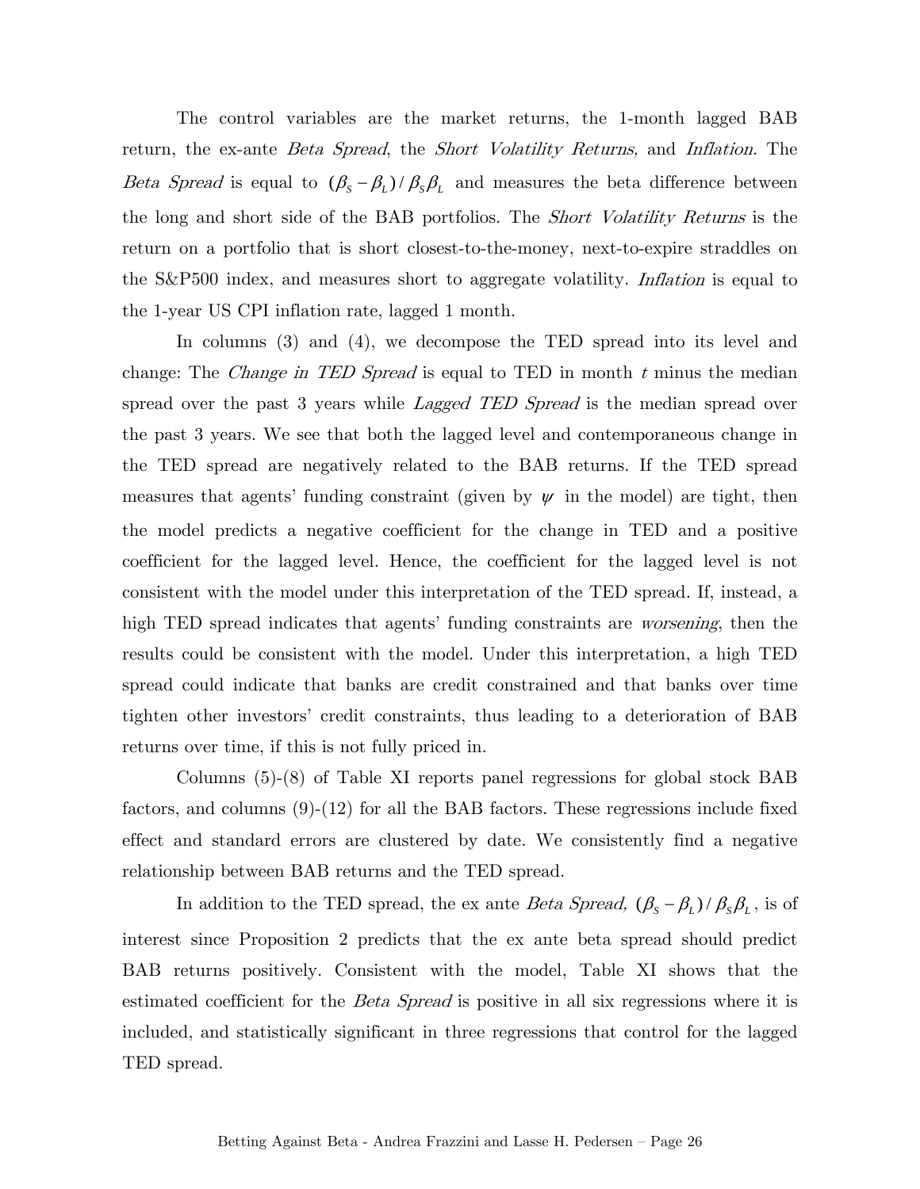The control variables are the market returns, the 1-month lagged BAB return, the ex-ante *Beta Spread*, the *Short Volatility Returns,* and *Inflation*. The *Beta Spread* is equal to $(\beta_S - \beta_L)/\beta_S\beta_L$ and measures the beta difference between the long and short side of the BAB portfolios. The *Short Volatility Returns* is the return on a portfolio that is short closest-to-the-money, next-to-expire straddles on the S&P500 index, and measures short to aggregate volatility. *Inflation* is equal to the 1-year US CPI inflation rate, lagged 1 month.

In columns (3) and (4), we decompose the TED spread into its level and change: The *Change in TED Spread* is equal to TED in month $t$ minus the median spread over the past 3 years while *Lagged TED Spread* is the median spread over the past 3 years. We see that both the lagged level and contemporaneous change in the TED spread are negatively related to the BAB returns. If the TED spread measures that agents' funding constraint (given by $\psi$ in the model) are tight, then the model predicts a negative coefficient for the change in TED and a positive coefficient for the lagged level. Hence, the coefficient for the lagged level is not consistent with the model under this interpretation of the TED spread. If, instead, a high TED spread indicates that agents' funding constraints are *worsening*, then the results could be consistent with the model. Under this interpretation, a high TED spread could indicate that banks are credit constrained and that banks over time tighten other investors' credit constraints, thus leading to a deterioration of BAB returns over time, if this is not fully priced in.

Columns (5)-(8) of Table XI reports panel regressions for global stock BAB factors, and columns (9)-(12) for all the BAB factors. These regressions include fixed effect and standard errors are clustered by date. We consistently find a negative relationship between BAB returns and the TED spread.

In addition to the TED spread, the ex ante *Beta Spread,* $(\beta_S - \beta_L)/\beta_S\beta_L$, is of interest since Proposition 2 predicts that the ex ante beta spread should predict BAB returns positively. Consistent with the model, Table XI shows that the estimated coefficient for the *Beta Spread* is positive in all six regressions where it is included, and statistically significant in three regressions that control for the lagged TED spread.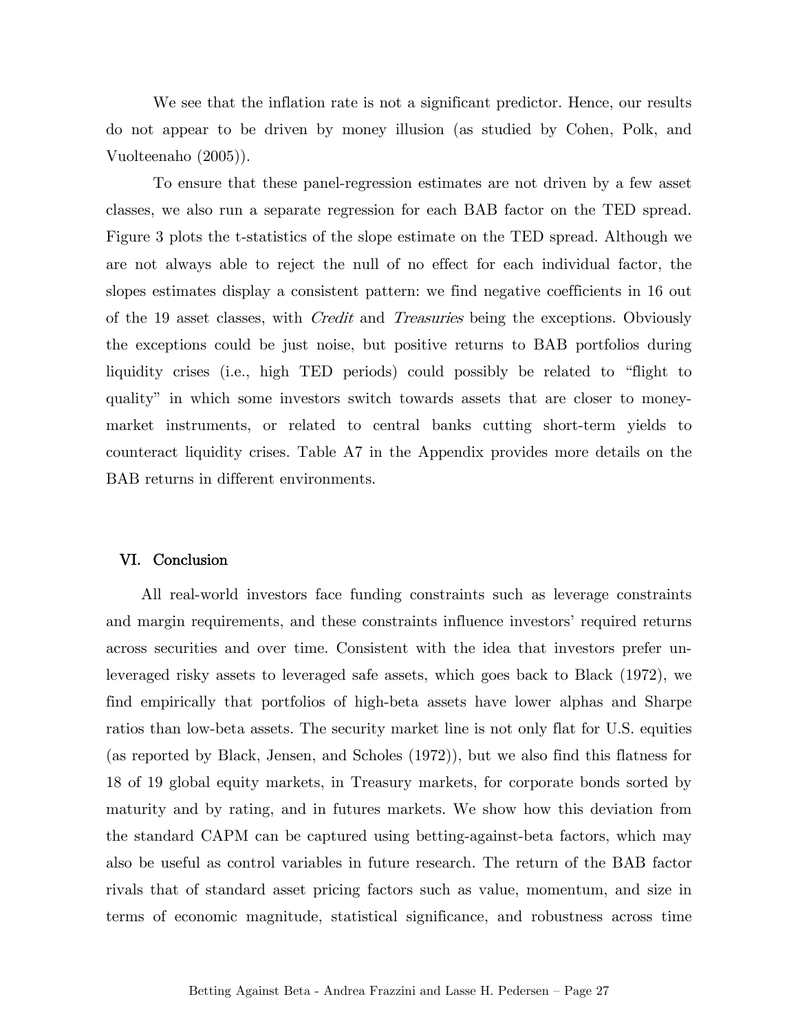We see that the inflation rate is not a significant predictor. Hence, our results do not appear to be driven by money illusion (as studied by Cohen, Polk, and Vuolteenaho (2005)).

To ensure that these panel-regression estimates are not driven by a few asset classes, we also run a separate regression for each BAB factor on the TED spread. Figure 3 plots the t-statistics of the slope estimate on the TED spread. Although we are not always able to reject the null of no effect for each individual factor, the slopes estimates display a consistent pattern: we find negative coefficients in 16 out of the 19 asset classes, with *Credit* and *Treasuries* being the exceptions. Obviously the exceptions could be just noise, but positive returns to BAB portfolios during liquidity crises (i.e., high TED periods) could possibly be related to "flight to quality" in which some investors switch towards assets that are closer to money-market instruments, or related to central banks cutting short-term yields to counteract liquidity crises. Table A7 in the Appendix provides more details on the BAB returns in different environments.

## VI. Conclusion

All real-world investors face funding constraints such as leverage constraints and margin requirements, and these constraints influence investors' required returns across securities and over time. Consistent with the idea that investors prefer un-leveraged risky assets to leveraged safe assets, which goes back to Black (1972), we find empirically that portfolios of high-beta assets have lower alphas and Sharpe ratios than low-beta assets. The security market line is not only flat for U.S. equities (as reported by Black, Jensen, and Scholes (1972)), but we also find this flatness for 18 of 19 global equity markets, in Treasury markets, for corporate bonds sorted by maturity and by rating, and in futures markets. We show how this deviation from the standard CAPM can be captured using betting-against-beta factors, which may also be useful as control variables in future research. The return of the BAB factor rivals that of standard asset pricing factors such as value, momentum, and size in terms of economic magnitude, statistical significance, and robustness across time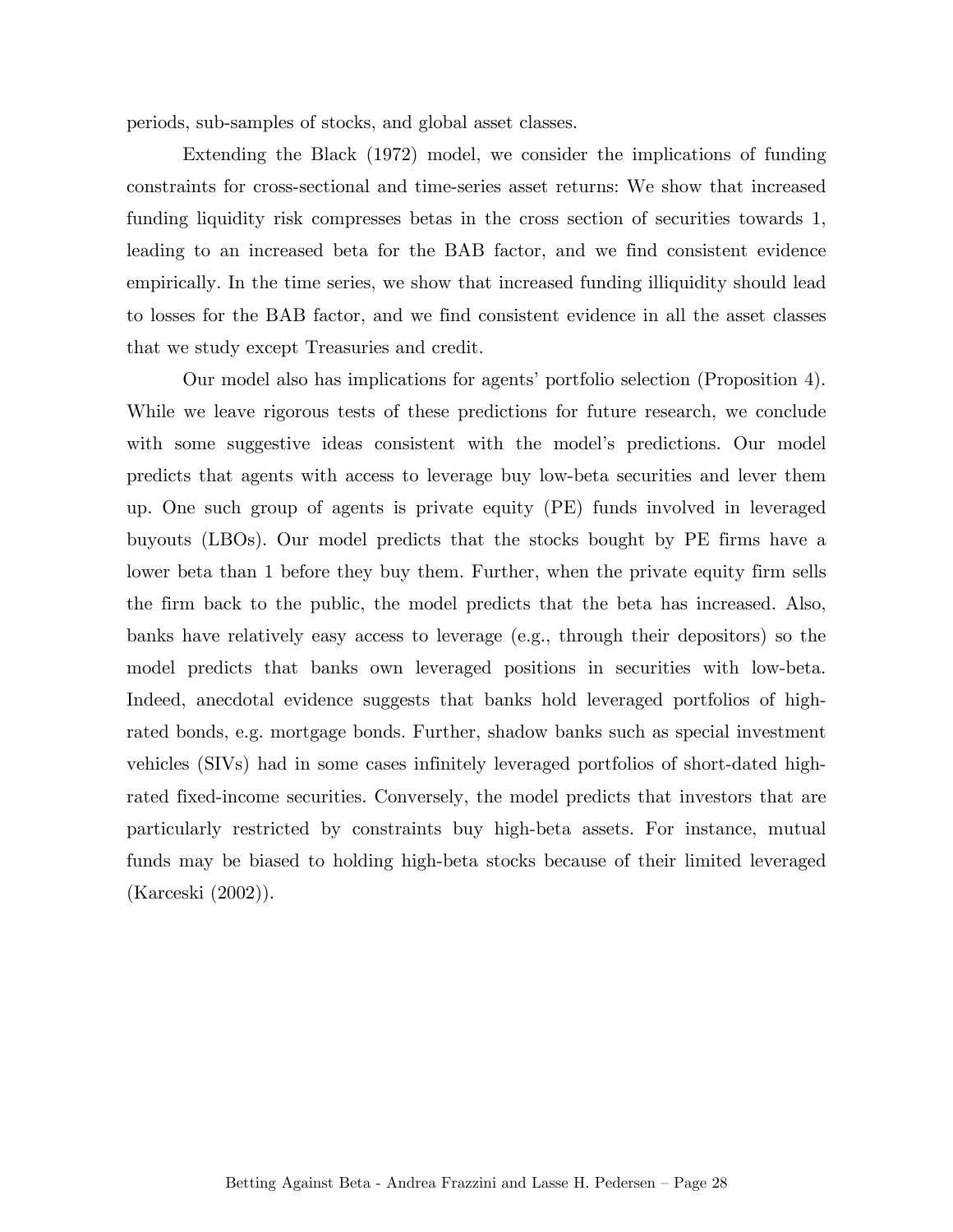periods, sub-samples of stocks, and global asset classes.

Extending the Black (1972) model, we consider the implications of funding constraints for cross-sectional and time-series asset returns: We show that increased funding liquidity risk compresses betas in the cross section of securities towards 1, leading to an increased beta for the BAB factor, and we find consistent evidence empirically. In the time series, we show that increased funding illiquidity should lead to losses for the BAB factor, and we find consistent evidence in all the asset classes that we study except Treasuries and credit.

Our model also has implications for agents' portfolio selection (Proposition 4). While we leave rigorous tests of these predictions for future research, we conclude with some suggestive ideas consistent with the model's predictions. Our model predicts that agents with access to leverage buy low-beta securities and lever them up. One such group of agents is private equity (PE) funds involved in leveraged buyouts (LBOs). Our model predicts that the stocks bought by PE firms have a lower beta than 1 before they buy them. Further, when the private equity firm sells the firm back to the public, the model predicts that the beta has increased. Also, banks have relatively easy access to leverage (e.g., through their depositors) so the model predicts that banks own leveraged positions in securities with low-beta. Indeed, anecdotal evidence suggests that banks hold leveraged portfolios of high-rated bonds, e.g. mortgage bonds. Further, shadow banks such as special investment vehicles (SIVs) had in some cases infinitely leveraged portfolios of short-dated high-rated fixed-income securities. Conversely, the model predicts that investors that are particularly restricted by constraints buy high-beta assets. For instance, mutual funds may be biased to holding high-beta stocks because of their limited leveraged (Karceski (2002)).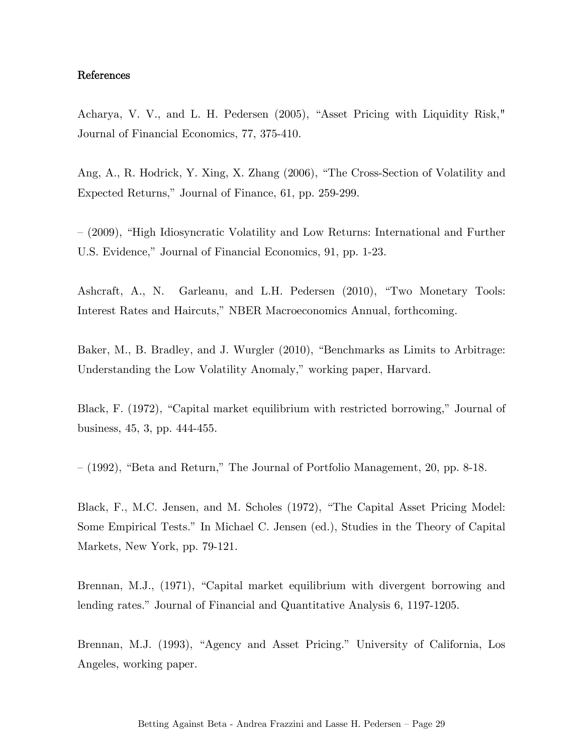## References

Acharya, V. V., and L. H. Pedersen (2005), "Asset Pricing with Liquidity Risk," Journal of Financial Economics, 77, 375-410.

Ang, A., R. Hodrick, Y. Xing, X. Zhang (2006), "The Cross-Section of Volatility and Expected Returns," Journal of Finance, 61, pp. 259-299.

– (2009), "High Idiosyncratic Volatility and Low Returns: International and Further U.S. Evidence," Journal of Financial Economics, 91, pp. 1-23.

Ashcraft, A., N. Garleanu, and L.H. Pedersen (2010), "Two Monetary Tools: Interest Rates and Haircuts," NBER Macroeconomics Annual, forthcoming.

Baker, M., B. Bradley, and J. Wurgler (2010), "Benchmarks as Limits to Arbitrage: Understanding the Low Volatility Anomaly," working paper, Harvard.

Black, F. (1972), "Capital market equilibrium with restricted borrowing," Journal of business, 45, 3, pp. 444-455.

– (1992), "Beta and Return," The Journal of Portfolio Management, 20, pp. 8-18.

Black, F., M.C. Jensen, and M. Scholes (1972), "The Capital Asset Pricing Model: Some Empirical Tests." In Michael C. Jensen (ed.), Studies in the Theory of Capital Markets, New York, pp. 79-121.

Brennan, M.J., (1971), "Capital market equilibrium with divergent borrowing and lending rates." Journal of Financial and Quantitative Analysis 6, 1197-1205.

Brennan, M.J. (1993), "Agency and Asset Pricing." University of California, Los Angeles, working paper.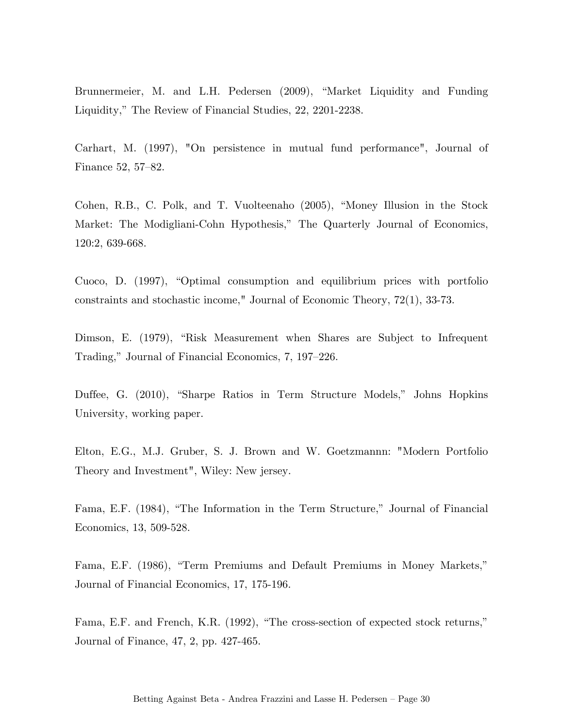Brunnermeier, M. and L.H. Pedersen (2009), “Market Liquidity and Funding Liquidity,” The Review of Financial Studies, 22, 2201-2238.

Carhart, M. (1997), "On persistence in mutual fund performance", Journal of Finance 52, 57–82.

Cohen, R.B., C. Polk, and T. Vuolteenaho (2005), “Money Illusion in the Stock Market: The Modigliani-Cohn Hypothesis,” The Quarterly Journal of Economics, 120:2, 639-668.

Cuoco, D. (1997), “Optimal consumption and equilibrium prices with portfolio constraints and stochastic income," Journal of Economic Theory, 72(1), 33-73.

Dimson, E. (1979), “Risk Measurement when Shares are Subject to Infrequent Trading,” Journal of Financial Economics, 7, 197–226.

Duffee, G. (2010), “Sharpe Ratios in Term Structure Models,” Johns Hopkins University, working paper.

Elton, E.G., M.J. Gruber, S. J. Brown and W. Goetzmannn: "Modern Portfolio Theory and Investment", Wiley: New jersey.

Fama, E.F. (1984), “The Information in the Term Structure,” Journal of Financial Economics, 13, 509-528.

Fama, E.F. (1986), “Term Premiums and Default Premiums in Money Markets,” Journal of Financial Economics, 17, 175-196.

Fama, E.F. and French, K.R. (1992), “The cross-section of expected stock returns,” Journal of Finance, 47, 2, pp. 427-465.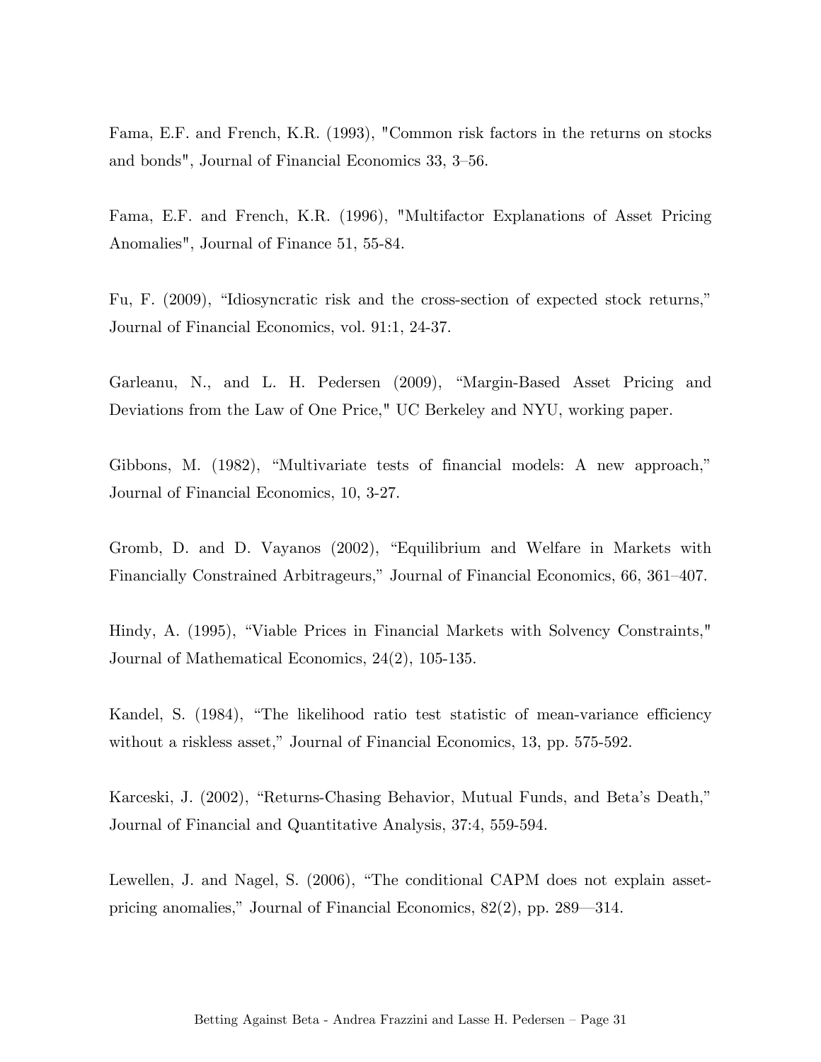Fama, E.F. and French, K.R. (1993), "Common risk factors in the returns on stocks and bonds", Journal of Financial Economics 33, 3–56.

Fama, E.F. and French, K.R. (1996), "Multifactor Explanations of Asset Pricing Anomalies", Journal of Finance 51, 55-84.

Fu, F. (2009), "Idiosyncratic risk and the cross-section of expected stock returns," Journal of Financial Economics, vol. 91:1, 24-37.

Garleanu, N., and L. H. Pedersen (2009), "Margin-Based Asset Pricing and Deviations from the Law of One Price," UC Berkeley and NYU, working paper.

Gibbons, M. (1982), "Multivariate tests of financial models: A new approach," Journal of Financial Economics, 10, 3-27.

Gromb, D. and D. Vayanos (2002), "Equilibrium and Welfare in Markets with Financially Constrained Arbitrageurs," Journal of Financial Economics, 66, 361–407.

Hindy, A. (1995), "Viable Prices in Financial Markets with Solvency Constraints," Journal of Mathematical Economics, 24(2), 105-135.

Kandel, S. (1984), "The likelihood ratio test statistic of mean-variance efficiency without a riskless asset," Journal of Financial Economics, 13, pp. 575-592.

Karceski, J. (2002), "Returns-Chasing Behavior, Mutual Funds, and Beta's Death," Journal of Financial and Quantitative Analysis, 37:4, 559-594.

Lewellen, J. and Nagel, S. (2006), "The conditional CAPM does not explain asset-pricing anomalies," Journal of Financial Economics, 82(2), pp. 289—314.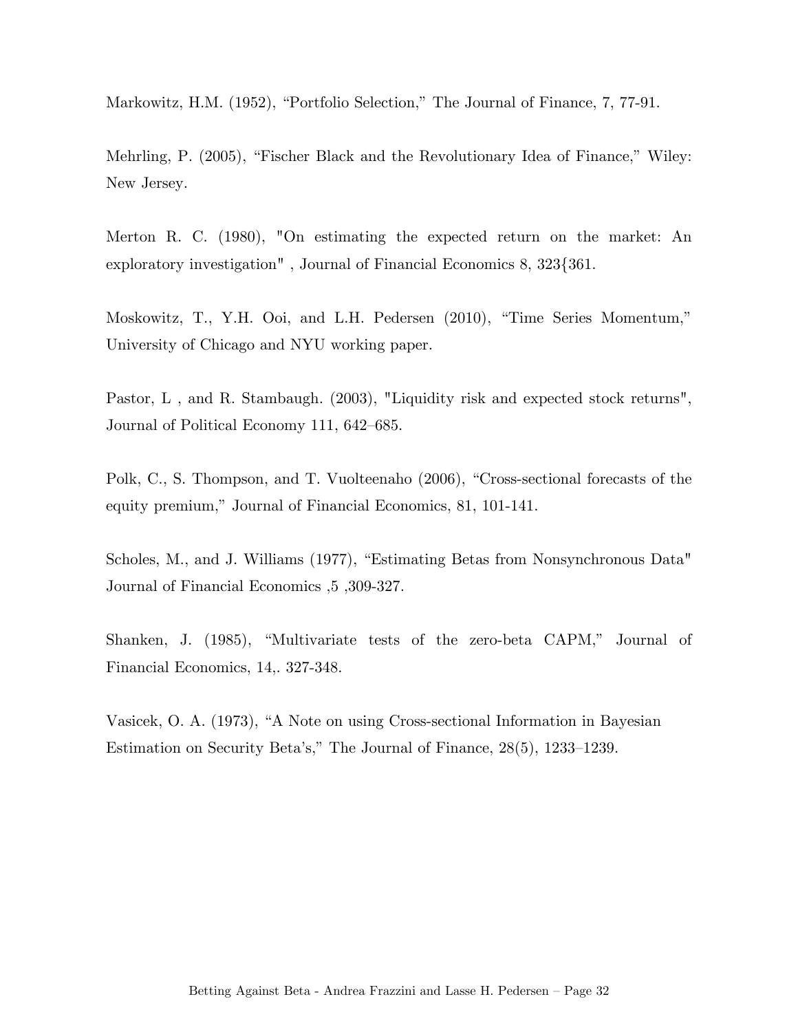Markowitz, H.M. (1952), “Portfolio Selection,” The Journal of Finance, 7, 77-91.

Mehrling, P. (2005), “Fischer Black and the Revolutionary Idea of Finance,” Wiley: New Jersey.

Merton R. C. (1980), "On estimating the expected return on the market: An exploratory investigation" , Journal of Financial Economics 8, 323{361.

Moskowitz, T., Y.H. Ooi, and L.H. Pedersen (2010), “Time Series Momentum,” University of Chicago and NYU working paper.

Pastor, L , and R. Stambaugh. (2003), "Liquidity risk and expected stock returns", Journal of Political Economy 111, 642–685.

Polk, C., S. Thompson, and T. Vuolteenaho (2006), “Cross-sectional forecasts of the equity premium,” Journal of Financial Economics, 81, 101-141.

Scholes, M., and J. Williams (1977), “Estimating Betas from Nonsynchronous Data" Journal of Financial Economics ,5 ,309-327.

Shanken, J. (1985), “Multivariate tests of the zero-beta CAPM,” Journal of Financial Economics, 14,. 327-348.

Vasicek, O. A. (1973), “A Note on using Cross-sectional Information in Bayesian Estimation on Security Beta’s,” The Journal of Finance, 28(5), 1233–1239.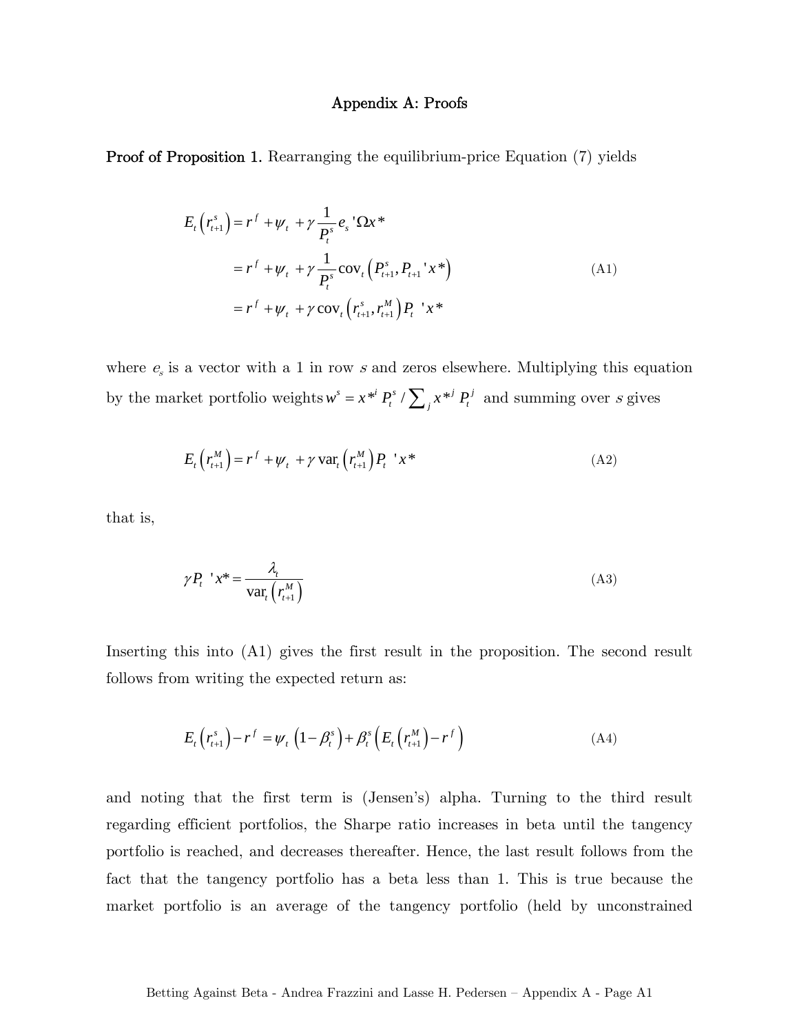**Appendix A: Proofs**

**Proof of Proposition 1.** Rearranging the equilibrium-price Equation (7) yields

$$
\begin{aligned}
E_t\left(r_{t+1}^s\right) &= r^f + \psi_t + \gamma \frac{1}{P_t^s} e_s{}'\Omega x^* \\
&= r^f + \psi_t + \gamma \frac{1}{P_t^s} \operatorname{cov}_t\left(P_{t+1}^s, P_{t+1}{}'x^*\right) \\
&= r^f + \psi_t + \gamma \operatorname{cov}_t\left(r_{t+1}^s, r_{t+1}^M\right) P_t{}'x^*
\end{aligned}
\tag{A1}
$$

where $e_s$ is a vector with a 1 in row $s$ and zeros elsewhere. Multiplying this equation by the market portfolio weights $w^s = x^{*i} P_t^s / \sum_j x^{*j} P_t^j$ and summing over $s$ gives

$$
E_t\left(r_{t+1}^M\right) = r^f + \psi_t + \gamma \operatorname{var}_t\left(r_{t+1}^M\right) P_t{}'x^* \tag{A2}
$$

that is,

$$
\gamma P_t{}'x^* = \frac{\lambda_t}{\operatorname{var}_t\left(r_{t+1}^M\right)} \tag{A3}
$$

Inserting this into (A1) gives the first result in the proposition. The second result follows from writing the expected return as:

$$
E_t\left(r_{t+1}^s\right) - r^f = \psi_t\left(1-\beta_t^s\right) + \beta_t^s\left(E_t\left(r_{t+1}^M\right) - r^f\right) \tag{A4}
$$

and noting that the first term is (Jensen's) alpha. Turning to the third result regarding efficient portfolios, the Sharpe ratio increases in beta until the tangency portfolio is reached, and decreases thereafter. Hence, the last result follows from the fact that the tangency portfolio has a beta less than 1. This is true because the market portfolio is an average of the tangency portfolio (held by unconstrained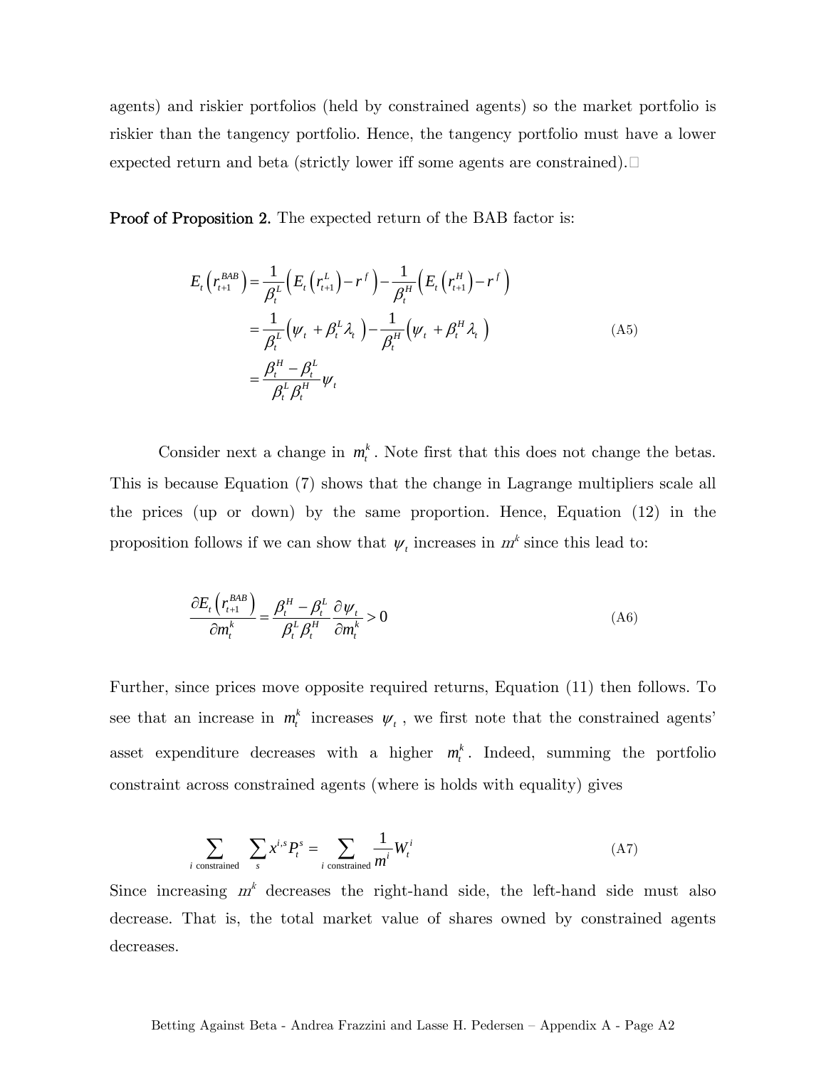agents) and riskier portfolios (held by constrained agents) so the market portfolio is riskier than the tangency portfolio. Hence, the tangency portfolio must have a lower expected return and beta (strictly lower iff some agents are constrained).□

**Proof of Proposition 2.** The expected return of the BAB factor is:

$$
\begin{aligned}
E_t\left(r_{t+1}^{BAB}\right) &= \frac{1}{\beta_t^L}\left(E_t\left(r_{t+1}^L\right)-r^f\right)-\frac{1}{\beta_t^H}\left(E_t\left(r_{t+1}^H\right)-r^f\right) \\
&= \frac{1}{\beta_t^L}\left(\psi_t+\beta_t^L\lambda_t\right)-\frac{1}{\beta_t^H}\left(\psi_t+\beta_t^H\lambda_t\right) \\
&= \frac{\beta_t^H-\beta_t^L}{\beta_t^L\beta_t^H}\psi_t
\end{aligned}
\tag{A5}
$$

Consider next a change in $m_t^k$. Note first that this does not change the betas. This is because Equation (7) shows that the change in Lagrange multipliers scale all the prices (up or down) by the same proportion. Hence, Equation (12) in the proposition follows if we can show that $\psi_t$ increases in $m^k$ since this lead to:

$$
\frac{\partial E_t\left(r_{t+1}^{BAB}\right)}{\partial m_t^k}=\frac{\beta_t^H-\beta_t^L}{\beta_t^L\beta_t^H}\frac{\partial\psi_t}{\partial m_t^k}>0
\tag{A6}
$$

Further, since prices move opposite required returns, Equation (11) then follows. To see that an increase in $m_t^k$ increases $\psi_t$, we first note that the constrained agents' asset expenditure decreases with a higher $m_t^k$. Indeed, summing the portfolio constraint across constrained agents (where is holds with equality) gives

$$
\sum_{i\text{ constrained}}\sum_s x^{i,s}P_t^s=\sum_{i\text{ constrained}}\frac{1}{m^i}W_t^i
\tag{A7}
$$

Since increasing $m^k$ decreases the right-hand side, the left-hand side must also decrease. That is, the total market value of shares owned by constrained agents decreases.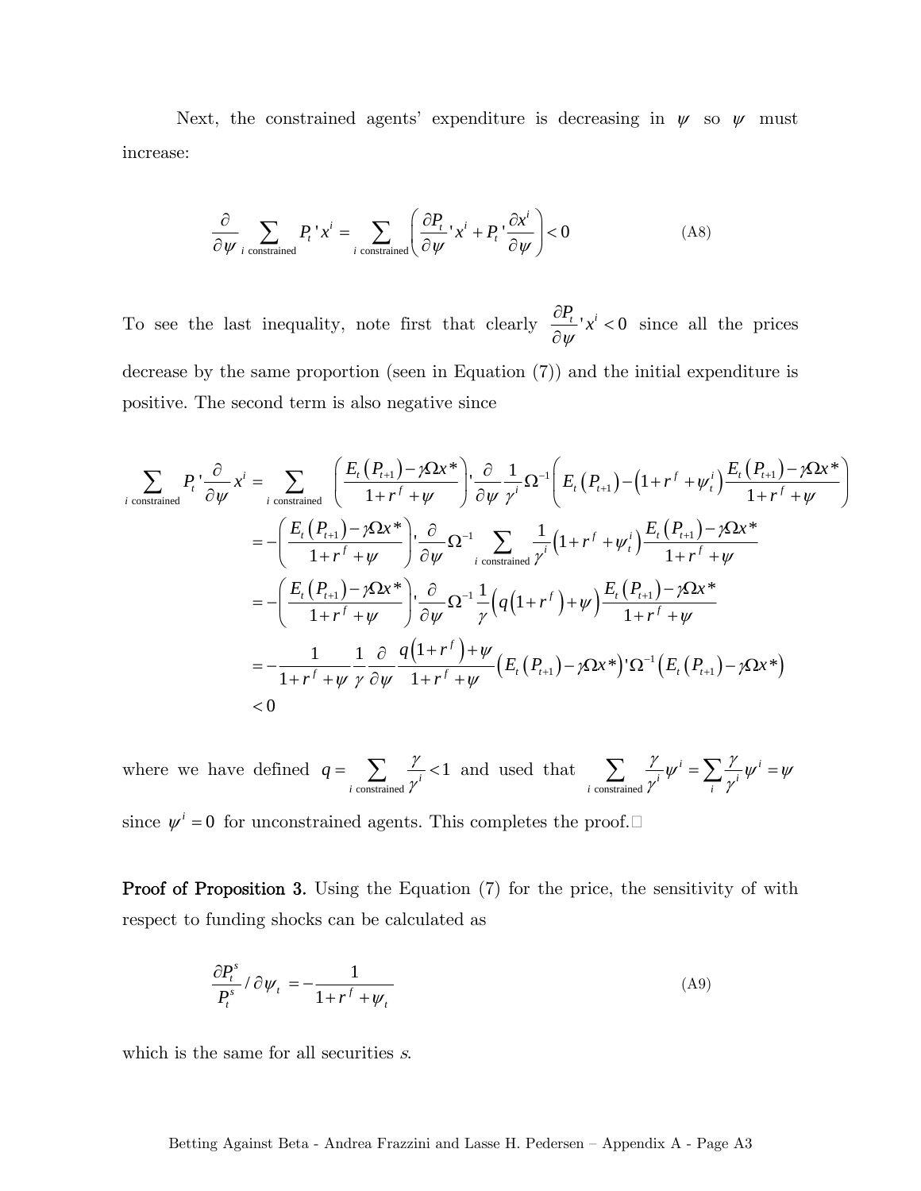Next, the constrained agents' expenditure is decreasing in $\psi$ so $\psi$ must increase:

$$\frac{\partial}{\partial \psi} \sum_{i \text{ constrained}} P_t' x^i = \sum_{i \text{ constrained}} \left( \frac{\partial P_t}{\partial \psi}' x^i + P_t' \frac{\partial x^i}{\partial \psi} \right) < 0 \tag{A8}$$

To see the last inequality, note first that clearly $\frac{\partial P_t}{\partial \psi}' x^i < 0$ since all the prices decrease by the same proportion (seen in Equation (7)) and the initial expenditure is positive. The second term is also negative since

$$\begin{aligned}
\sum_{i \text{ constrained}} P_t' \frac{\partial}{\partial \psi} x^i &= \sum_{i \text{ constrained}} \left( \frac{E_t(P_{t+1}) - \gamma \Omega x^*}{1+r^f+\psi} \right)' \frac{\partial}{\partial \psi} \frac{1}{\gamma^i} \Omega^{-1} \left( E_t(P_{t+1}) - \left(1+r^f+\psi_t^i\right) \frac{E_t(P_{t+1}) - \gamma \Omega x^*}{1+r^f+\psi} \right) \\
&= -\left( \frac{E_t(P_{t+1}) - \gamma \Omega x^*}{1+r^f+\psi} \right)' \frac{\partial}{\partial \psi} \Omega^{-1} \sum_{i \text{ constrained}} \frac{1}{\gamma^i} \left(1+r^f+\psi_t^i\right) \frac{E_t(P_{t+1}) - \gamma \Omega x^*}{1+r^f+\psi} \\
&= -\left( \frac{E_t(P_{t+1}) - \gamma \Omega x^*}{1+r^f+\psi} \right)' \frac{\partial}{\partial \psi} \Omega^{-1} \frac{1}{\gamma} \left( q\left(1+r^f\right) + \psi \right) \frac{E_t(P_{t+1}) - \gamma \Omega x^*}{1+r^f+\psi} \\
&= -\frac{1}{1+r^f+\psi} \frac{1}{\gamma} \frac{\partial}{\partial \psi} \frac{q\left(1+r^f\right)+\psi}{1+r^f+\psi} \left( E_t(P_{t+1}) - \gamma \Omega x^* \right)' \Omega^{-1} \left( E_t(P_{t+1}) - \gamma \Omega x^* \right) \\
&< 0
\end{aligned}$$

where we have defined $q = \sum_{i \text{ constrained}} \frac{\gamma}{\gamma^i} < 1$ and used that $\sum_{i \text{ constrained}} \frac{\gamma}{\gamma^i} \psi^i = \sum_i \frac{\gamma}{\gamma^i} \psi^i = \psi$ since $\psi^i = 0$ for unconstrained agents. This completes the proof.□

**Proof of Proposition 3.** Using the Equation (7) for the price, the sensitivity of with respect to funding shocks can be calculated as

$$\frac{\partial P_t^s}{P_t^s} / \partial \psi_t = -\frac{1}{1+r^f+\psi_t} \tag{A9}$$

which is the same for all securities *s*.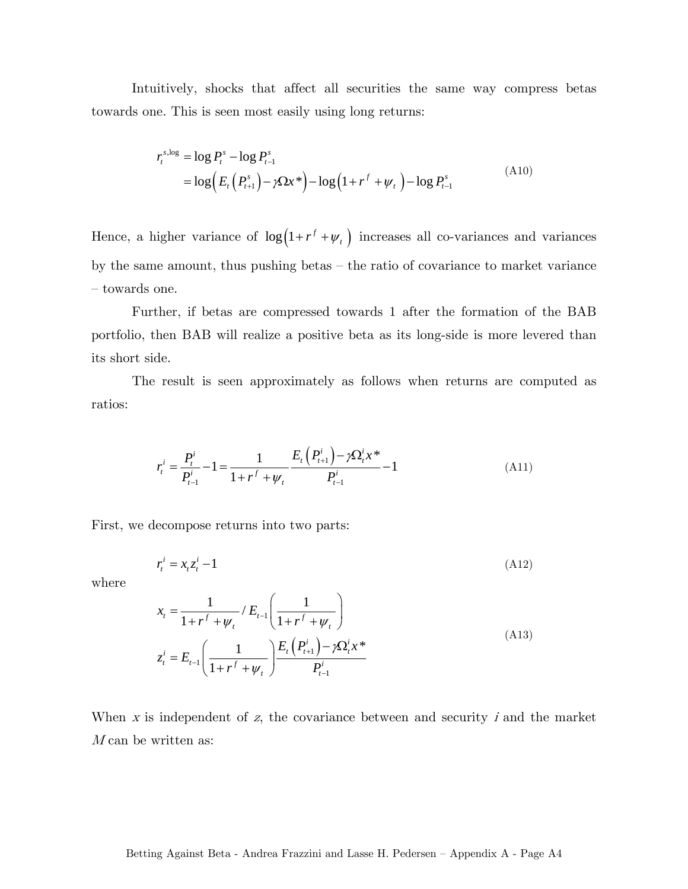Intuitively, shocks that affect all securities the same way compress betas towards one. This is seen most easily using long returns:

$$
\begin{aligned}
r_t^{s,\log} &= \log P_t^s - \log P_{t-1}^s \\
&= \log\left( E_t\left(P_{t+1}^s\right) - \gamma \Omega x^* \right) - \log\left(1 + r^f + \psi_t\right) - \log P_{t-1}^s
\end{aligned}
\tag{A10}
$$

Hence, a higher variance of $\log\left(1 + r^f + \psi_t\right)$ increases all co-variances and variances by the same amount, thus pushing betas – the ratio of covariance to market variance – towards one.

Further, if betas are compressed towards 1 after the formation of the BAB portfolio, then BAB will realize a positive beta as its long-side is more levered than its short side.

The result is seen approximately as follows when returns are computed as ratios:

$$
r_t^i = \frac{P_t^i}{P_{t-1}^i} - 1 = \frac{1}{1 + r^f + \psi_t} \frac{E_t\left(P_{t+1}^i\right) - \gamma \Omega_t^i x^*}{P_{t-1}^i} - 1 \tag{A11}
$$

First, we decompose returns into two parts:

$$
r_t^i = x_t z_t^i - 1 \tag{A12}
$$

where

$$
\begin{aligned}
x_t &= \frac{1}{1 + r^f + \psi_t} / E_{t-1}\left( \frac{1}{1 + r^f + \psi_t} \right) \\
z_t^i &= E_{t-1}\left( \frac{1}{1 + r^f + \psi_t} \right) \frac{E_t\left(P_{t+1}^i\right) - \gamma \Omega_t^i x^*}{P_{t-1}^i}
\end{aligned}
\tag{A13}
$$

When $x$ is independent of $z$, the covariance between and security $i$ and the market $M$ can be written as: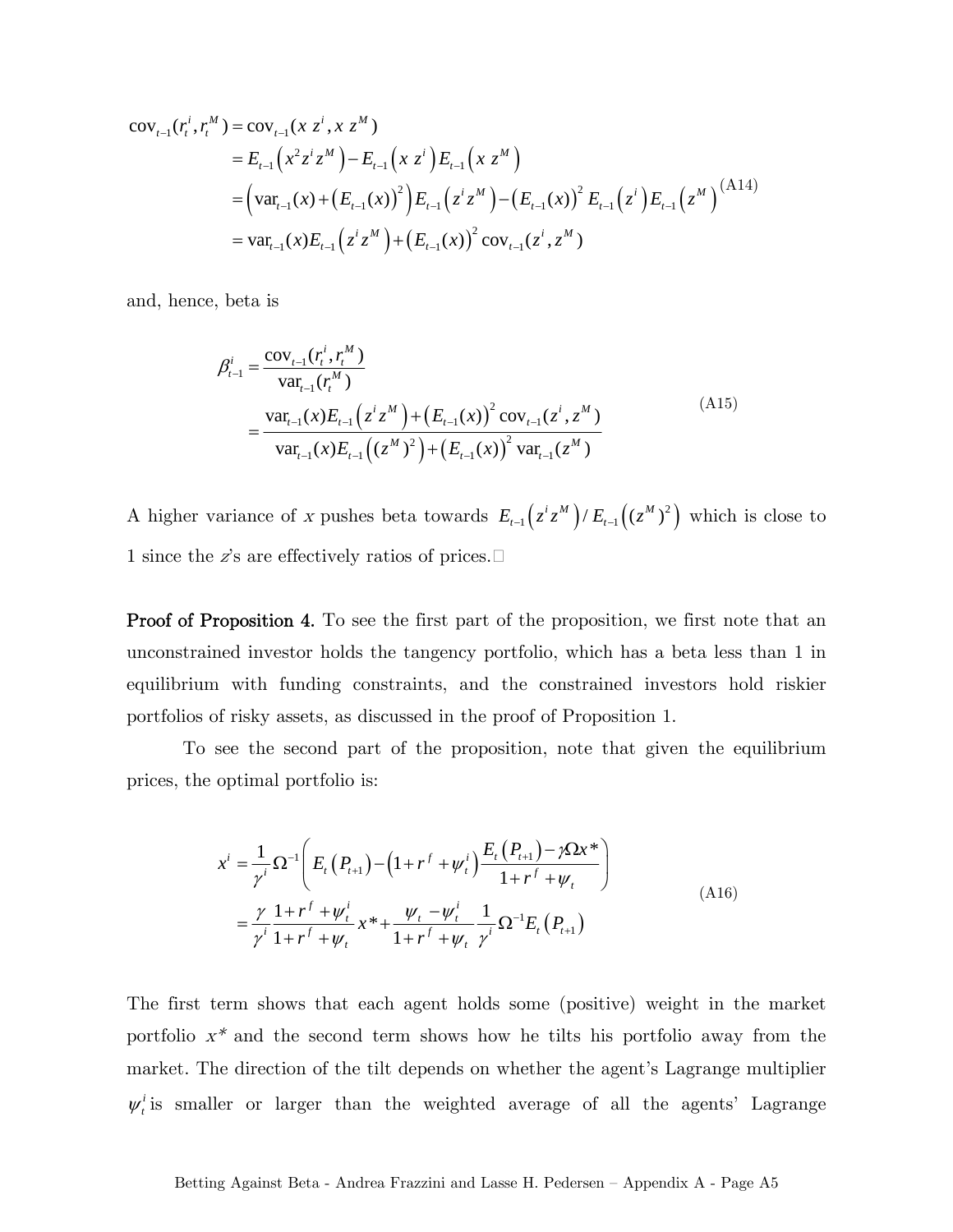$$
\begin{aligned}
\operatorname{cov}_{t-1}(r_t^i, r_t^M) &= \operatorname{cov}_{t-1}(x\, z^i, x\, z^M) \\
&= E_{t-1}\left(x^2 z^i z^M\right) - E_{t-1}\left(x\, z^i\right) E_{t-1}\left(x\, z^M\right) \\
&= \left(\operatorname{var}_{t-1}(x) + \left(E_{t-1}(x)\right)^2\right) E_{t-1}\left(z^i z^M\right) - \left(E_{t-1}(x)\right)^2 E_{t-1}\left(z^i\right) E_{t-1}\left(z^M\right) \\
&= \operatorname{var}_{t-1}(x) E_{t-1}\left(z^i z^M\right) + \left(E_{t-1}(x)\right)^2 \operatorname{cov}_{t-1}(z^i, z^M)
\end{aligned}
\tag{A14}
$$

and, hence, beta is

$$
\begin{aligned}
\beta_{t-1}^i &= \frac{\operatorname{cov}_{t-1}(r_t^i, r_t^M)}{\operatorname{var}_{t-1}(r_t^M)} \\
&= \frac{\operatorname{var}_{t-1}(x) E_{t-1}\left(z^i z^M\right) + \left(E_{t-1}(x)\right)^2 \operatorname{cov}_{t-1}(z^i, z^M)}{\operatorname{var}_{t-1}(x) E_{t-1}\left((z^M)^2\right) + \left(E_{t-1}(x)\right)^2 \operatorname{var}_{t-1}(z^M)}
\end{aligned}
\tag{A15}
$$

A higher variance of $x$ pushes beta towards $E_{t-1}\left(z^i z^M\right) / E_{t-1}\left((z^M)^2\right)$ which is close to 1 since the $z$'s are effectively ratios of prices. □

**Proof of Proposition 4.** To see the first part of the proposition, we first note that an unconstrained investor holds the tangency portfolio, which has a beta less than 1 in equilibrium with funding constraints, and the constrained investors hold riskier portfolios of risky assets, as discussed in the proof of Proposition 1.

To see the second part of the proposition, note that given the equilibrium prices, the optimal portfolio is:

$$
\begin{aligned}
x^i &= \frac{1}{\gamma^i} \Omega^{-1} \left( E_t\left(P_{t+1}\right) - \left(1 + r^f + \psi_t^i\right) \frac{E_t\left(P_{t+1}\right) - \gamma \Omega x^*}{1 + r^f + \psi_t} \right) \\
&= \frac{\gamma}{\gamma^i} \frac{1 + r^f + \psi_t^i}{1 + r^f + \psi_t} x^* + \frac{\psi_t - \psi_t^i}{1 + r^f + \psi_t} \frac{1}{\gamma^i} \Omega^{-1} E_t\left(P_{t+1}\right)
\end{aligned}
\tag{A16}
$$

The first term shows that each agent holds some (positive) weight in the market portfolio $x^*$ and the second term shows how he tilts his portfolio away from the market. The direction of the tilt depends on whether the agent's Lagrange multiplier $\psi_t^i$ is smaller or larger than the weighted average of all the agents' Lagrange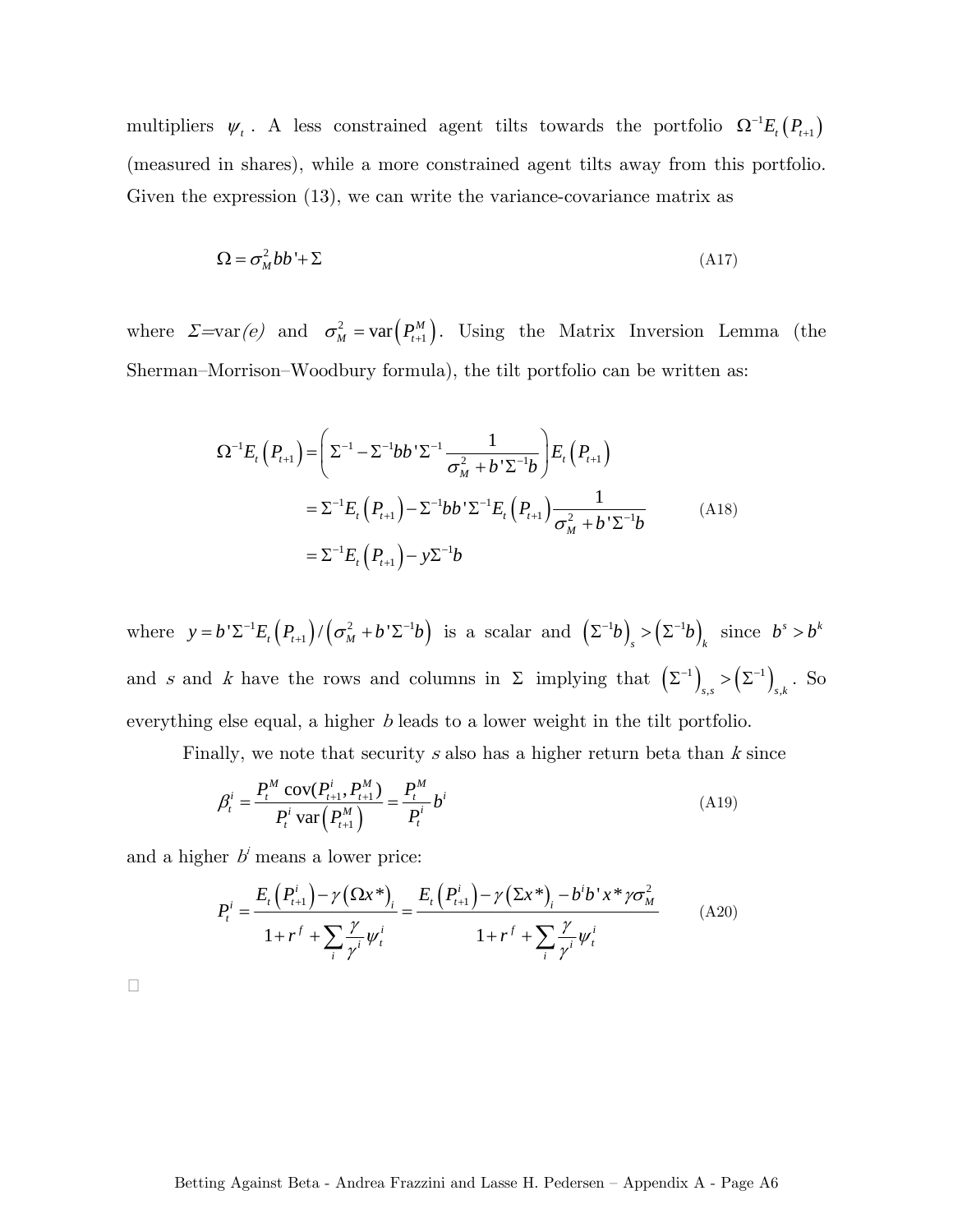multipliers $\psi_t$. A less constrained agent tilts towards the portfolio $\Omega^{-1}E_t\left(P_{t+1}\right)$ (measured in shares), while a more constrained agent tilts away from this portfolio. Given the expression (13), we can write the variance-covariance matrix as

$$\Omega = \sigma_M^2 bb' + \Sigma \tag{A17}$$

where $\Sigma$=var$(e)$ and $\sigma_M^2 = \text{var}\left(P_{t+1}^M\right)$. Using the Matrix Inversion Lemma (the Sherman–Morrison–Woodbury formula), the tilt portfolio can be written as:

$$\begin{aligned}
\Omega^{-1}E_t\left(P_{t+1}\right) &= \left(\Sigma^{-1} - \Sigma^{-1}bb'\Sigma^{-1}\frac{1}{\sigma_M^2 + b'\Sigma^{-1}b}\right)E_t\left(P_{t+1}\right) \\
&= \Sigma^{-1}E_t\left(P_{t+1}\right) - \Sigma^{-1}bb'\Sigma^{-1}E_t\left(P_{t+1}\right)\frac{1}{\sigma_M^2 + b'\Sigma^{-1}b} \\
&= \Sigma^{-1}E_t\left(P_{t+1}\right) - y\Sigma^{-1}b
\end{aligned} \tag{A18}$$

where $y = b'\Sigma^{-1}E_t\left(P_{t+1}\right)/\left(\sigma_M^2 + b'\Sigma^{-1}b\right)$ is a scalar and $\left(\Sigma^{-1}b\right)_s > \left(\Sigma^{-1}b\right)_k$ since $b^s > b^k$ and $s$ and $k$ have the rows and columns in $\Sigma$ implying that $\left(\Sigma^{-1}\right)_{s,s} > \left(\Sigma^{-1}\right)_{s,k}$. So everything else equal, a higher $b$ leads to a lower weight in the tilt portfolio.

Finally, we note that security $s$ also has a higher return beta than $k$ since

$$\beta_t^i = \frac{P_t^M \,\text{cov}(P_{t+1}^i, P_{t+1}^M)}{P_t^i \,\text{var}\left(P_{t+1}^M\right)} = \frac{P_t^M}{P_t^i}b^i \tag{A19}$$

and a higher $b^i$ means a lower price:

$$P_t^i = \frac{E_t\left(P_{t+1}^i\right) - \gamma\left(\Omega x^*\right)_i}{1 + r^f + \sum_i \frac{\gamma}{\gamma^i}\psi_t^i} = \frac{E_t\left(P_{t+1}^i\right) - \gamma\left(\Sigma x^*\right)_i - b^i b' x^* \gamma\sigma_M^2}{1 + r^f + \sum_i \frac{\gamma}{\gamma^i}\psi_t^i} \tag{A20}$$

□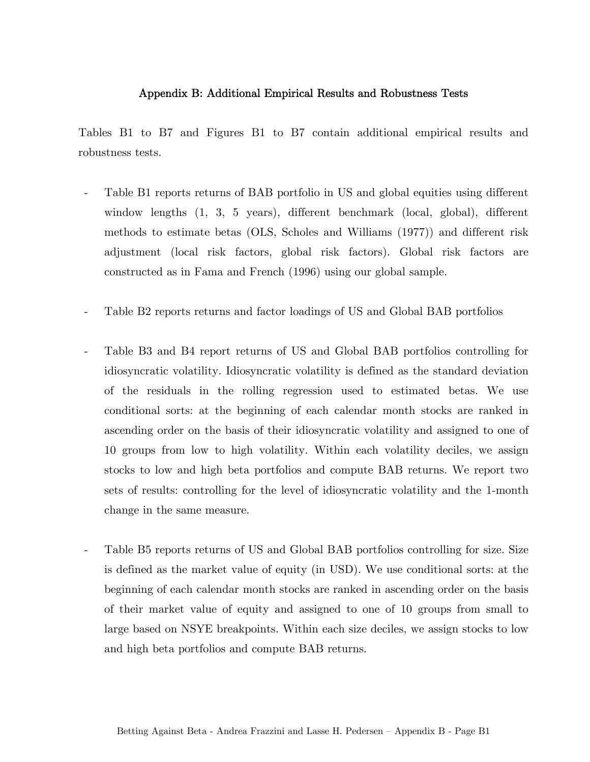## Appendix B: Additional Empirical Results and Robustness Tests

Tables B1 to B7 and Figures B1 to B7 contain additional empirical results and robustness tests.

- Table B1 reports returns of BAB portfolio in US and global equities using different window lengths (1, 3, 5 years), different benchmark (local, global), different methods to estimate betas (OLS, Scholes and Williams (1977)) and different risk adjustment (local risk factors, global risk factors). Global risk factors are constructed as in Fama and French (1996) using our global sample.

- Table B2 reports returns and factor loadings of US and Global BAB portfolios

- Table B3 and B4 report returns of US and Global BAB portfolios controlling for idiosyncratic volatility. Idiosyncratic volatility is defined as the standard deviation of the residuals in the rolling regression used to estimated betas. We use conditional sorts: at the beginning of each calendar month stocks are ranked in ascending order on the basis of their idiosyncratic volatility and assigned to one of 10 groups from low to high volatility. Within each volatility deciles, we assign stocks to low and high beta portfolios and compute BAB returns. We report two sets of results: controlling for the level of idiosyncratic volatility and the 1-month change in the same measure.

- Table B5 reports returns of US and Global BAB portfolios controlling for size. Size is defined as the market value of equity (in USD). We use conditional sorts: at the beginning of each calendar month stocks are ranked in ascending order on the basis of their market value of equity and assigned to one of 10 groups from small to large based on NSYE breakpoints. Within each size deciles, we assign stocks to low and high beta portfolios and compute BAB returns.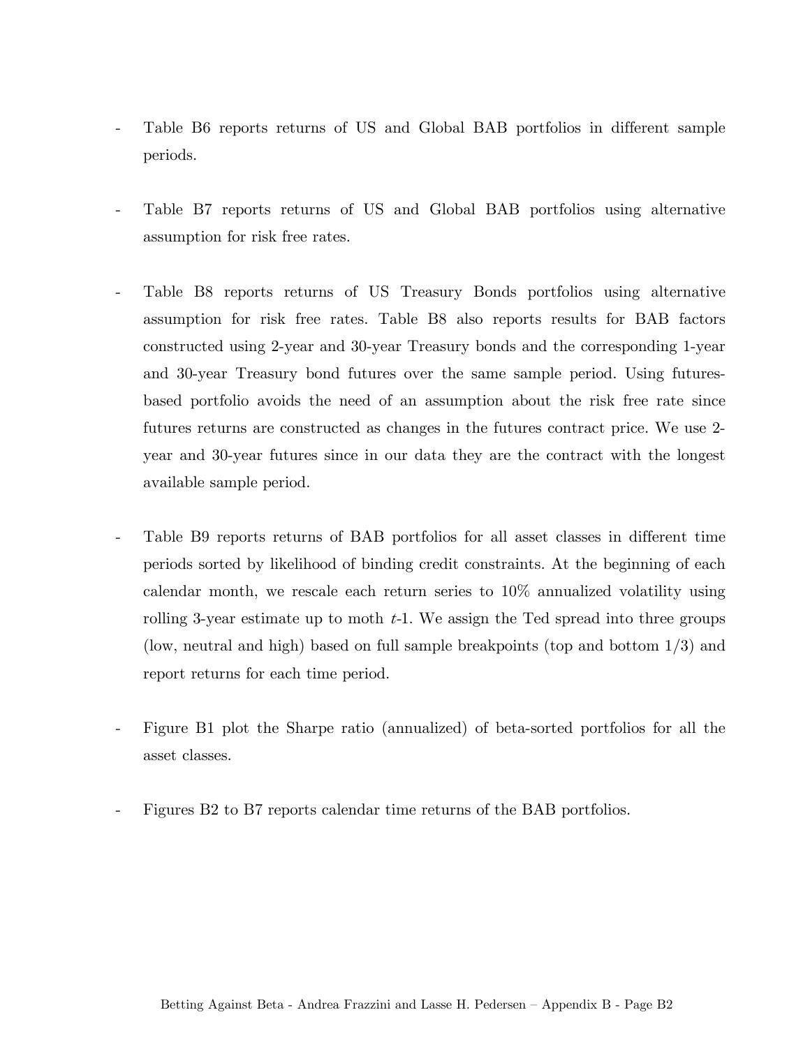- Table B6 reports returns of US and Global BAB portfolios in different sample periods.

- Table B7 reports returns of US and Global BAB portfolios using alternative assumption for risk free rates.

- Table B8 reports returns of US Treasury Bonds portfolios using alternative assumption for risk free rates. Table B8 also reports results for BAB factors constructed using 2-year and 30-year Treasury bonds and the corresponding 1-year and 30-year Treasury bond futures over the same sample period. Using futures-based portfolio avoids the need of an assumption about the risk free rate since futures returns are constructed as changes in the futures contract price. We use 2-year and 30-year futures since in our data they are the contract with the longest available sample period.

- Table B9 reports returns of BAB portfolios for all asset classes in different time periods sorted by likelihood of binding credit constraints. At the beginning of each calendar month, we rescale each return series to 10% annualized volatility using rolling 3-year estimate up to moth $t$-1. We assign the Ted spread into three groups (low, neutral and high) based on full sample breakpoints (top and bottom 1/3) and report returns for each time period.

- Figure B1 plot the Sharpe ratio (annualized) of beta-sorted portfolios for all the asset classes.

- Figures B2 to B7 reports calendar time returns of the BAB portfolios.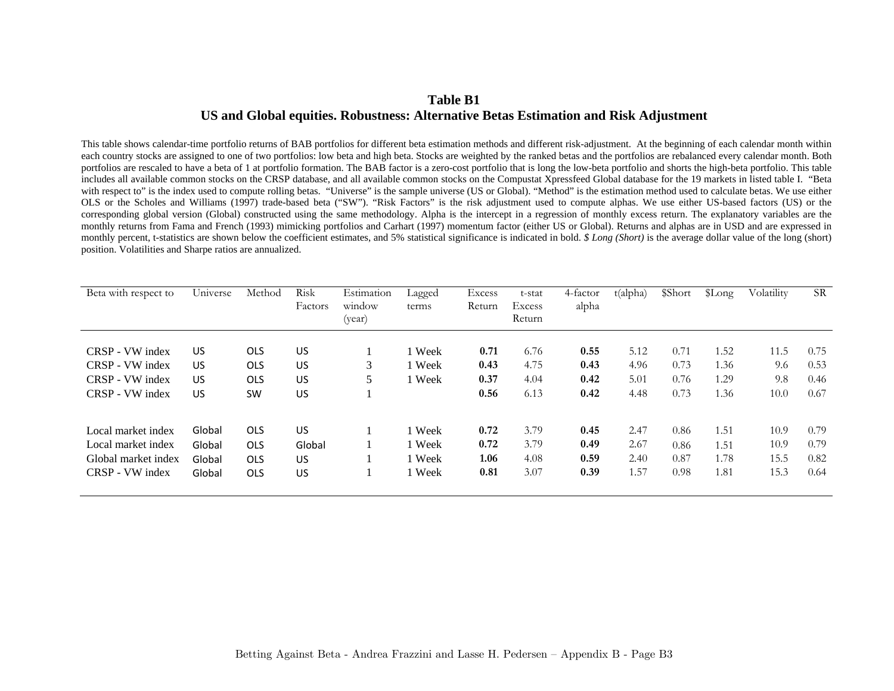# Table B1

## US and Global equities. Robustness: Alternative Betas Estimation and Risk Adjustment

This table shows calendar-time portfolio returns of BAB portfolios for different beta estimation methods and different risk-adjustment. At the beginning of each calendar month within each country stocks are assigned to one of two portfolios: low beta and high beta. Stocks are weighted by the ranked betas and the portfolios are rebalanced every calendar month. Both portfolios are rescaled to have a beta of 1 at portfolio formation. The BAB factor is a zero-cost portfolio that is long the low-beta portfolio and shorts the high-beta portfolio. This table includes all available common stocks on the CRSP database, and all available common stocks on the Compustat Xpressfeed Global database for the 19 markets in listed table I. "Beta with respect to" is the index used to compute rolling betas. "Universe" is the sample universe (US or Global). "Method" is the estimation method used to calculate betas. We use either OLS or the Scholes and Williams (1997) trade-based beta ("SW"). "Risk Factors" is the risk adjustment used to compute alphas. We use either US-based factors (US) or the corresponding global version (Global) constructed using the same methodology. Alpha is the intercept in a regression of monthly excess return. The explanatory variables are the monthly returns from Fama and French (1993) mimicking portfolios and Carhart (1997) momentum factor (either US or Global). Returns and alphas are in USD and are expressed in monthly percent, t-statistics are shown below the coefficient estimates, and 5% statistical significance is indicated in bold. *$ Long (Short)* is the average dollar value of the long (short) position. Volatilities and Sharpe ratios are annualized.

| Beta with respect to | Universe | Method | Risk Factors | Estimation window (year) | Lagged terms | Excess Return | t-stat Excess Return | 4-factor alpha | t(alpha) | $Short | $Long | Volatility | SR |
|---|---|---|---|---|---|---|---|---|---|---|---|---|---|
| CRSP - VW index | US | OLS | US | 1 | 1 Week | **0.71** | 6.76 | **0.55** | 5.12 | 0.71 | 1.52 | 11.5 | 0.75 |
| CRSP - VW index | US | OLS | US | 3 | 1 Week | **0.43** | 4.75 | **0.43** | 4.96 | 0.73 | 1.36 | 9.6 | 0.53 |
| CRSP - VW index | US | OLS | US | 5 | 1 Week | **0.37** | 4.04 | **0.42** | 5.01 | 0.76 | 1.29 | 9.8 | 0.46 |
| CRSP - VW index | US | SW | US | 1 | | **0.56** | 6.13 | **0.42** | 4.48 | 0.73 | 1.36 | 10.0 | 0.67 |
| Local market index | Global | OLS | US | 1 | 1 Week | **0.72** | 3.79 | **0.45** | 2.47 | 0.86 | 1.51 | 10.9 | 0.79 |
| Local market index | Global | OLS | Global | 1 | 1 Week | **0.72** | 3.79 | **0.49** | 2.67 | 0.86 | 1.51 | 10.9 | 0.79 |
| Global market index | Global | OLS | US | 1 | 1 Week | **1.06** | 4.08 | **0.59** | 2.40 | 0.87 | 1.78 | 15.5 | 0.82 |
| CRSP - VW index | Global | OLS | US | 1 | 1 Week | **0.81** | 3.07 | **0.39** | 1.57 | 0.98 | 1.81 | 15.3 | 0.64 |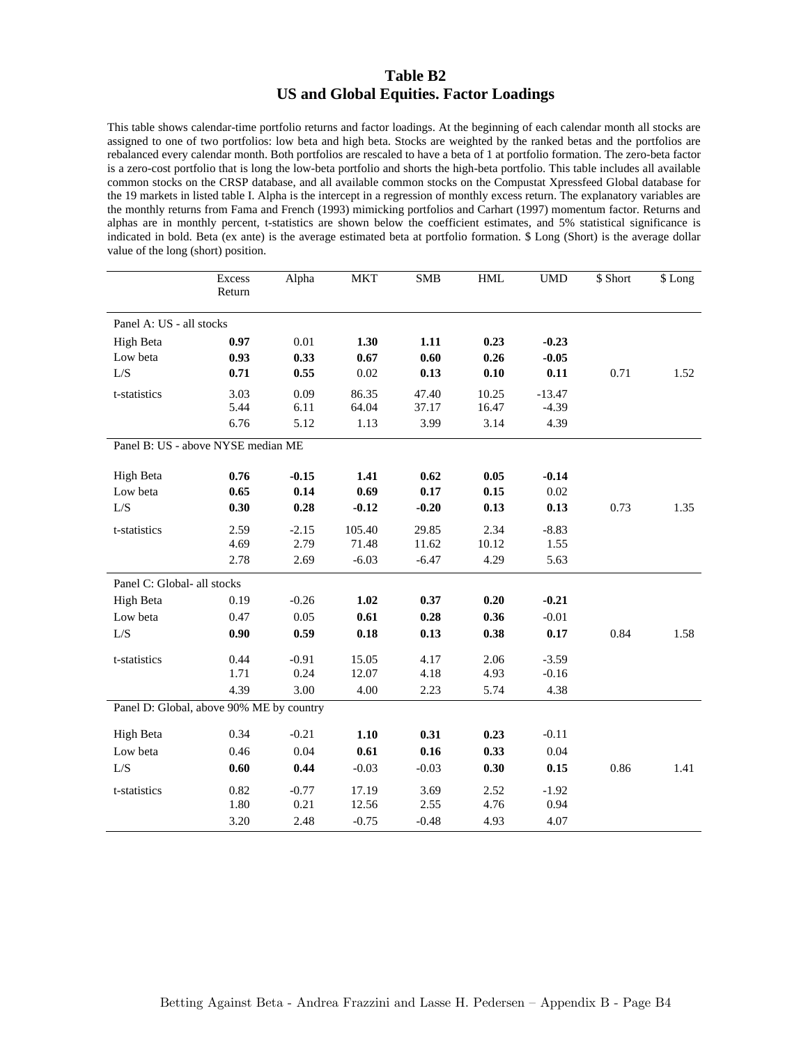# Table B2
## US and Global Equities. Factor Loadings

This table shows calendar-time portfolio returns and factor loadings. At the beginning of each calendar month all stocks are assigned to one of two portfolios: low beta and high beta. Stocks are weighted by the ranked betas and the portfolios are rebalanced every calendar month. Both portfolios are rescaled to have a beta of 1 at portfolio formation. The zero-beta factor is a zero-cost portfolio that is long the low-beta portfolio and shorts the high-beta portfolio. This table includes all available common stocks on the CRSP database, and all available common stocks on the Compustat Xpressfeed Global database for the 19 markets in listed table I. Alpha is the intercept in a regression of monthly excess return. The explanatory variables are the monthly returns from Fama and French (1993) mimicking portfolios and Carhart (1997) momentum factor. Returns and alphas are in monthly percent, t-statistics are shown below the coefficient estimates, and 5% statistical significance is indicated in bold. Beta (ex ante) is the average estimated beta at portfolio formation. $ Long (Short) is the average dollar value of the long (short) position.

| | Excess Return | Alpha | MKT | SMB | HML | UMD | $ Short | $ Long |
|---|---|---|---|---|---|---|---|---|
| **Panel A: US - all stocks** | | | | | | | | |
| High Beta | **0.97** | 0.01 | **1.30** | **1.11** | **0.23** | **-0.23** | | |
| Low beta | **0.93** | **0.33** | **0.67** | **0.60** | **0.26** | **-0.05** | | |
| L/S | **0.71** | **0.55** | 0.02 | **0.13** | **0.10** | **0.11** | 0.71 | 1.52 |
| t-statistics | 3.03 | 0.09 | 86.35 | 47.40 | 10.25 | -13.47 | | |
| | 5.44 | 6.11 | 64.04 | 37.17 | 16.47 | -4.39 | | |
| | 6.76 | 5.12 | 1.13 | 3.99 | 3.14 | 4.39 | | |
| **Panel B: US - above NYSE median ME** | | | | | | | | |
| High Beta | **0.76** | **-0.15** | **1.41** | **0.62** | **0.05** | **-0.14** | | |
| Low beta | **0.65** | **0.14** | **0.69** | **0.17** | **0.15** | 0.02 | | |
| L/S | **0.30** | **0.28** | **-0.12** | **-0.20** | **0.13** | **0.13** | 0.73 | 1.35 |
| t-statistics | 2.59 | -2.15 | 105.40 | 29.85 | 2.34 | -8.83 | | |
| | 4.69 | 2.79 | 71.48 | 11.62 | 10.12 | 1.55 | | |
| | 2.78 | 2.69 | -6.03 | -6.47 | 4.29 | 5.63 | | |
| **Panel C: Global- all stocks** | | | | | | | | |
| High Beta | 0.19 | -0.26 | **1.02** | **0.37** | **0.20** | **-0.21** | | |
| Low beta | 0.47 | 0.05 | **0.61** | **0.28** | **0.36** | -0.01 | | |
| L/S | **0.90** | **0.59** | **0.18** | **0.13** | **0.38** | **0.17** | 0.84 | 1.58 |
| t-statistics | 0.44 | -0.91 | 15.05 | 4.17 | 2.06 | -3.59 | | |
| | 1.71 | 0.24 | 12.07 | 4.18 | 4.93 | -0.16 | | |
| | 4.39 | 3.00 | 4.00 | 2.23 | 5.74 | 4.38 | | |
| **Panel D: Global, above 90% ME by country** | | | | | | | | |
| High Beta | 0.34 | -0.21 | **1.10** | **0.31** | **0.23** | -0.11 | | |
| Low beta | 0.46 | 0.04 | **0.61** | **0.16** | **0.33** | 0.04 | | |
| L/S | **0.60** | **0.44** | -0.03 | -0.03 | **0.30** | **0.15** | 0.86 | 1.41 |
| t-statistics | 0.82 | -0.77 | 17.19 | 3.69 | 2.52 | -1.92 | | |
| | 1.80 | 0.21 | 12.56 | 2.55 | 4.76 | 0.94 | | |
| | 3.20 | 2.48 | -0.75 | -0.48 | 4.93 | 4.07 | | |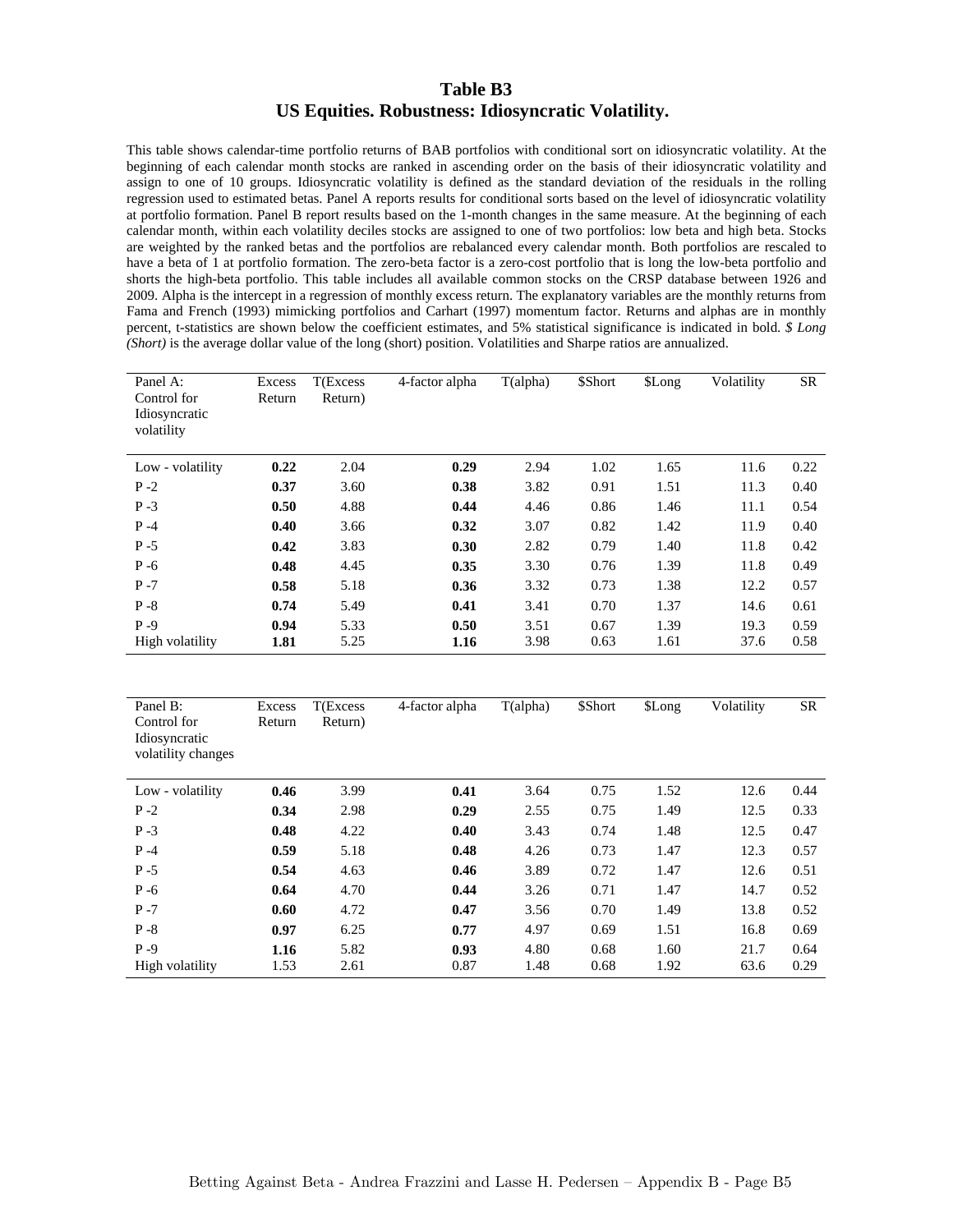# Table B3
## US Equities. Robustness: Idiosyncratic Volatility.

This table shows calendar-time portfolio returns of BAB portfolios with conditional sort on idiosyncratic volatility. At the beginning of each calendar month stocks are ranked in ascending order on the basis of their idiosyncratic volatility and assign to one of 10 groups. Idiosyncratic volatility is defined as the standard deviation of the residuals in the rolling regression used to estimated betas. Panel A reports results for conditional sorts based on the level of idiosyncratic volatility at portfolio formation. Panel B report results based on the 1-month changes in the same measure. At the beginning of each calendar month, within each volatility deciles stocks are assigned to one of two portfolios: low beta and high beta. Stocks are weighted by the ranked betas and the portfolios are rebalanced every calendar month. Both portfolios are rescaled to have a beta of 1 at portfolio formation. The zero-beta factor is a zero-cost portfolio that is long the low-beta portfolio and shorts the high-beta portfolio. This table includes all available common stocks on the CRSP database between 1926 and 2009. Alpha is the intercept in a regression of monthly excess return. The explanatory variables are the monthly returns from Fama and French (1993) mimicking portfolios and Carhart (1997) momentum factor. Returns and alphas are in monthly percent, t-statistics are shown below the coefficient estimates, and 5% statistical significance is indicated in bold. *$ Long (Short)* is the average dollar value of the long (short) position. Volatilities and Sharpe ratios are annualized.

| Panel A: Control for Idiosyncratic volatility | Excess Return | T(Excess Return) | 4-factor alpha | T(alpha) | $Short | $Long | Volatility | SR |
|---|---|---|---|---|---|---|---|---|
| Low - volatility | **0.22** | 2.04 | **0.29** | 2.94 | 1.02 | 1.65 | 11.6 | 0.22 |
| P -2 | **0.37** | 3.60 | **0.38** | 3.82 | 0.91 | 1.51 | 11.3 | 0.40 |
| P -3 | **0.50** | 4.88 | **0.44** | 4.46 | 0.86 | 1.46 | 11.1 | 0.54 |
| P -4 | **0.40** | 3.66 | **0.32** | 3.07 | 0.82 | 1.42 | 11.9 | 0.40 |
| P -5 | **0.42** | 3.83 | **0.30** | 2.82 | 0.79 | 1.40 | 11.8 | 0.42 |
| P -6 | **0.48** | 4.45 | **0.35** | 3.30 | 0.76 | 1.39 | 11.8 | 0.49 |
| P -7 | **0.58** | 5.18 | **0.36** | 3.32 | 0.73 | 1.38 | 12.2 | 0.57 |
| P -8 | **0.74** | 5.49 | **0.41** | 3.41 | 0.70 | 1.37 | 14.6 | 0.61 |
| P -9 | **0.94** | 5.33 | **0.50** | 3.51 | 0.67 | 1.39 | 19.3 | 0.59 |
| High volatility | **1.81** | 5.25 | **1.16** | 3.98 | 0.63 | 1.61 | 37.6 | 0.58 |

| Panel B: Control for Idiosyncratic volatility changes | Excess Return | T(Excess Return) | 4-factor alpha | T(alpha) | $Short | $Long | Volatility | SR |
|---|---|---|---|---|---|---|---|---|
| Low - volatility | **0.46** | 3.99 | **0.41** | 3.64 | 0.75 | 1.52 | 12.6 | 0.44 |
| P -2 | **0.34** | 2.98 | **0.29** | 2.55 | 0.75 | 1.49 | 12.5 | 0.33 |
| P -3 | **0.48** | 4.22 | **0.40** | 3.43 | 0.74 | 1.48 | 12.5 | 0.47 |
| P -4 | **0.59** | 5.18 | **0.48** | 4.26 | 0.73 | 1.47 | 12.3 | 0.57 |
| P -5 | **0.54** | 4.63 | **0.46** | 3.89 | 0.72 | 1.47 | 12.6 | 0.51 |
| P -6 | **0.64** | 4.70 | **0.44** | 3.26 | 0.71 | 1.47 | 14.7 | 0.52 |
| P -7 | **0.60** | 4.72 | **0.47** | 3.56 | 0.70 | 1.49 | 13.8 | 0.52 |
| P -8 | **0.97** | 6.25 | **0.77** | 4.97 | 0.69 | 1.51 | 16.8 | 0.69 |
| P -9 | **1.16** | 5.82 | **0.93** | 4.80 | 0.68 | 1.60 | 21.7 | 0.64 |
| High volatility | 1.53 | 2.61 | 0.87 | 1.48 | 0.68 | 1.92 | 63.6 | 0.29 |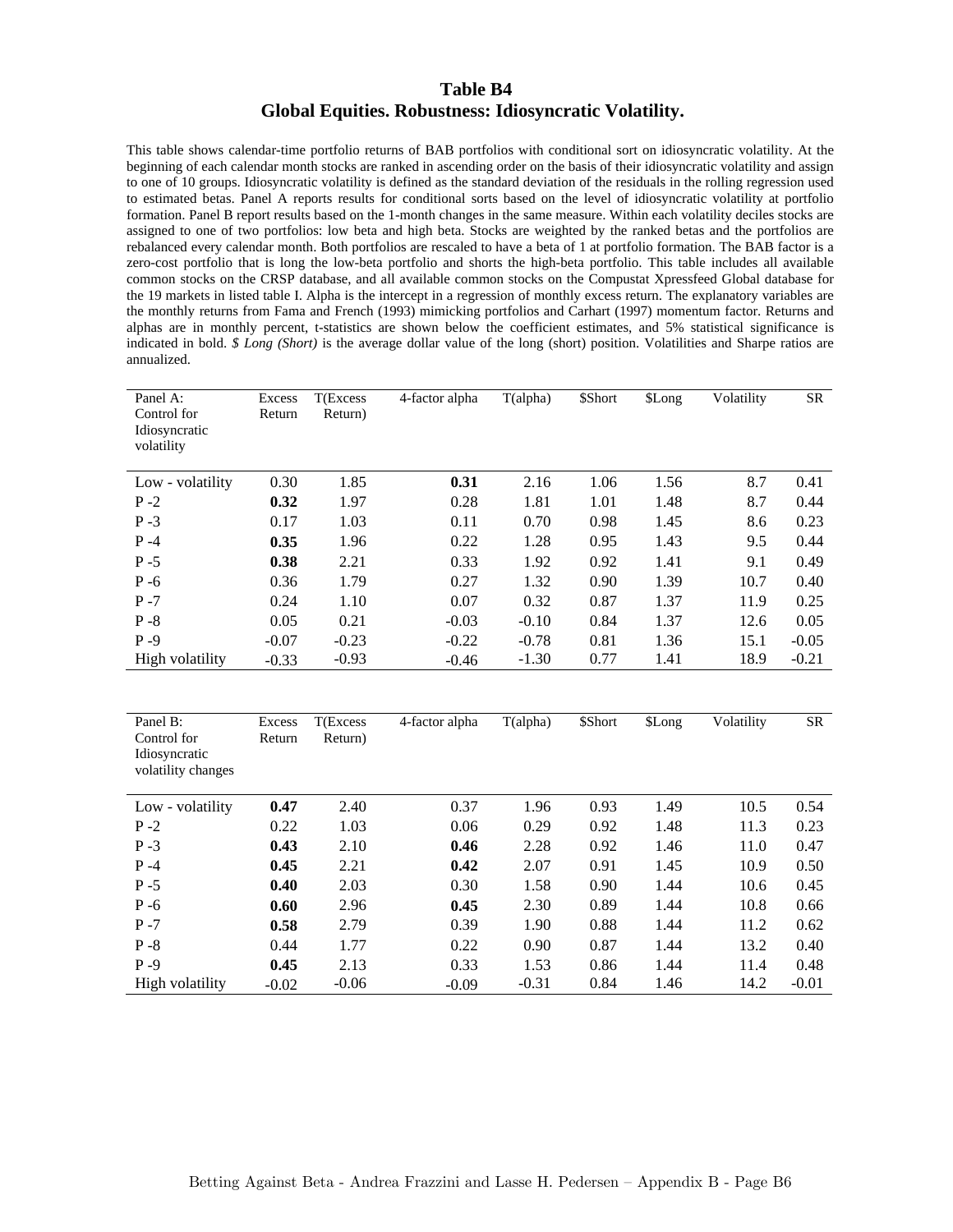# Table B4
## Global Equities. Robustness: Idiosyncratic Volatility.

This table shows calendar-time portfolio returns of BAB portfolios with conditional sort on idiosyncratic volatility. At the beginning of each calendar month stocks are ranked in ascending order on the basis of their idiosyncratic volatility and assign to one of 10 groups. Idiosyncratic volatility is defined as the standard deviation of the residuals in the rolling regression used to estimated betas. Panel A reports results for conditional sorts based on the level of idiosyncratic volatility at portfolio formation. Panel B report results based on the 1-month changes in the same measure. Within each volatility deciles stocks are assigned to one of two portfolios: low beta and high beta. Stocks are weighted by the ranked betas and the portfolios are rebalanced every calendar month. Both portfolios are rescaled to have a beta of 1 at portfolio formation. The BAB factor is a zero-cost portfolio that is long the low-beta portfolio and shorts the high-beta portfolio. This table includes all available common stocks on the CRSP database, and all available common stocks on the Compustat Xpressfeed Global database for the 19 markets in listed table I. Alpha is the intercept in a regression of monthly excess return. The explanatory variables are the monthly returns from Fama and French (1993) mimicking portfolios and Carhart (1997) momentum factor. Returns and alphas are in monthly percent, t-statistics are shown below the coefficient estimates, and 5% statistical significance is indicated in bold. *$ Long (Short)* is the average dollar value of the long (short) position. Volatilities and Sharpe ratios are annualized.

| Panel A: Control for Idiosyncratic volatility | Excess Return | T(Excess Return) | 4-factor alpha | T(alpha) | $Short | $Long | Volatility | SR |
|---|---|---|---|---|---|---|---|---|
| Low - volatility | 0.30 | 1.85 | **0.31** | 2.16 | 1.06 | 1.56 | 8.7 | 0.41 |
| P -2 | **0.32** | 1.97 | 0.28 | 1.81 | 1.01 | 1.48 | 8.7 | 0.44 |
| P -3 | 0.17 | 1.03 | 0.11 | 0.70 | 0.98 | 1.45 | 8.6 | 0.23 |
| P -4 | **0.35** | 1.96 | 0.22 | 1.28 | 0.95 | 1.43 | 9.5 | 0.44 |
| P -5 | **0.38** | 2.21 | 0.33 | 1.92 | 0.92 | 1.41 | 9.1 | 0.49 |
| P -6 | 0.36 | 1.79 | 0.27 | 1.32 | 0.90 | 1.39 | 10.7 | 0.40 |
| P -7 | 0.24 | 1.10 | 0.07 | 0.32 | 0.87 | 1.37 | 11.9 | 0.25 |
| P -8 | 0.05 | 0.21 | -0.03 | -0.10 | 0.84 | 1.37 | 12.6 | 0.05 |
| P -9 | -0.07 | -0.23 | -0.22 | -0.78 | 0.81 | 1.36 | 15.1 | -0.05 |
| High volatility | -0.33 | -0.93 | -0.46 | -1.30 | 0.77 | 1.41 | 18.9 | -0.21 |

| Panel B: Control for Idiosyncratic volatility changes | Excess Return | T(Excess Return) | 4-factor alpha | T(alpha) | $Short | $Long | Volatility | SR |
|---|---|---|---|---|---|---|---|---|
| Low - volatility | **0.47** | 2.40 | 0.37 | 1.96 | 0.93 | 1.49 | 10.5 | 0.54 |
| P -2 | 0.22 | 1.03 | 0.06 | 0.29 | 0.92 | 1.48 | 11.3 | 0.23 |
| P -3 | **0.43** | 2.10 | **0.46** | 2.28 | 0.92 | 1.46 | 11.0 | 0.47 |
| P -4 | **0.45** | 2.21 | **0.42** | 2.07 | 0.91 | 1.45 | 10.9 | 0.50 |
| P -5 | **0.40** | 2.03 | 0.30 | 1.58 | 0.90 | 1.44 | 10.6 | 0.45 |
| P -6 | **0.60** | 2.96 | **0.45** | 2.30 | 0.89 | 1.44 | 10.8 | 0.66 |
| P -7 | **0.58** | 2.79 | 0.39 | 1.90 | 0.88 | 1.44 | 11.2 | 0.62 |
| P -8 | 0.44 | 1.77 | 0.22 | 0.90 | 0.87 | 1.44 | 13.2 | 0.40 |
| P -9 | **0.45** | 2.13 | 0.33 | 1.53 | 0.86 | 1.44 | 11.4 | 0.48 |
| High volatility | -0.02 | -0.06 | -0.09 | -0.31 | 0.84 | 1.46 | 14.2 | -0.01 |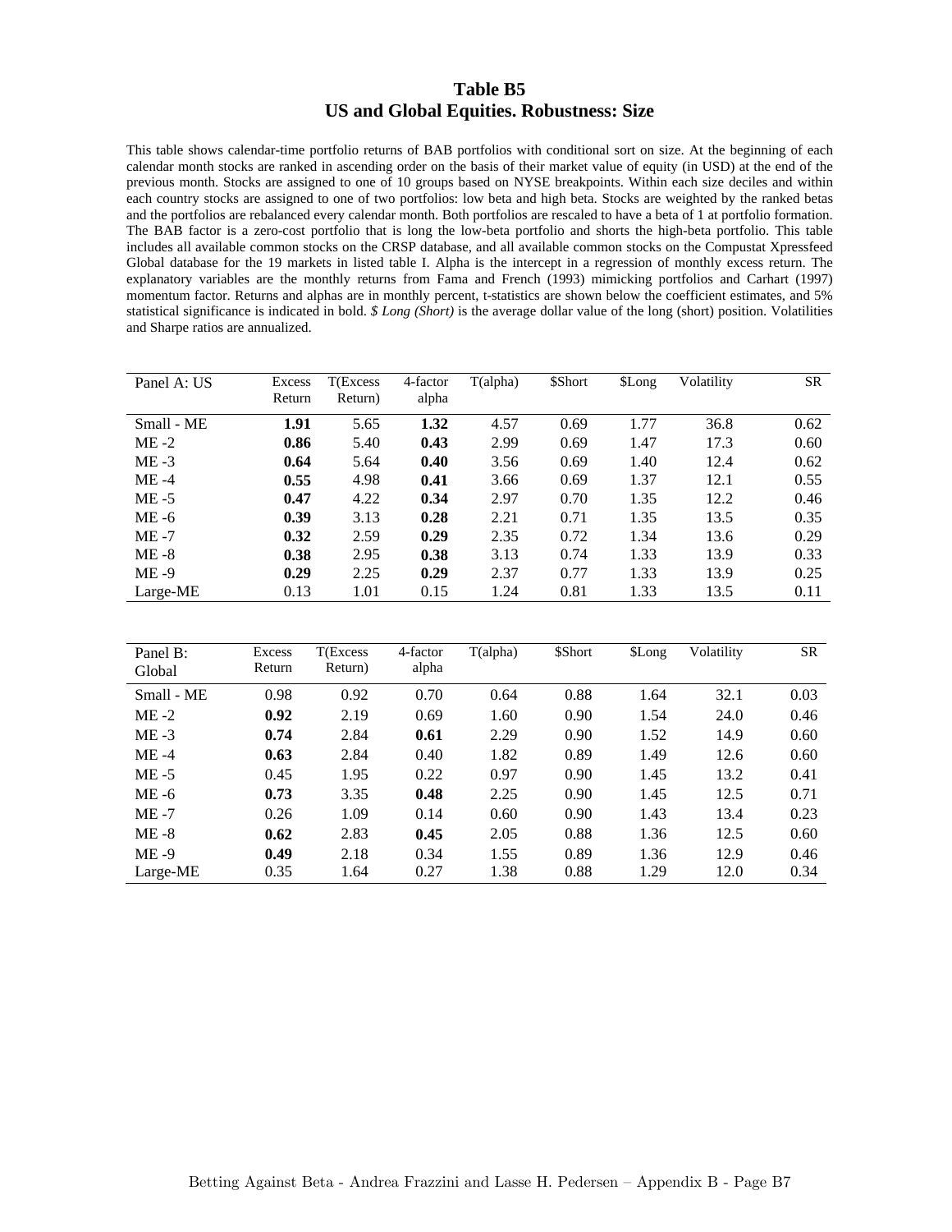# Table B5
## US and Global Equities. Robustness: Size

This table shows calendar-time portfolio returns of BAB portfolios with conditional sort on size. At the beginning of each calendar month stocks are ranked in ascending order on the basis of their market value of equity (in USD) at the end of the previous month. Stocks are assigned to one of 10 groups based on NYSE breakpoints. Within each size deciles and within each country stocks are assigned to one of two portfolios: low beta and high beta. Stocks are weighted by the ranked betas and the portfolios are rebalanced every calendar month. Both portfolios are rescaled to have a beta of 1 at portfolio formation. The BAB factor is a zero-cost portfolio that is long the low-beta portfolio and shorts the high-beta portfolio. This table includes all available common stocks on the CRSP database, and all available common stocks on the Compustat Xpressfeed Global database for the 19 markets in listed table I. Alpha is the intercept in a regression of monthly excess return. The explanatory variables are the monthly returns from Fama and French (1993) mimicking portfolios and Carhart (1997) momentum factor. Returns and alphas are in monthly percent, t-statistics are shown below the coefficient estimates, and 5% statistical significance is indicated in bold. *$ Long (Short)* is the average dollar value of the long (short) position. Volatilities and Sharpe ratios are annualized.

| Panel A: US | Excess Return | T(Excess Return) | 4-factor alpha | T(alpha) | $Short | $Long | Volatility | SR |
|---|---|---|---|---|---|---|---|---|
| Small - ME | **1.91** | 5.65 | **1.32** | 4.57 | 0.69 | 1.77 | 36.8 | 0.62 |
| ME -2 | **0.86** | 5.40 | **0.43** | 2.99 | 0.69 | 1.47 | 17.3 | 0.60 |
| ME -3 | **0.64** | 5.64 | **0.40** | 3.56 | 0.69 | 1.40 | 12.4 | 0.62 |
| ME -4 | **0.55** | 4.98 | **0.41** | 3.66 | 0.69 | 1.37 | 12.1 | 0.55 |
| ME -5 | **0.47** | 4.22 | **0.34** | 2.97 | 0.70 | 1.35 | 12.2 | 0.46 |
| ME -6 | **0.39** | 3.13 | **0.28** | 2.21 | 0.71 | 1.35 | 13.5 | 0.35 |
| ME -7 | **0.32** | 2.59 | **0.29** | 2.35 | 0.72 | 1.34 | 13.6 | 0.29 |
| ME -8 | **0.38** | 2.95 | **0.38** | 3.13 | 0.74 | 1.33 | 13.9 | 0.33 |
| ME -9 | **0.29** | 2.25 | **0.29** | 2.37 | 0.77 | 1.33 | 13.9 | 0.25 |
| Large-ME | 0.13 | 1.01 | 0.15 | 1.24 | 0.81 | 1.33 | 13.5 | 0.11 |

| Panel B: Global | Excess Return | T(Excess Return) | 4-factor alpha | T(alpha) | $Short | $Long | Volatility | SR |
|---|---|---|---|---|---|---|---|---|
| Small - ME | 0.98 | 0.92 | 0.70 | 0.64 | 0.88 | 1.64 | 32.1 | 0.03 |
| ME -2 | **0.92** | 2.19 | 0.69 | 1.60 | 0.90 | 1.54 | 24.0 | 0.46 |
| ME -3 | **0.74** | 2.84 | **0.61** | 2.29 | 0.90 | 1.52 | 14.9 | 0.60 |
| ME -4 | **0.63** | 2.84 | 0.40 | 1.82 | 0.89 | 1.49 | 12.6 | 0.60 |
| ME -5 | 0.45 | 1.95 | 0.22 | 0.97 | 0.90 | 1.45 | 13.2 | 0.41 |
| ME -6 | **0.73** | 3.35 | **0.48** | 2.25 | 0.90 | 1.45 | 12.5 | 0.71 |
| ME -7 | 0.26 | 1.09 | 0.14 | 0.60 | 0.90 | 1.43 | 13.4 | 0.23 |
| ME -8 | **0.62** | 2.83 | **0.45** | 2.05 | 0.88 | 1.36 | 12.5 | 0.60 |
| ME -9 | **0.49** | 2.18 | 0.34 | 1.55 | 0.89 | 1.36 | 12.9 | 0.46 |
| Large-ME | 0.35 | 1.64 | 0.27 | 1.38 | 0.88 | 1.29 | 12.0 | 0.34 |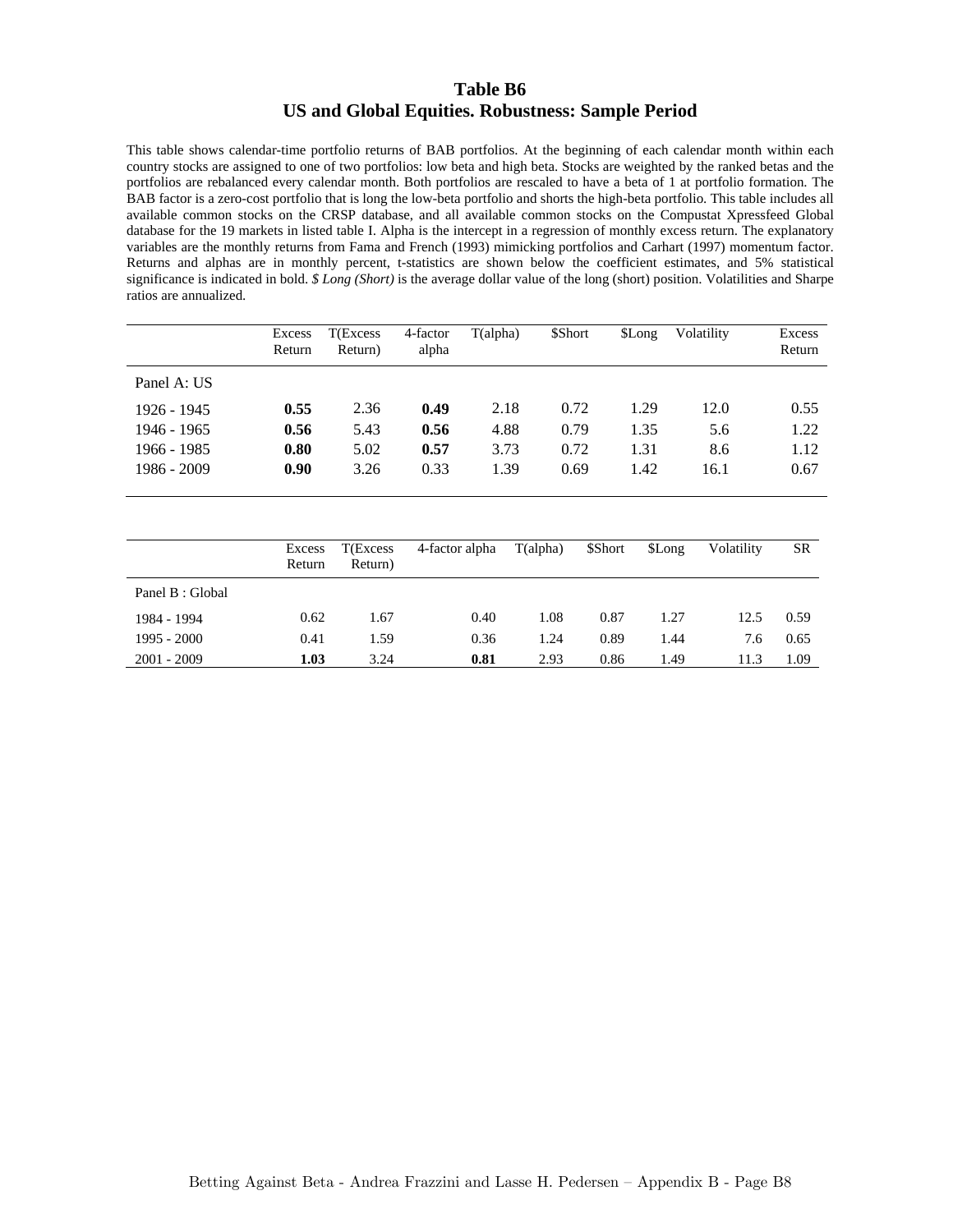# Table B6
## US and Global Equities. Robustness: Sample Period

This table shows calendar-time portfolio returns of BAB portfolios. At the beginning of each calendar month within each country stocks are assigned to one of two portfolios: low beta and high beta. Stocks are weighted by the ranked betas and the portfolios are rebalanced every calendar month. Both portfolios are rescaled to have a beta of 1 at portfolio formation. The BAB factor is a zero-cost portfolio that is long the low-beta portfolio and shorts the high-beta portfolio. This table includes all available common stocks on the CRSP database, and all available common stocks on the Compustat Xpressfeed Global database for the 19 markets in listed table I. Alpha is the intercept in a regression of monthly excess return. The explanatory variables are the monthly returns from Fama and French (1993) mimicking portfolios and Carhart (1997) momentum factor. Returns and alphas are in monthly percent, t-statistics are shown below the coefficient estimates, and 5% statistical significance is indicated in bold. *$ Long (Short)* is the average dollar value of the long (short) position. Volatilities and Sharpe ratios are annualized.

| | Excess Return | T(Excess Return) | 4-factor alpha | T(alpha) | $Short | $Long | Volatility | Excess Return |
|---|---|---|---|---|---|---|---|---|
| Panel A: US | | | | | | | | |
| 1926 - 1945 | **0.55** | 2.36 | **0.49** | 2.18 | 0.72 | 1.29 | 12.0 | 0.55 |
| 1946 - 1965 | **0.56** | 5.43 | **0.56** | 4.88 | 0.79 | 1.35 | 5.6 | 1.22 |
| 1966 - 1985 | **0.80** | 5.02 | **0.57** | 3.73 | 0.72 | 1.31 | 8.6 | 1.12 |
| 1986 - 2009 | **0.90** | 3.26 | 0.33 | 1.39 | 0.69 | 1.42 | 16.1 | 0.67 |

| | Excess Return | T(Excess Return) | 4-factor alpha | T(alpha) | $Short | $Long | Volatility | SR |
|---|---|---|---|---|---|---|---|---|
| Panel B : Global | | | | | | | | |
| 1984 - 1994 | 0.62 | 1.67 | 0.40 | 1.08 | 0.87 | 1.27 | 12.5 | 0.59 |
| 1995 - 2000 | 0.41 | 1.59 | 0.36 | 1.24 | 0.89 | 1.44 | 7.6 | 0.65 |
| 2001 - 2009 | **1.03** | 3.24 | **0.81** | 2.93 | 0.86 | 1.49 | 11.3 | 1.09 |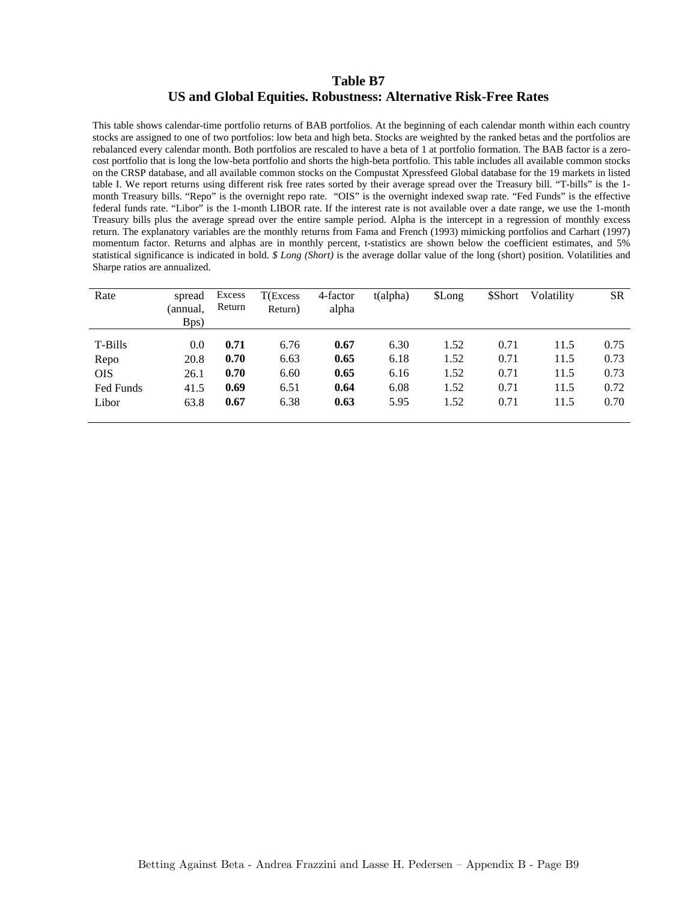# Table B7
## US and Global Equities. Robustness: Alternative Risk-Free Rates

This table shows calendar-time portfolio returns of BAB portfolios. At the beginning of each calendar month within each country stocks are assigned to one of two portfolios: low beta and high beta. Stocks are weighted by the ranked betas and the portfolios are rebalanced every calendar month. Both portfolios are rescaled to have a beta of 1 at portfolio formation. The BAB factor is a zero-cost portfolio that is long the low-beta portfolio and shorts the high-beta portfolio. This table includes all available common stocks on the CRSP database, and all available common stocks on the Compustat Xpressfeed Global database for the 19 markets in listed table I. We report returns using different risk free rates sorted by their average spread over the Treasury bill. "T-bills" is the 1-month Treasury bills. "Repo" is the overnight repo rate. "OIS" is the overnight indexed swap rate. "Fed Funds" is the effective federal funds rate. "Libor" is the 1-month LIBOR rate. If the interest rate is not available over a date range, we use the 1-month Treasury bills plus the average spread over the entire sample period. Alpha is the intercept in a regression of monthly excess return. The explanatory variables are the monthly returns from Fama and French (1993) mimicking portfolios and Carhart (1997) momentum factor. Returns and alphas are in monthly percent, t-statistics are shown below the coefficient estimates, and 5% statistical significance is indicated in bold. *$ Long (Short)* is the average dollar value of the long (short) position. Volatilities and Sharpe ratios are annualized.

| Rate | spread (annual, Bps) | Excess Return | T(Excess Return) | 4-factor alpha | t(alpha) | $Long | $Short | Volatility | SR |
|---|---|---|---|---|---|---|---|---|---|
| T-Bills | 0.0 | **0.71** | 6.76 | **0.67** | 6.30 | 1.52 | 0.71 | 11.5 | 0.75 |
| Repo | 20.8 | **0.70** | 6.63 | **0.65** | 6.18 | 1.52 | 0.71 | 11.5 | 0.73 |
| OIS | 26.1 | **0.70** | 6.60 | **0.65** | 6.16 | 1.52 | 0.71 | 11.5 | 0.73 |
| Fed Funds | 41.5 | **0.69** | 6.51 | **0.64** | 6.08 | 1.52 | 0.71 | 11.5 | 0.72 |
| Libor | 63.8 | **0.67** | 6.38 | **0.63** | 5.95 | 1.52 | 0.71 | 11.5 | 0.70 |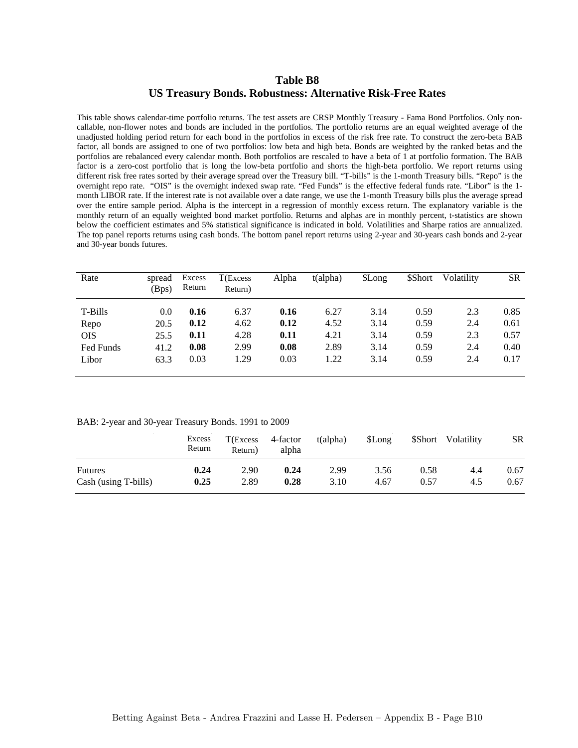## Table B8
## US Treasury Bonds. Robustness: Alternative Risk-Free Rates

This table shows calendar-time portfolio returns. The test assets are CRSP Monthly Treasury - Fama Bond Portfolios. Only non-callable, non-flower notes and bonds are included in the portfolios. The portfolio returns are an equal weighted average of the unadjusted holding period return for each bond in the portfolios in excess of the risk free rate. To construct the zero-beta BAB factor, all bonds are assigned to one of two portfolios: low beta and high beta. Bonds are weighted by the ranked betas and the portfolios are rebalanced every calendar month. Both portfolios are rescaled to have a beta of 1 at portfolio formation. The BAB factor is a zero-cost portfolio that is long the low-beta portfolio and shorts the high-beta portfolio. We report returns using different risk free rates sorted by their average spread over the Treasury bill. "T-bills" is the 1-month Treasury bills. "Repo" is the overnight repo rate. "OIS" is the overnight indexed swap rate. "Fed Funds" is the effective federal funds rate. "Libor" is the 1-month LIBOR rate. If the interest rate is not available over a date range, we use the 1-month Treasury bills plus the average spread over the entire sample period. Alpha is the intercept in a regression of monthly excess return. The explanatory variable is the monthly return of an equally weighted bond market portfolio. Returns and alphas are in monthly percent, t-statistics are shown below the coefficient estimates and 5% statistical significance is indicated in bold. Volatilities and Sharpe ratios are annualized. The top panel reports returns using cash bonds. The bottom panel report returns using 2-year and 30-years cash bonds and 2-year and 30-year bonds futures.

| Rate | spread (Bps) | Excess Return | T(Excess Return) | Alpha | t(alpha) | $Long | $Short | Volatility | SR |
|---|---|---|---|---|---|---|---|---|---|
| T-Bills | 0.0 | **0.16** | 6.37 | **0.16** | 6.27 | 3.14 | 0.59 | 2.3 | 0.85 |
| Repo | 20.5 | **0.12** | 4.62 | **0.12** | 4.52 | 3.14 | 0.59 | 2.4 | 0.61 |
| OIS | 25.5 | **0.11** | 4.28 | **0.11** | 4.21 | 3.14 | 0.59 | 2.3 | 0.57 |
| Fed Funds | 41.2 | **0.08** | 2.99 | **0.08** | 2.89 | 3.14 | 0.59 | 2.4 | 0.40 |
| Libor | 63.3 | 0.03 | 1.29 | 0.03 | 1.22 | 3.14 | 0.59 | 2.4 | 0.17 |

BAB: 2-year and 30-year Treasury Bonds. 1991 to 2009

| | Excess Return | T(Excess Return) | 4-factor alpha | t(alpha) | $Long | $Short | Volatility | SR |
|---|---|---|---|---|---|---|---|---|
| Futures | **0.24** | 2.90 | **0.24** | 2.99 | 3.56 | 0.58 | 4.4 | 0.67 |
| Cash (using T-bills) | **0.25** | 2.89 | **0.28** | 3.10 | 4.67 | 0.57 | 4.5 | 0.67 |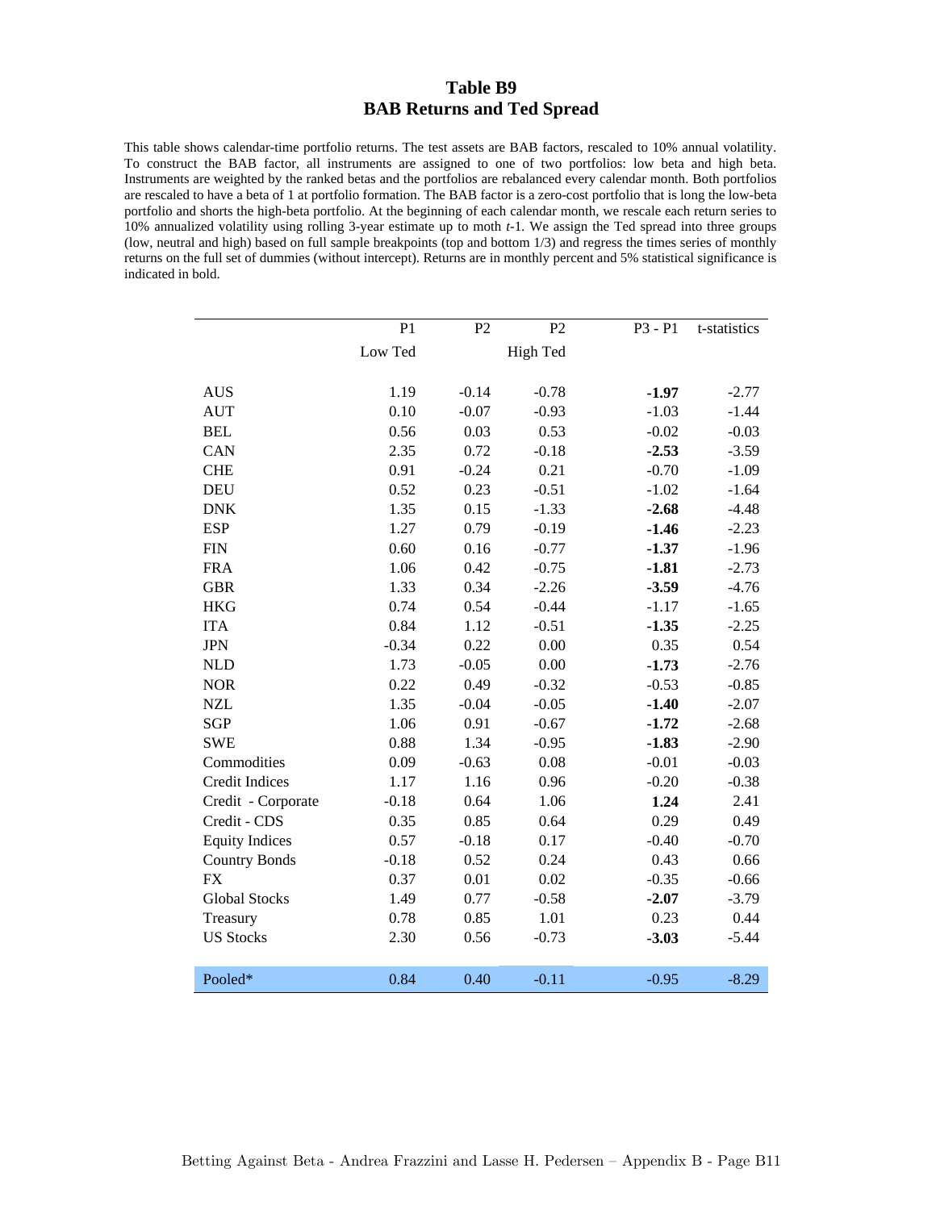# Table B9
## BAB Returns and Ted Spread

This table shows calendar-time portfolio returns. The test assets are BAB factors, rescaled to 10% annual volatility. To construct the BAB factor, all instruments are assigned to one of two portfolios: low beta and high beta. Instruments are weighted by the ranked betas and the portfolios are rebalanced every calendar month. Both portfolios are rescaled to have a beta of 1 at portfolio formation. The BAB factor is a zero-cost portfolio that is long the low-beta portfolio and shorts the high-beta portfolio. At the beginning of each calendar month, we rescale each return series to 10% annualized volatility using rolling 3-year estimate up to moth *t*-1. We assign the Ted spread into three groups (low, neutral and high) based on full sample breakpoints (top and bottom 1/3) and regress the times series of monthly returns on the full set of dummies (without intercept). Returns are in monthly percent and 5% statistical significance is indicated in bold.

| | P1 | P2 | P2 | P3 - P1 | t-statistics |
|---|---|---|---|---|---|
| | Low Ted | | High Ted | | |
| AUS | 1.19 | -0.14 | -0.78 | **-1.97** | -2.77 |
| AUT | 0.10 | -0.07 | -0.93 | -1.03 | -1.44 |
| BEL | 0.56 | 0.03 | 0.53 | -0.02 | -0.03 |
| CAN | 2.35 | 0.72 | -0.18 | **-2.53** | -3.59 |
| CHE | 0.91 | -0.24 | 0.21 | -0.70 | -1.09 |
| DEU | 0.52 | 0.23 | -0.51 | -1.02 | -1.64 |
| DNK | 1.35 | 0.15 | -1.33 | **-2.68** | -4.48 |
| ESP | 1.27 | 0.79 | -0.19 | **-1.46** | -2.23 |
| FIN | 0.60 | 0.16 | -0.77 | **-1.37** | -1.96 |
| FRA | 1.06 | 0.42 | -0.75 | **-1.81** | -2.73 |
| GBR | 1.33 | 0.34 | -2.26 | **-3.59** | -4.76 |
| HKG | 0.74 | 0.54 | -0.44 | -1.17 | -1.65 |
| ITA | 0.84 | 1.12 | -0.51 | **-1.35** | -2.25 |
| JPN | -0.34 | 0.22 | 0.00 | 0.35 | 0.54 |
| NLD | 1.73 | -0.05 | 0.00 | **-1.73** | -2.76 |
| NOR | 0.22 | 0.49 | -0.32 | -0.53 | -0.85 |
| NZL | 1.35 | -0.04 | -0.05 | **-1.40** | -2.07 |
| SGP | 1.06 | 0.91 | -0.67 | **-1.72** | -2.68 |
| SWE | 0.88 | 1.34 | -0.95 | **-1.83** | -2.90 |
| Commodities | 0.09 | -0.63 | 0.08 | -0.01 | -0.03 |
| Credit Indices | 1.17 | 1.16 | 0.96 | -0.20 | -0.38 |
| Credit - Corporate | -0.18 | 0.64 | 1.06 | **1.24** | 2.41 |
| Credit - CDS | 0.35 | 0.85 | 0.64 | 0.29 | 0.49 |
| Equity Indices | 0.57 | -0.18 | 0.17 | -0.40 | -0.70 |
| Country Bonds | -0.18 | 0.52 | 0.24 | 0.43 | 0.66 |
| FX | 0.37 | 0.01 | 0.02 | -0.35 | -0.66 |
| Global Stocks | 1.49 | 0.77 | -0.58 | **-2.07** | -3.79 |
| Treasury | 0.78 | 0.85 | 1.01 | 0.23 | 0.44 |
| US Stocks | 2.30 | 0.56 | -0.73 | **-3.03** | -5.44 |
| Pooled* | 0.84 | 0.40 | -0.11 | -0.95 | -8.29 |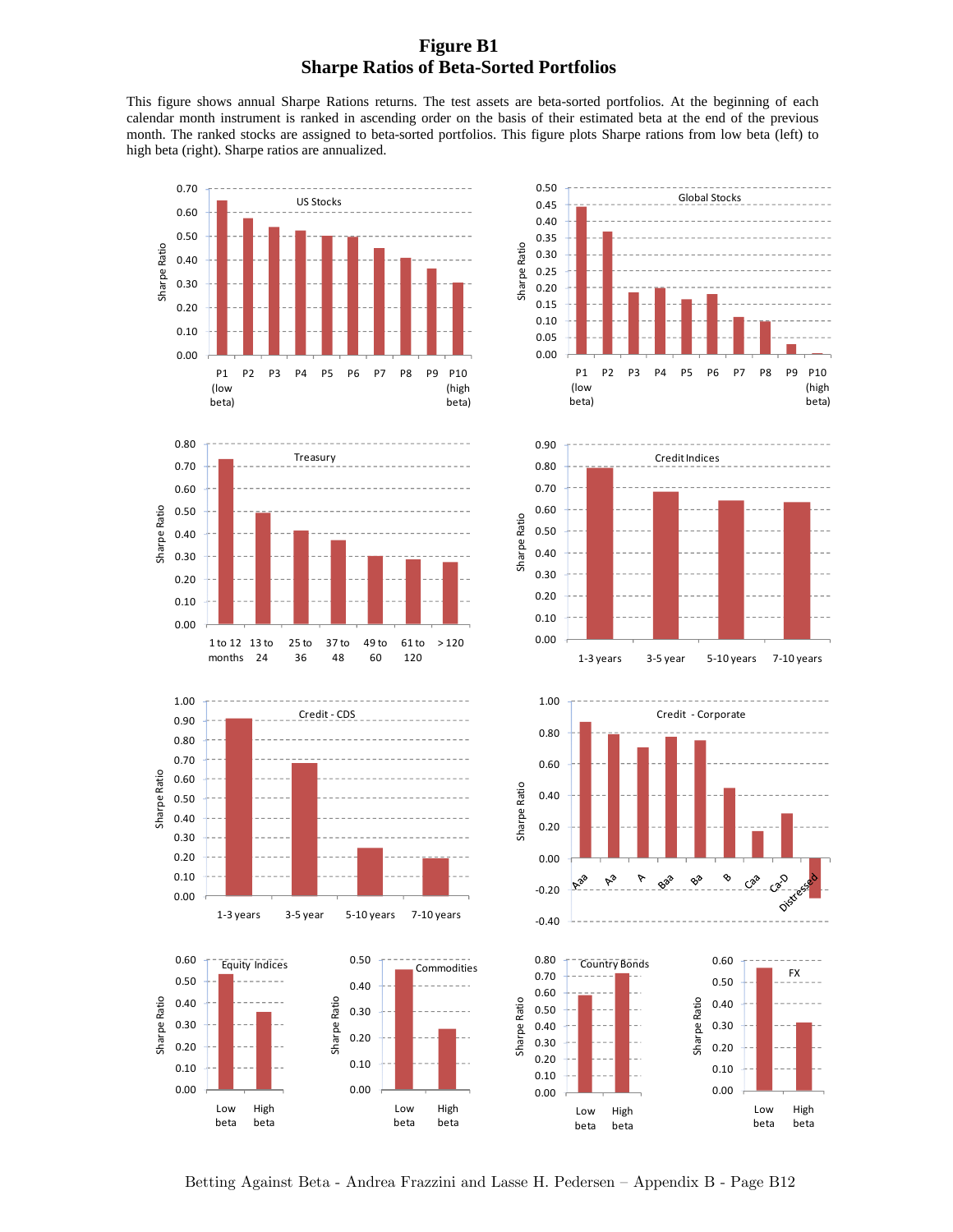# Figure B1
## Sharpe Ratios of Beta-Sorted Portfolios

This figure shows annual Sharpe Rations returns. The test assets are beta-sorted portfolios. At the beginning of each calendar month instrument is ranked in ascending order on the basis of their estimated beta at the end of the previous month. The ranked stocks are assigned to beta-sorted portfolios. This figure plots Sharpe rations from low beta (left) to high beta (right). Sharpe ratios are annualized.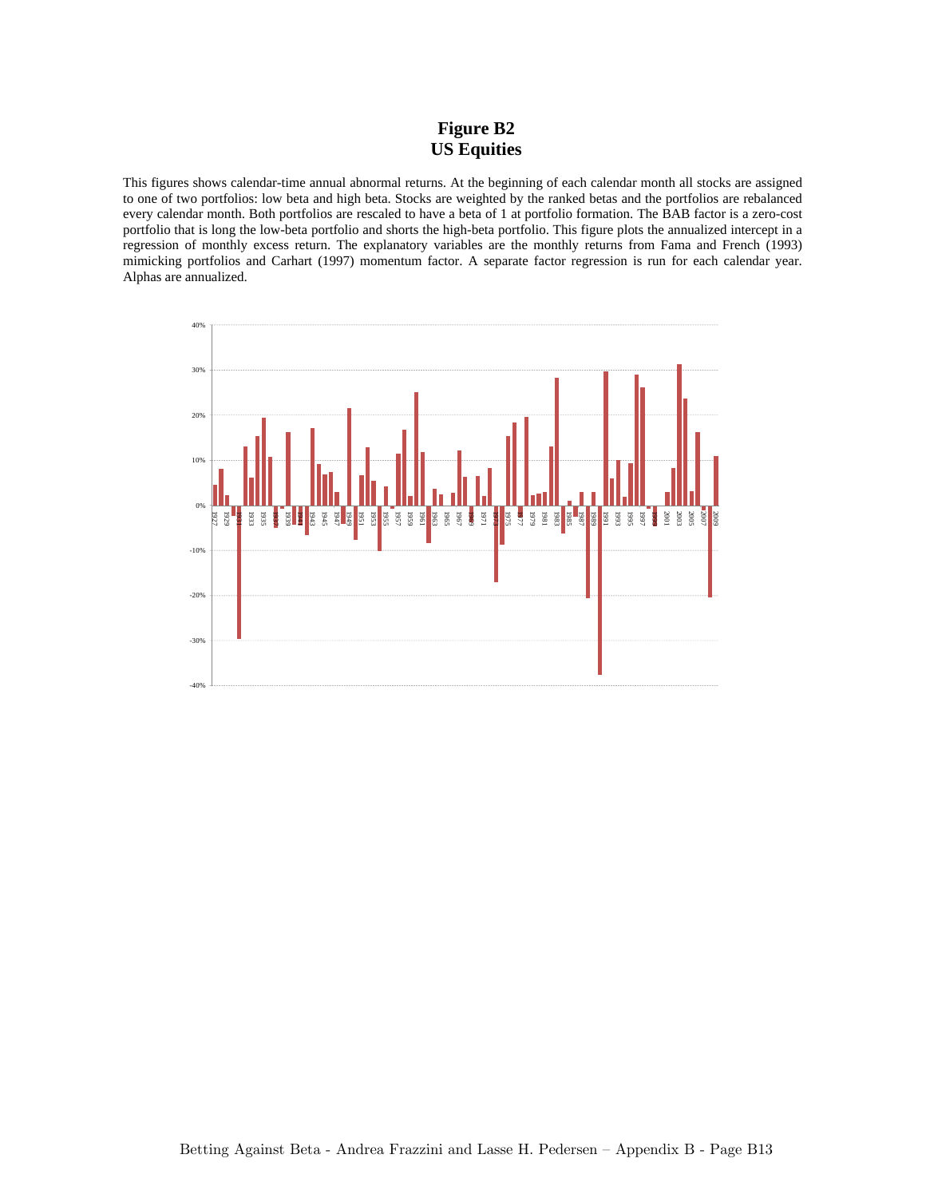# Figure B2
# US Equities

This figures shows calendar-time annual abnormal returns. At the beginning of each calendar month all stocks are assigned to one of two portfolios: low beta and high beta. Stocks are weighted by the ranked betas and the portfolios are rebalanced every calendar month. Both portfolios are rescaled to have a beta of 1 at portfolio formation. The BAB factor is a zero-cost portfolio that is long the low-beta portfolio and shorts the high-beta portfolio. This figure plots the annualized intercept in a regression of monthly excess return. The explanatory variables are the monthly returns from Fama and French (1993) mimicking portfolios and Carhart (1997) momentum factor. A separate factor regression is run for each calendar year. Alphas are annualized.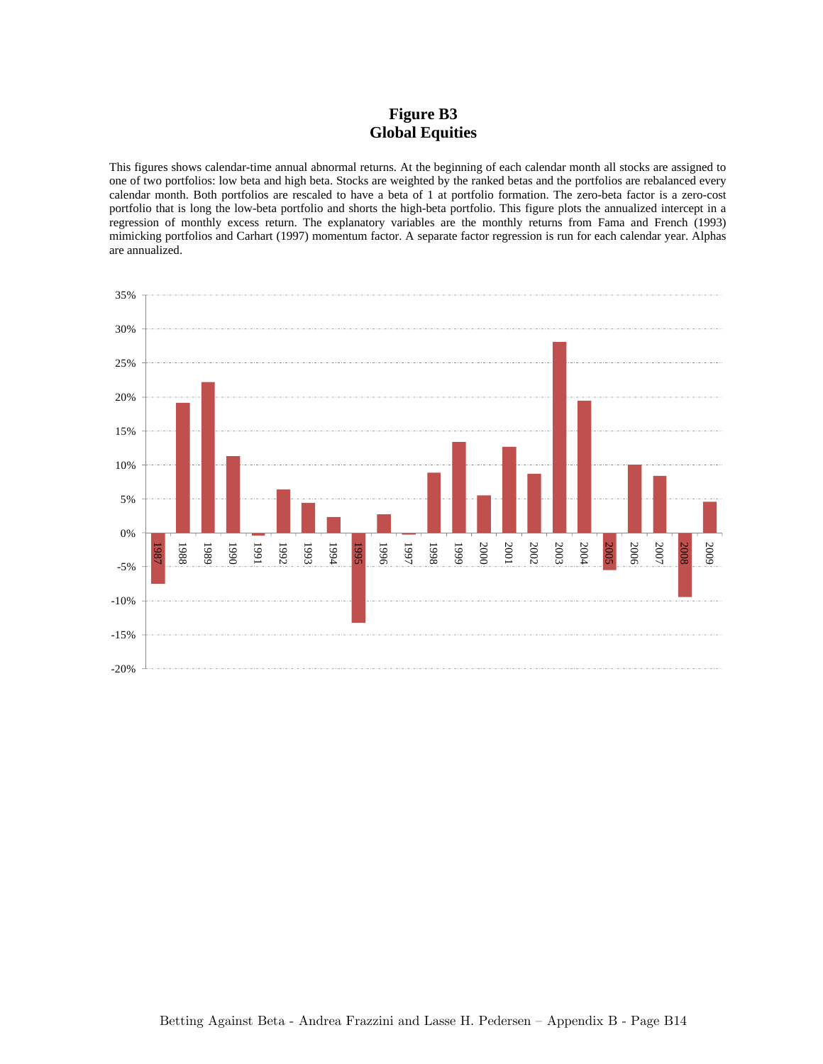# Figure B3
# Global Equities

This figures shows calendar-time annual abnormal returns. At the beginning of each calendar month all stocks are assigned to one of two portfolios: low beta and high beta. Stocks are weighted by the ranked betas and the portfolios are rebalanced every calendar month. Both portfolios are rescaled to have a beta of 1 at portfolio formation. The zero-beta factor is a zero-cost portfolio that is long the low-beta portfolio and shorts the high-beta portfolio. This figure plots the annualized intercept in a regression of monthly excess return. The explanatory variables are the monthly returns from Fama and French (1993) mimicking portfolios and Carhart (1997) momentum factor. A separate factor regression is run for each calendar year. Alphas are annualized.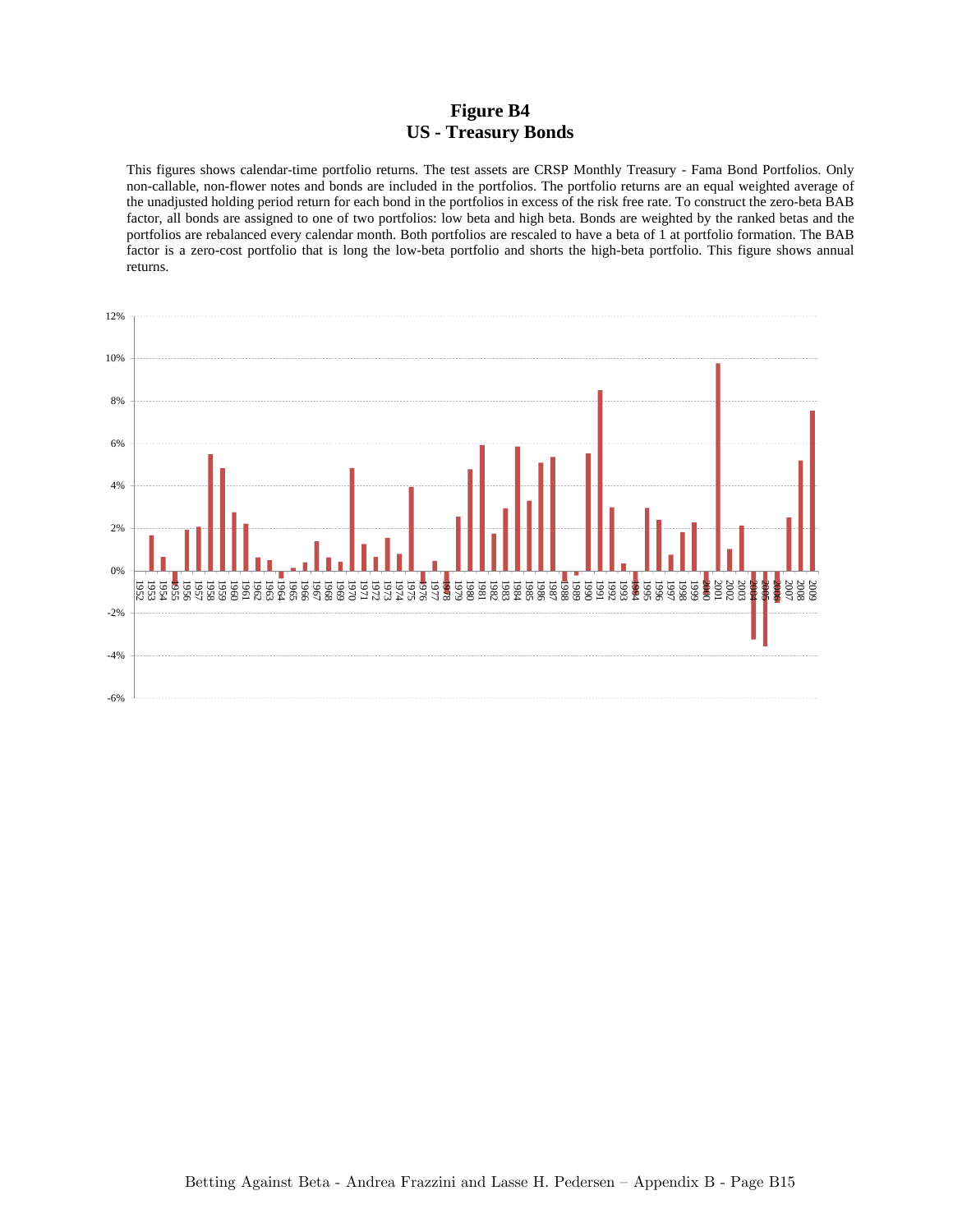# Figure B4
## US - Treasury Bonds

This figures shows calendar-time portfolio returns. The test assets are CRSP Monthly Treasury - Fama Bond Portfolios. Only non-callable, non-flower notes and bonds are included in the portfolios. The portfolio returns are an equal weighted average of the unadjusted holding period return for each bond in the portfolios in excess of the risk free rate. To construct the zero-beta BAB factor, all bonds are assigned to one of two portfolios: low beta and high beta. Bonds are weighted by the ranked betas and the portfolios are rebalanced every calendar month. Both portfolios are rescaled to have a beta of 1 at portfolio formation. The BAB factor is a zero-cost portfolio that is long the low-beta portfolio and shorts the high-beta portfolio. This figure shows annual returns.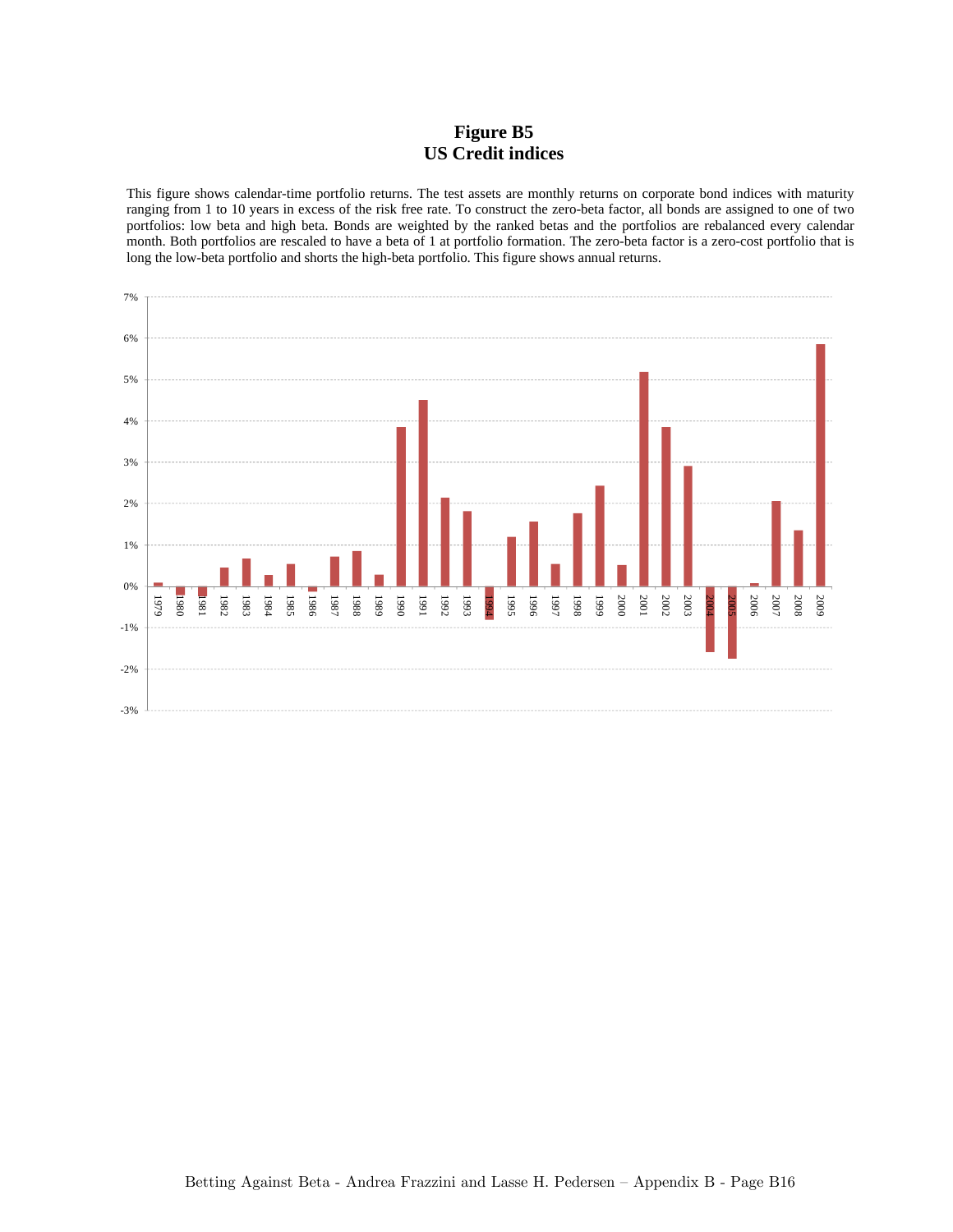# Figure B5
## US Credit indices

This figure shows calendar-time portfolio returns. The test assets are monthly returns on corporate bond indices with maturity ranging from 1 to 10 years in excess of the risk free rate. To construct the zero-beta factor, all bonds are assigned to one of two portfolios: low beta and high beta. Bonds are weighted by the ranked betas and the portfolios are rebalanced every calendar month. Both portfolios are rescaled to have a beta of 1 at portfolio formation. The zero-beta factor is a zero-cost portfolio that is long the low-beta portfolio and shorts the high-beta portfolio. This figure shows annual returns.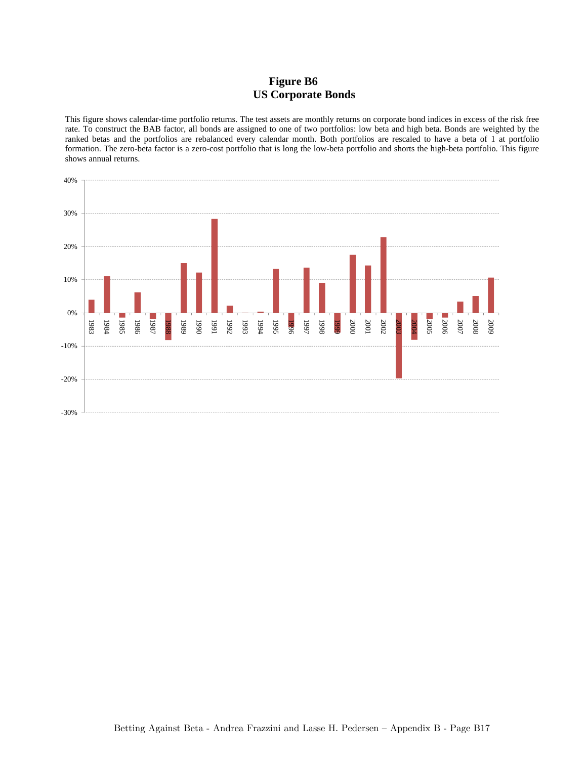# Figure B6
## US Corporate Bonds

This figure shows calendar-time portfolio returns. The test assets are monthly returns on corporate bond indices in excess of the risk free rate. To construct the BAB factor, all bonds are assigned to one of two portfolios: low beta and high beta. Bonds are weighted by the ranked betas and the portfolios are rebalanced every calendar month. Both portfolios are rescaled to have a beta of 1 at portfolio formation. The zero-beta factor is a zero-cost portfolio that is long the low-beta portfolio and shorts the high-beta portfolio. This figure shows annual returns.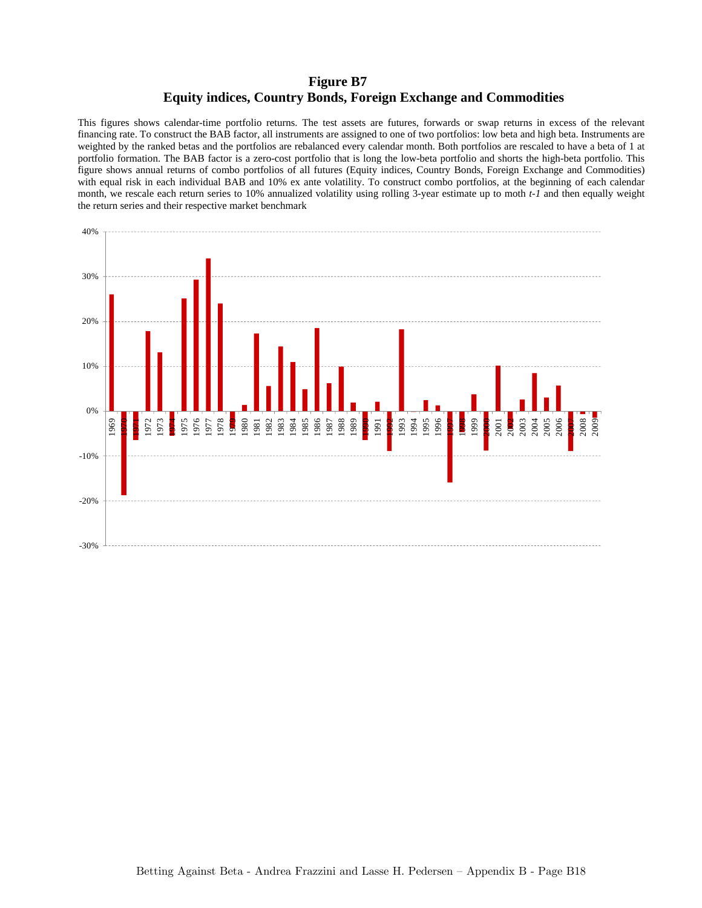**Figure B7**
**Equity indices, Country Bonds, Foreign Exchange and Commodities**

This figures shows calendar-time portfolio returns. The test assets are futures, forwards or swap returns in excess of the relevant financing rate. To construct the BAB factor, all instruments are assigned to one of two portfolios: low beta and high beta. Instruments are weighted by the ranked betas and the portfolios are rebalanced every calendar month. Both portfolios are rescaled to have a beta of 1 at portfolio formation. The BAB factor is a zero-cost portfolio that is long the low-beta portfolio and shorts the high-beta portfolio. This figure shows annual returns of combo portfolios of all futures (Equity indices, Country Bonds, Foreign Exchange and Commodities) with equal risk in each individual BAB and 10% ex ante volatility. To construct combo portfolios, at the beginning of each calendar month, we rescale each return series to 10% annualized volatility using rolling 3-year estimate up to moth *t-1* and then equally weight the return series and their respective market benchmark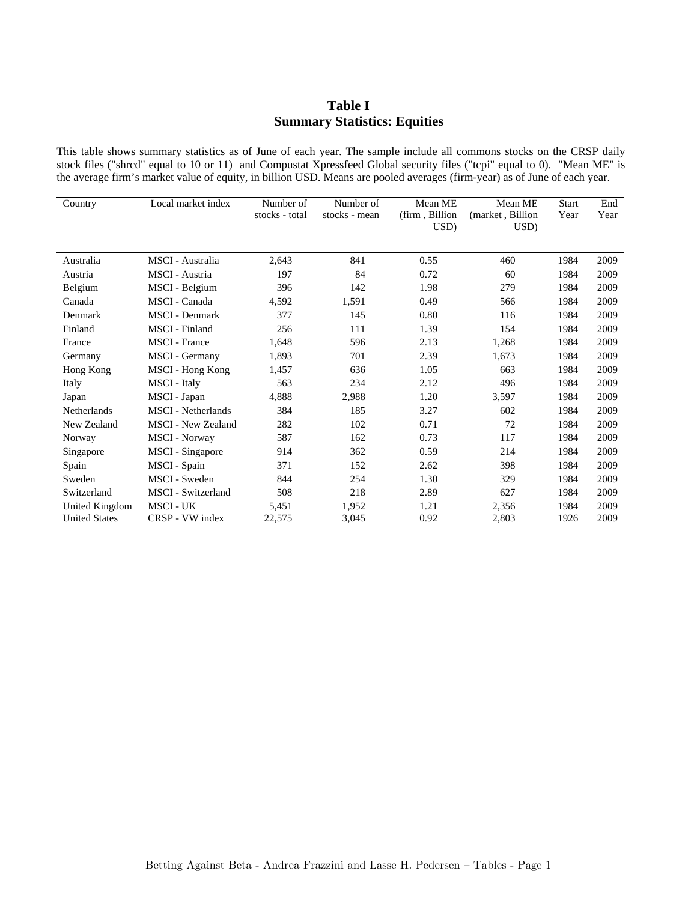# Table I
## Summary Statistics: Equities

This table shows summary statistics as of June of each year. The sample include all commons stocks on the CRSP daily stock files ("shrcd" equal to 10 or 11) and Compustat Xpressfeed Global security files ("tcpi" equal to 0). "Mean ME" is the average firm's market value of equity, in billion USD. Means are pooled averages (firm-year) as of June of each year.

| Country | Local market index | Number of stocks - total | Number of stocks - mean | Mean ME (firm , Billion USD) | Mean ME (market , Billion USD) | Start Year | End Year |
|---|---|---|---|---|---|---|---|
| Australia | MSCI - Australia | 2,643 | 841 | 0.55 | 460 | 1984 | 2009 |
| Austria | MSCI - Austria | 197 | 84 | 0.72 | 60 | 1984 | 2009 |
| Belgium | MSCI - Belgium | 396 | 142 | 1.98 | 279 | 1984 | 2009 |
| Canada | MSCI - Canada | 4,592 | 1,591 | 0.49 | 566 | 1984 | 2009 |
| Denmark | MSCI - Denmark | 377 | 145 | 0.80 | 116 | 1984 | 2009 |
| Finland | MSCI - Finland | 256 | 111 | 1.39 | 154 | 1984 | 2009 |
| France | MSCI - France | 1,648 | 596 | 2.13 | 1,268 | 1984 | 2009 |
| Germany | MSCI - Germany | 1,893 | 701 | 2.39 | 1,673 | 1984 | 2009 |
| Hong Kong | MSCI - Hong Kong | 1,457 | 636 | 1.05 | 663 | 1984 | 2009 |
| Italy | MSCI - Italy | 563 | 234 | 2.12 | 496 | 1984 | 2009 |
| Japan | MSCI - Japan | 4,888 | 2,988 | 1.20 | 3,597 | 1984 | 2009 |
| Netherlands | MSCI - Netherlands | 384 | 185 | 3.27 | 602 | 1984 | 2009 |
| New Zealand | MSCI - New Zealand | 282 | 102 | 0.71 | 72 | 1984 | 2009 |
| Norway | MSCI - Norway | 587 | 162 | 0.73 | 117 | 1984 | 2009 |
| Singapore | MSCI - Singapore | 914 | 362 | 0.59 | 214 | 1984 | 2009 |
| Spain | MSCI - Spain | 371 | 152 | 2.62 | 398 | 1984 | 2009 |
| Sweden | MSCI - Sweden | 844 | 254 | 1.30 | 329 | 1984 | 2009 |
| Switzerland | MSCI - Switzerland | 508 | 218 | 2.89 | 627 | 1984 | 2009 |
| United Kingdom | MSCI - UK | 5,451 | 1,952 | 1.21 | 2,356 | 1984 | 2009 |
| United States | CRSP - VW index | 22,575 | 3,045 | 0.92 | 2,803 | 1926 | 2009 |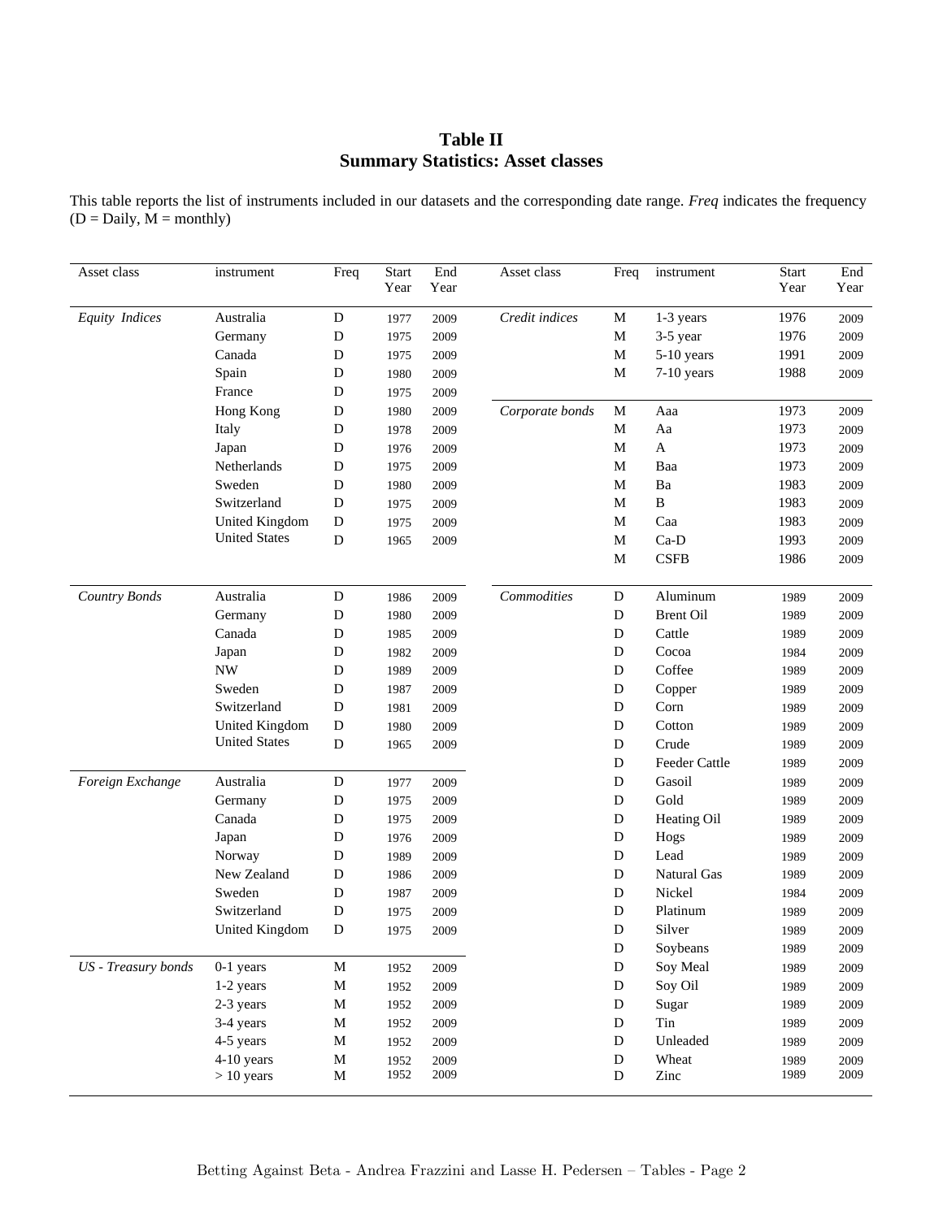## Table II
## Summary Statistics: Asset classes

This table reports the list of instruments included in our datasets and the corresponding date range. *Freq* indicates the frequency (D = Daily, M = monthly)

| Asset class | instrument | Freq | Start Year | End Year | Asset class | Freq | instrument | Start Year | End Year |
|---|---|---|---|---|---|---|---|---|---|
| *Equity Indices* | Australia | D | 1977 | 2009 | *Credit indices* | M | 1-3 years | 1976 | 2009 |
| | Germany | D | 1975 | 2009 | | M | 3-5 year | 1976 | 2009 |
| | Canada | D | 1975 | 2009 | | M | 5-10 years | 1991 | 2009 |
| | Spain | D | 1980 | 2009 | | M | 7-10 years | 1988 | 2009 |
| | France | D | 1975 | 2009 | | | | | |
| | Hong Kong | D | 1980 | 2009 | *Corporate bonds* | M | Aaa | 1973 | 2009 |
| | Italy | D | 1978 | 2009 | | M | Aa | 1973 | 2009 |
| | Japan | D | 1976 | 2009 | | M | A | 1973 | 2009 |
| | Netherlands | D | 1975 | 2009 | | M | Baa | 1973 | 2009 |
| | Sweden | D | 1980 | 2009 | | M | Ba | 1983 | 2009 |
| | Switzerland | D | 1975 | 2009 | | M | B | 1983 | 2009 |
| | United Kingdom | D | 1975 | 2009 | | M | Caa | 1983 | 2009 |
| | United States | D | 1965 | 2009 | | M | Ca-D | 1993 | 2009 |
| | | | | | | M | CSFB | 1986 | 2009 |
| *Country Bonds* | Australia | D | 1986 | 2009 | *Commodities* | D | Aluminum | 1989 | 2009 |
| | Germany | D | 1980 | 2009 | | D | Brent Oil | 1989 | 2009 |
| | Canada | D | 1985 | 2009 | | D | Cattle | 1989 | 2009 |
| | Japan | D | 1982 | 2009 | | D | Cocoa | 1984 | 2009 |
| | NW | D | 1989 | 2009 | | D | Coffee | 1989 | 2009 |
| | Sweden | D | 1987 | 2009 | | D | Copper | 1989 | 2009 |
| | Switzerland | D | 1981 | 2009 | | D | Corn | 1989 | 2009 |
| | United Kingdom | D | 1980 | 2009 | | D | Cotton | 1989 | 2009 |
| | United States | D | 1965 | 2009 | | D | Crude | 1989 | 2009 |
| | | | | | | D | Feeder Cattle | 1989 | 2009 |
| *Foreign Exchange* | Australia | D | 1977 | 2009 | | D | Gasoil | 1989 | 2009 |
| | Germany | D | 1975 | 2009 | | D | Gold | 1989 | 2009 |
| | Canada | D | 1975 | 2009 | | D | Heating Oil | 1989 | 2009 |
| | Japan | D | 1976 | 2009 | | D | Hogs | 1989 | 2009 |
| | Norway | D | 1989 | 2009 | | D | Lead | 1989 | 2009 |
| | New Zealand | D | 1986 | 2009 | | D | Natural Gas | 1989 | 2009 |
| | Sweden | D | 1987 | 2009 | | D | Nickel | 1984 | 2009 |
| | Switzerland | D | 1975 | 2009 | | D | Platinum | 1989 | 2009 |
| | United Kingdom | D | 1975 | 2009 | | D | Silver | 1989 | 2009 |
| | | | | | | D | Soybeans | 1989 | 2009 |
| *US - Treasury bonds* | 0-1 years | M | 1952 | 2009 | | D | Soy Meal | 1989 | 2009 |
| | 1-2 years | M | 1952 | 2009 | | D | Soy Oil | 1989 | 2009 |
| | 2-3 years | M | 1952 | 2009 | | D | Sugar | 1989 | 2009 |
| | 3-4 years | M | 1952 | 2009 | | D | Tin | 1989 | 2009 |
| | 4-5 years | M | 1952 | 2009 | | D | Unleaded | 1989 | 2009 |
| | 4-10 years | M | 1952 | 2009 | | D | Wheat | 1989 | 2009 |
| | > 10 years | M | 1952 | 2009 | | D | Zinc | 1989 | 2009 |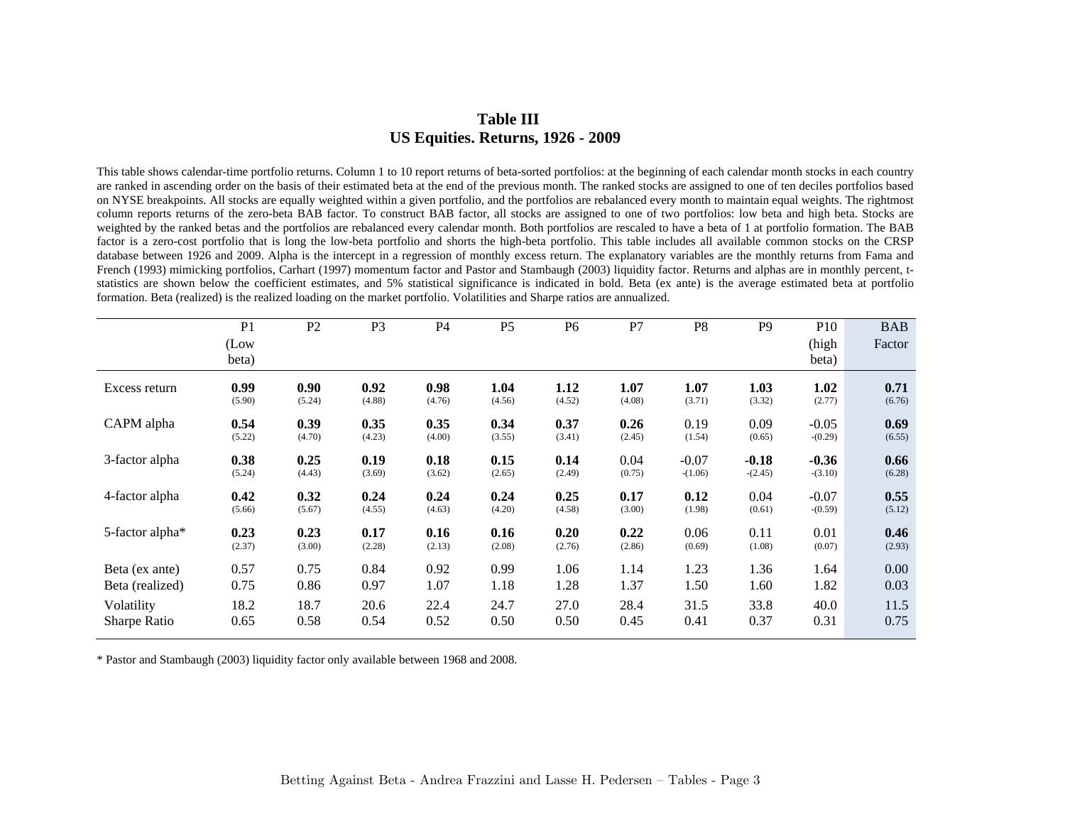**Table III**
**US Equities. Returns, 1926 - 2009**

This table shows calendar-time portfolio returns. Column 1 to 10 report returns of beta-sorted portfolios: at the beginning of each calendar month stocks in each country are ranked in ascending order on the basis of their estimated beta at the end of the previous month. The ranked stocks are assigned to one of ten deciles portfolios based on NYSE breakpoints. All stocks are equally weighted within a given portfolio, and the portfolios are rebalanced every month to maintain equal weights. The rightmost column reports returns of the zero-beta BAB factor. To construct BAB factor, all stocks are assigned to one of two portfolios: low beta and high beta. Stocks are weighted by the ranked betas and the portfolios are rebalanced every calendar month. Both portfolios are rescaled to have a beta of 1 at portfolio formation. The BAB factor is a zero-cost portfolio that is long the low-beta portfolio and shorts the high-beta portfolio. This table includes all available common stocks on the CRSP database between 1926 and 2009. Alpha is the intercept in a regression of monthly excess return. The explanatory variables are the monthly returns from Fama and French (1993) mimicking portfolios, Carhart (1997) momentum factor and Pastor and Stambaugh (2003) liquidity factor. Returns and alphas are in monthly percent, t-statistics are shown below the coefficient estimates, and 5% statistical significance is indicated in bold. Beta (ex ante) is the average estimated beta at portfolio formation. Beta (realized) is the realized loading on the market portfolio. Volatilities and Sharpe ratios are annualized.

| | P1 (Low beta) | P2 | P3 | P4 | P5 | P6 | P7 | P8 | P9 | P10 (high beta) | BAB Factor |
|---|---|---|---|---|---|---|---|---|---|---|---|
| Excess return | **0.99** | **0.90** | **0.92** | **0.98** | **1.04** | **1.12** | **1.07** | **1.07** | **1.03** | **1.02** | **0.71** |
| | (5.90) | (5.24) | (4.88) | (4.76) | (4.56) | (4.52) | (4.08) | (3.71) | (3.32) | (2.77) | (6.76) |
| CAPM alpha | **0.54** | **0.39** | **0.35** | **0.35** | **0.34** | **0.37** | **0.26** | 0.19 | 0.09 | -0.05 | **0.69** |
| | (5.22) | (4.70) | (4.23) | (4.00) | (3.55) | (3.41) | (2.45) | (1.54) | (0.65) | -(0.29) | (6.55) |
| 3-factor alpha | **0.38** | **0.25** | **0.19** | **0.18** | **0.15** | **0.14** | 0.04 | -0.07 | **-0.18** | **-0.36** | **0.66** |
| | (5.24) | (4.43) | (3.69) | (3.62) | (2.65) | (2.49) | (0.75) | -(1.06) | -(2.45) | -(3.10) | (6.28) |
| 4-factor alpha | **0.42** | **0.32** | **0.24** | **0.24** | **0.24** | **0.25** | **0.17** | **0.12** | 0.04 | -0.07 | **0.55** |
| | (5.66) | (5.67) | (4.55) | (4.63) | (4.20) | (4.58) | (3.00) | (1.98) | (0.61) | -(0.59) | (5.12) |
| 5-factor alpha* | **0.23** | **0.23** | **0.17** | **0.16** | **0.16** | **0.20** | **0.22** | 0.06 | 0.11 | 0.01 | **0.46** |
| | (2.37) | (3.00) | (2.28) | (2.13) | (2.08) | (2.76) | (2.86) | (0.69) | (1.08) | (0.07) | (2.93) |
| Beta (ex ante) | 0.57 | 0.75 | 0.84 | 0.92 | 0.99 | 1.06 | 1.14 | 1.23 | 1.36 | 1.64 | 0.00 |
| Beta (realized) | 0.75 | 0.86 | 0.97 | 1.07 | 1.18 | 1.28 | 1.37 | 1.50 | 1.60 | 1.82 | 0.03 |
| Volatility | 18.2 | 18.7 | 20.6 | 22.4 | 24.7 | 27.0 | 28.4 | 31.5 | 33.8 | 40.0 | 11.5 |
| Sharpe Ratio | 0.65 | 0.58 | 0.54 | 0.52 | 0.50 | 0.50 | 0.45 | 0.41 | 0.37 | 0.31 | 0.75 |

* Pastor and Stambaugh (2003) liquidity factor only available between 1968 and 2008.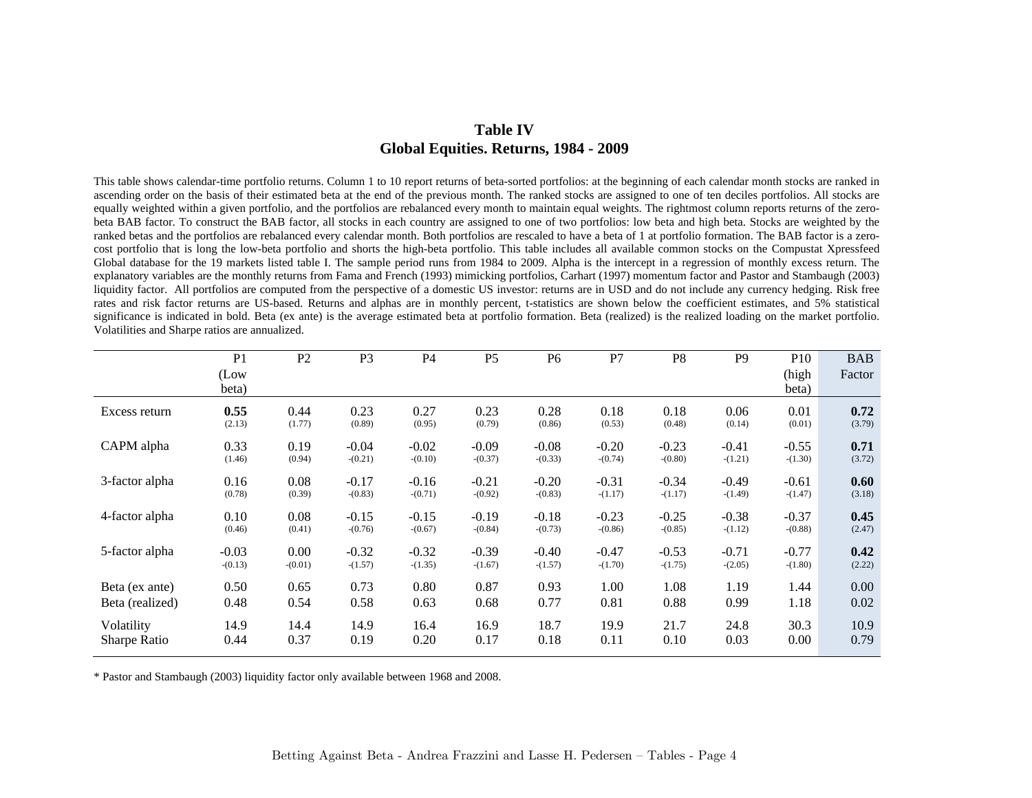# Table IV
## Global Equities. Returns, 1984 - 2009

This table shows calendar-time portfolio returns. Column 1 to 10 report returns of beta-sorted portfolios: at the beginning of each calendar month stocks are ranked in ascending order on the basis of their estimated beta at the end of the previous month. The ranked stocks are assigned to one of ten deciles portfolios. All stocks are equally weighted within a given portfolio, and the portfolios are rebalanced every month to maintain equal weights. The rightmost column reports returns of the zero-beta BAB factor. To construct the BAB factor, all stocks in each country are assigned to one of two portfolios: low beta and high beta. Stocks are weighted by the ranked betas and the portfolios are rebalanced every calendar month. Both portfolios are rescaled to have a beta of 1 at portfolio formation. The BAB factor is a zero-cost portfolio that is long the low-beta portfolio and shorts the high-beta portfolio. This table includes all available common stocks on the Compustat Xpressfeed Global database for the 19 markets listed table I. The sample period runs from 1984 to 2009. Alpha is the intercept in a regression of monthly excess return. The explanatory variables are the monthly returns from Fama and French (1993) mimicking portfolios, Carhart (1997) momentum factor and Pastor and Stambaugh (2003) liquidity factor. All portfolios are computed from the perspective of a domestic US investor: returns are in USD and do not include any currency hedging. Risk free rates and risk factor returns are US-based. Returns and alphas are in monthly percent, t-statistics are shown below the coefficient estimates, and 5% statistical significance is indicated in bold. Beta (ex ante) is the average estimated beta at portfolio formation. Beta (realized) is the realized loading on the market portfolio. Volatilities and Sharpe ratios are annualized.

| | P1 (Low beta) | P2 | P3 | P4 | P5 | P6 | P7 | P8 | P9 | P10 (high beta) | BAB Factor |
|---|---|---|---|---|---|---|---|---|---|---|---|
| Excess return | **0.55** | 0.44 | 0.23 | 0.27 | 0.23 | 0.28 | 0.18 | 0.18 | 0.06 | 0.01 | **0.72** |
| | (2.13) | (1.77) | (0.89) | (0.95) | (0.79) | (0.86) | (0.53) | (0.48) | (0.14) | (0.01) | (3.79) |
| CAPM alpha | 0.33 | 0.19 | -0.04 | -0.02 | -0.09 | -0.08 | -0.20 | -0.23 | -0.41 | -0.55 | **0.71** |
| | (1.46) | (0.94) | -(0.21) | -(0.10) | -(0.37) | -(0.33) | -(0.74) | -(0.80) | -(1.21) | -(1.30) | (3.72) |
| 3-factor alpha | 0.16 | 0.08 | -0.17 | -0.16 | -0.21 | -0.20 | -0.31 | -0.34 | -0.49 | -0.61 | **0.60** |
| | (0.78) | (0.39) | -(0.83) | -(0.71) | -(0.92) | -(0.83) | -(1.17) | -(1.17) | -(1.49) | -(1.47) | (3.18) |
| 4-factor alpha | 0.10 | 0.08 | -0.15 | -0.15 | -0.19 | -0.18 | -0.23 | -0.25 | -0.38 | -0.37 | **0.45** |
| | (0.46) | (0.41) | -(0.76) | -(0.67) | -(0.84) | -(0.73) | -(0.86) | -(0.85) | -(1.12) | -(0.88) | (2.47) |
| 5-factor alpha | -0.03 | 0.00 | -0.32 | -0.32 | -0.39 | -0.40 | -0.47 | -0.53 | -0.71 | -0.77 | **0.42** |
| | -(0.13) | -(0.01) | -(1.57) | -(1.35) | -(1.67) | -(1.57) | -(1.70) | -(1.75) | -(2.05) | -(1.80) | (2.22) |
| Beta (ex ante) | 0.50 | 0.65 | 0.73 | 0.80 | 0.87 | 0.93 | 1.00 | 1.08 | 1.19 | 1.44 | 0.00 |
| Beta (realized) | 0.48 | 0.54 | 0.58 | 0.63 | 0.68 | 0.77 | 0.81 | 0.88 | 0.99 | 1.18 | 0.02 |
| Volatility | 14.9 | 14.4 | 14.9 | 16.4 | 16.9 | 18.7 | 19.9 | 21.7 | 24.8 | 30.3 | 10.9 |
| Sharpe Ratio | 0.44 | 0.37 | 0.19 | 0.20 | 0.17 | 0.18 | 0.11 | 0.10 | 0.03 | 0.00 | 0.79 |

\* Pastor and Stambaugh (2003) liquidity factor only available between 1968 and 2008.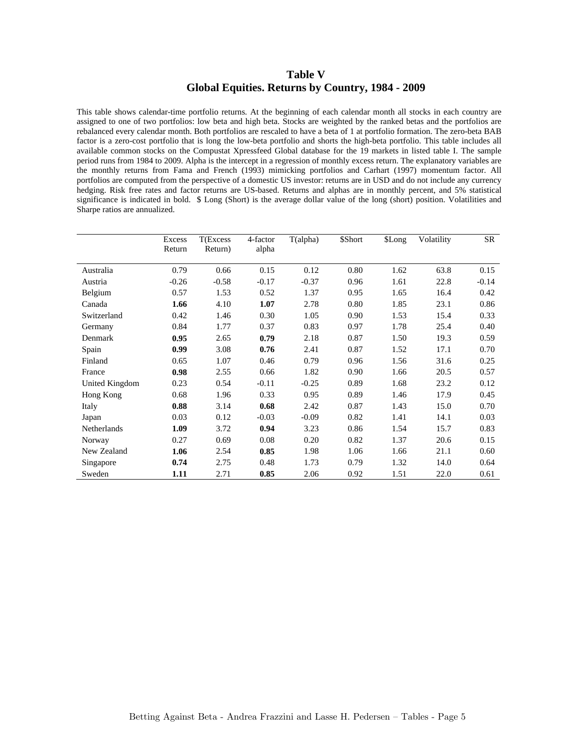# Table V
## Global Equities. Returns by Country, 1984 - 2009

This table shows calendar-time portfolio returns. At the beginning of each calendar month all stocks in each country are assigned to one of two portfolios: low beta and high beta. Stocks are weighted by the ranked betas and the portfolios are rebalanced every calendar month. Both portfolios are rescaled to have a beta of 1 at portfolio formation. The zero-beta BAB factor is a zero-cost portfolio that is long the low-beta portfolio and shorts the high-beta portfolio. This table includes all available common stocks on the Compustat Xpressfeed Global database for the 19 markets in listed table I. The sample period runs from 1984 to 2009. Alpha is the intercept in a regression of monthly excess return. The explanatory variables are the monthly returns from Fama and French (1993) mimicking portfolios and Carhart (1997) momentum factor. All portfolios are computed from the perspective of a domestic US investor: returns are in USD and do not include any currency hedging. Risk free rates and factor returns are US-based. Returns and alphas are in monthly percent, and 5% statistical significance is indicated in bold. $ Long (Short) is the average dollar value of the long (short) position. Volatilities and Sharpe ratios are annualized.

| | Excess Return | T(Excess Return) | 4-factor alpha | T(alpha) | $Short | $Long | Volatility | SR |
|---|---|---|---|---|---|---|---|---|
| Australia | 0.79 | 0.66 | 0.15 | 0.12 | 0.80 | 1.62 | 63.8 | 0.15 |
| Austria | -0.26 | -0.58 | -0.17 | -0.37 | 0.96 | 1.61 | 22.8 | -0.14 |
| Belgium | 0.57 | 1.53 | 0.52 | 1.37 | 0.95 | 1.65 | 16.4 | 0.42 |
| Canada | **1.66** | 4.10 | **1.07** | 2.78 | 0.80 | 1.85 | 23.1 | 0.86 |
| Switzerland | 0.42 | 1.46 | 0.30 | 1.05 | 0.90 | 1.53 | 15.4 | 0.33 |
| Germany | 0.84 | 1.77 | 0.37 | 0.83 | 0.97 | 1.78 | 25.4 | 0.40 |
| Denmark | **0.95** | 2.65 | **0.79** | 2.18 | 0.87 | 1.50 | 19.3 | 0.59 |
| Spain | **0.99** | 3.08 | **0.76** | 2.41 | 0.87 | 1.52 | 17.1 | 0.70 |
| Finland | 0.65 | 1.07 | 0.46 | 0.79 | 0.96 | 1.56 | 31.6 | 0.25 |
| France | **0.98** | 2.55 | 0.66 | 1.82 | 0.90 | 1.66 | 20.5 | 0.57 |
| United Kingdom | 0.23 | 0.54 | -0.11 | -0.25 | 0.89 | 1.68 | 23.2 | 0.12 |
| Hong Kong | 0.68 | 1.96 | 0.33 | 0.95 | 0.89 | 1.46 | 17.9 | 0.45 |
| Italy | **0.88** | 3.14 | **0.68** | 2.42 | 0.87 | 1.43 | 15.0 | 0.70 |
| Japan | 0.03 | 0.12 | -0.03 | -0.09 | 0.82 | 1.41 | 14.1 | 0.03 |
| Netherlands | **1.09** | 3.72 | **0.94** | 3.23 | 0.86 | 1.54 | 15.7 | 0.83 |
| Norway | 0.27 | 0.69 | 0.08 | 0.20 | 0.82 | 1.37 | 20.6 | 0.15 |
| New Zealand | **1.06** | 2.54 | **0.85** | 1.98 | 1.06 | 1.66 | 21.1 | 0.60 |
| Singapore | **0.74** | 2.75 | 0.48 | 1.73 | 0.79 | 1.32 | 14.0 | 0.64 |
| Sweden | **1.11** | 2.71 | **0.85** | 2.06 | 0.92 | 1.51 | 22.0 | 0.61 |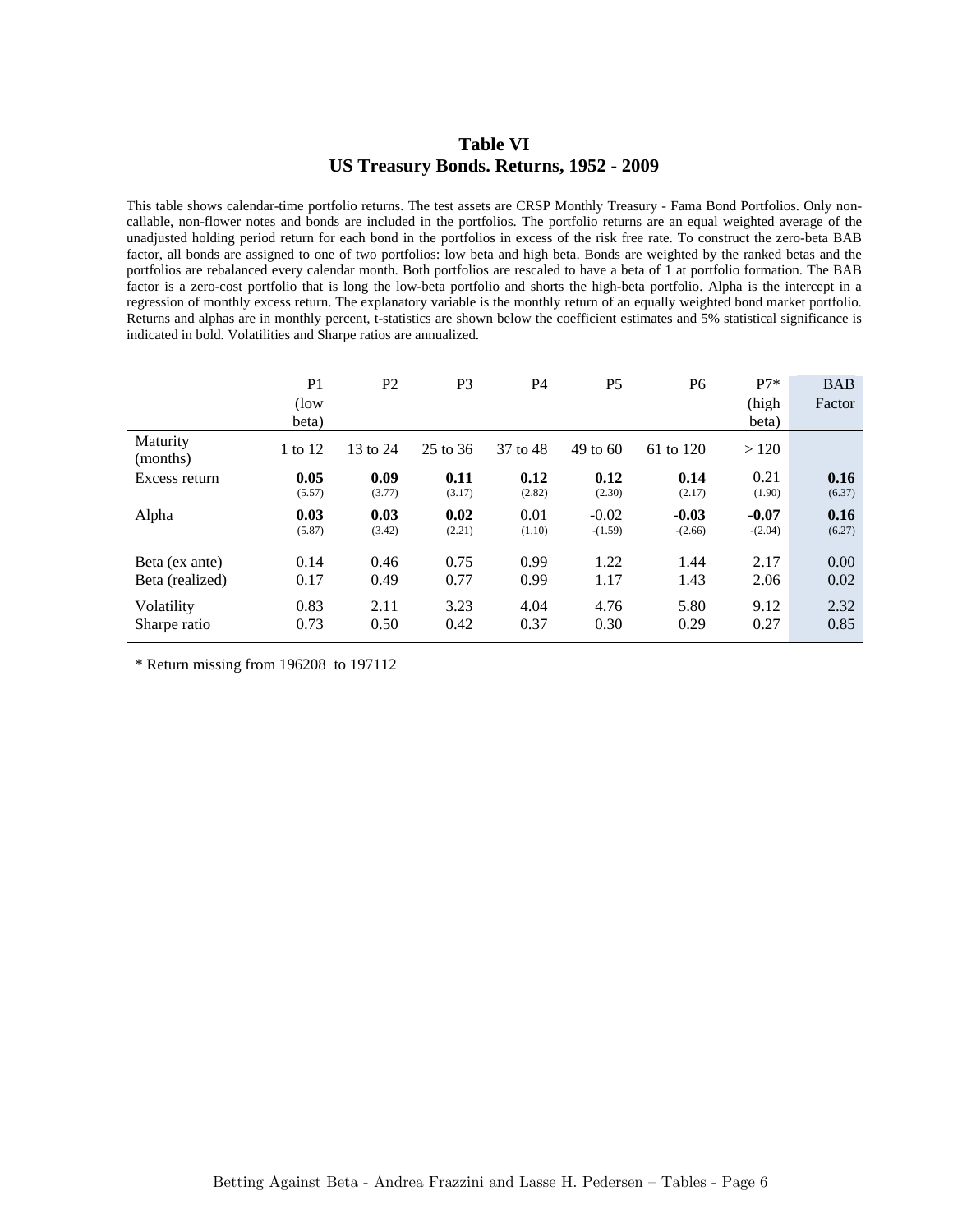# Table VI
## US Treasury Bonds. Returns, 1952 - 2009

This table shows calendar-time portfolio returns. The test assets are CRSP Monthly Treasury - Fama Bond Portfolios. Only non-callable, non-flower notes and bonds are included in the portfolios. The portfolio returns are an equal weighted average of the unadjusted holding period return for each bond in the portfolios in excess of the risk free rate. To construct the zero-beta BAB factor, all bonds are assigned to one of two portfolios: low beta and high beta. Bonds are weighted by the ranked betas and the portfolios are rebalanced every calendar month. Both portfolios are rescaled to have a beta of 1 at portfolio formation. The BAB factor is a zero-cost portfolio that is long the low-beta portfolio and shorts the high-beta portfolio. Alpha is the intercept in a regression of monthly excess return. The explanatory variable is the monthly return of an equally weighted bond market portfolio. Returns and alphas are in monthly percent, t-statistics are shown below the coefficient estimates and 5% statistical significance is indicated in bold. Volatilities and Sharpe ratios are annualized.

| | P1 (low beta) | P2 | P3 | P4 | P5 | P6 | P7* (high beta) | BAB Factor |
|---|---|---|---|---|---|---|---|---|
| Maturity (months) | 1 to 12 | 13 to 24 | 25 to 36 | 37 to 48 | 49 to 60 | 61 to 120 | > 120 | |
| Excess return | **0.05** | **0.09** | **0.11** | **0.12** | **0.12** | **0.14** | 0.21 | **0.16** |
| | (5.57) | (3.77) | (3.17) | (2.82) | (2.30) | (2.17) | (1.90) | (6.37) |
| Alpha | **0.03** | **0.03** | **0.02** | 0.01 | -0.02 | **-0.03** | **-0.07** | **0.16** |
| | (5.87) | (3.42) | (2.21) | (1.10) | -(1.59) | -(2.66) | -(2.04) | (6.27) |
| Beta (ex ante) | 0.14 | 0.46 | 0.75 | 0.99 | 1.22 | 1.44 | 2.17 | 0.00 |
| Beta (realized) | 0.17 | 0.49 | 0.77 | 0.99 | 1.17 | 1.43 | 2.06 | 0.02 |
| Volatility | 0.83 | 2.11 | 3.23 | 4.04 | 4.76 | 5.80 | 9.12 | 2.32 |
| Sharpe ratio | 0.73 | 0.50 | 0.42 | 0.37 | 0.30 | 0.29 | 0.27 | 0.85 |

* Return missing from 196208 to 197112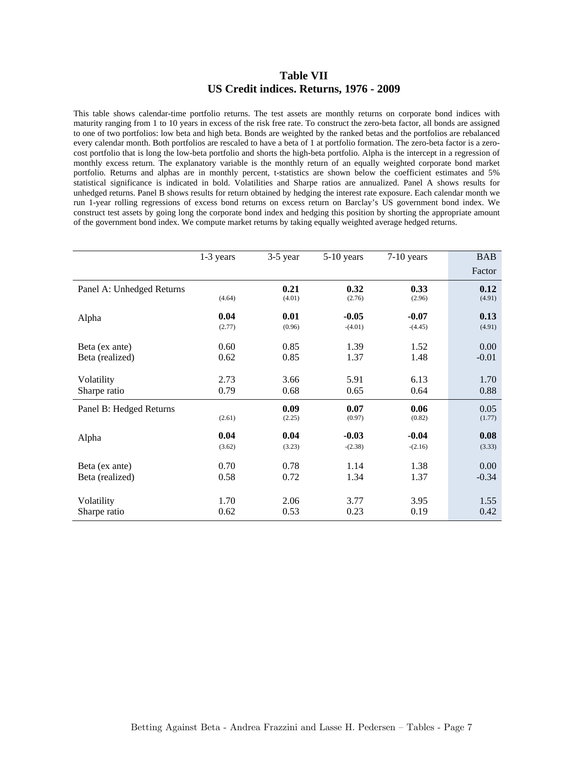# Table VII

## US Credit indices. Returns, 1976 - 2009

This table shows calendar-time portfolio returns. The test assets are monthly returns on corporate bond indices with maturity ranging from 1 to 10 years in excess of the risk free rate. To construct the zero-beta factor, all bonds are assigned to one of two portfolios: low beta and high beta. Bonds are weighted by the ranked betas and the portfolios are rebalanced every calendar month. Both portfolios are rescaled to have a beta of 1 at portfolio formation. The zero-beta factor is a zero-cost portfolio that is long the low-beta portfolio and shorts the high-beta portfolio. Alpha is the intercept in a regression of monthly excess return. The explanatory variable is the monthly return of an equally weighted corporate bond market portfolio. Returns and alphas are in monthly percent, t-statistics are shown below the coefficient estimates and 5% statistical significance is indicated in bold. Volatilities and Sharpe ratios are annualized. Panel A shows results for unhedged returns. Panel B shows results for return obtained by hedging the interest rate exposure. Each calendar month we run 1-year rolling regressions of excess bond returns on excess return on Barclay's US government bond index. We construct test assets by going long the corporate bond index and hedging this position by shorting the appropriate amount of the government bond index. We compute market returns by taking equally weighted average hedged returns.

| | 1-3 years | 3-5 year | 5-10 years | 7-10 years | BAB Factor |
|---|---|---|---|---|---|
| Panel A: Unhedged Returns | | **0.21** | **0.32** | **0.33** | **0.12** |
| | (4.64) | (4.01) | (2.76) | (2.96) | (4.91) |
| Alpha | **0.04** | **0.01** | **-0.05** | **-0.07** | **0.13** |
| | (2.77) | (0.96) | -(4.01) | -(4.45) | (4.91) |
| Beta (ex ante) | 0.60 | 0.85 | 1.39 | 1.52 | 0.00 |
| Beta (realized) | 0.62 | 0.85 | 1.37 | 1.48 | -0.01 |
| Volatility | 2.73 | 3.66 | 5.91 | 6.13 | 1.70 |
| Sharpe ratio | 0.79 | 0.68 | 0.65 | 0.64 | 0.88 |
| Panel B: Hedged Returns | | **0.09** | **0.07** | **0.06** | 0.05 |
| | (2.61) | (2.25) | (0.97) | (0.82) | (1.77) |
| Alpha | **0.04** | **0.04** | **-0.03** | **-0.04** | **0.08** |
| | (3.62) | (3.23) | -(2.38) | -(2.16) | (3.33) |
| Beta (ex ante) | 0.70 | 0.78 | 1.14 | 1.38 | 0.00 |
| Beta (realized) | 0.58 | 0.72 | 1.34 | 1.37 | -0.34 |
| Volatility | 1.70 | 2.06 | 3.77 | 3.95 | 1.55 |
| Sharpe ratio | 0.62 | 0.53 | 0.23 | 0.19 | 0.42 |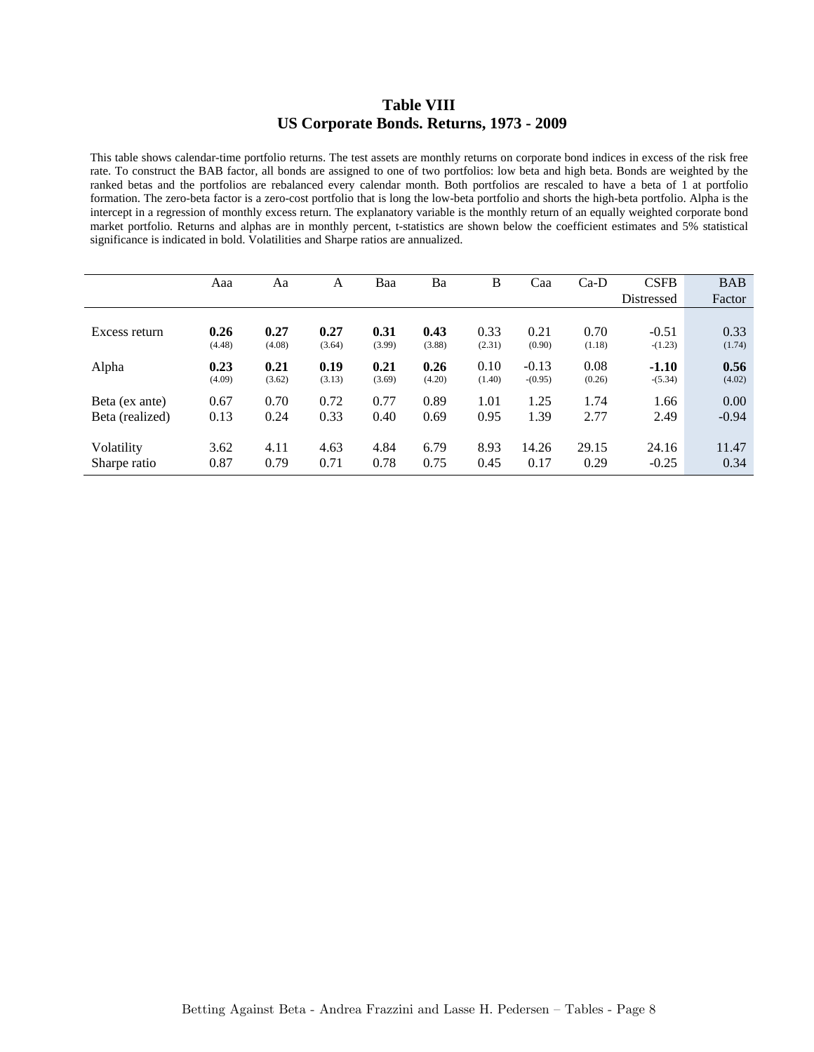# Table VIII
## US Corporate Bonds. Returns, 1973 - 2009

This table shows calendar-time portfolio returns. The test assets are monthly returns on corporate bond indices in excess of the risk free rate. To construct the BAB factor, all bonds are assigned to one of two portfolios: low beta and high beta. Bonds are weighted by the ranked betas and the portfolios are rebalanced every calendar month. Both portfolios are rescaled to have a beta of 1 at portfolio formation. The zero-beta factor is a zero-cost portfolio that is long the low-beta portfolio and shorts the high-beta portfolio. Alpha is the intercept in a regression of monthly excess return. The explanatory variable is the monthly return of an equally weighted corporate bond market portfolio. Returns and alphas are in monthly percent, t-statistics are shown below the coefficient estimates and 5% statistical significance is indicated in bold. Volatilities and Sharpe ratios are annualized.

| | Aaa | Aa | A | Baa | Ba | B | Caa | Ca-D | CSFB Distressed | BAB Factor |
|---|---|---|---|---|---|---|---|---|---|---|
| Excess return | **0.26** | **0.27** | **0.27** | **0.31** | **0.43** | 0.33 | 0.21 | 0.70 | -0.51 | 0.33 |
| | (4.48) | (4.08) | (3.64) | (3.99) | (3.88) | (2.31) | (0.90) | (1.18) | -(1.23) | (1.74) |
| Alpha | **0.23** | **0.21** | **0.19** | **0.21** | **0.26** | 0.10 | -0.13 | 0.08 | **-1.10** | **0.56** |
| | (4.09) | (3.62) | (3.13) | (3.69) | (4.20) | (1.40) | -(0.95) | (0.26) | -(5.34) | (4.02) |
| Beta (ex ante) | 0.67 | 0.70 | 0.72 | 0.77 | 0.89 | 1.01 | 1.25 | 1.74 | 1.66 | 0.00 |
| Beta (realized) | 0.13 | 0.24 | 0.33 | 0.40 | 0.69 | 0.95 | 1.39 | 2.77 | 2.49 | -0.94 |
| Volatility | 3.62 | 4.11 | 4.63 | 4.84 | 6.79 | 8.93 | 14.26 | 29.15 | 24.16 | 11.47 |
| Sharpe ratio | 0.87 | 0.79 | 0.71 | 0.78 | 0.75 | 0.45 | 0.17 | 0.29 | -0.25 | 0.34 |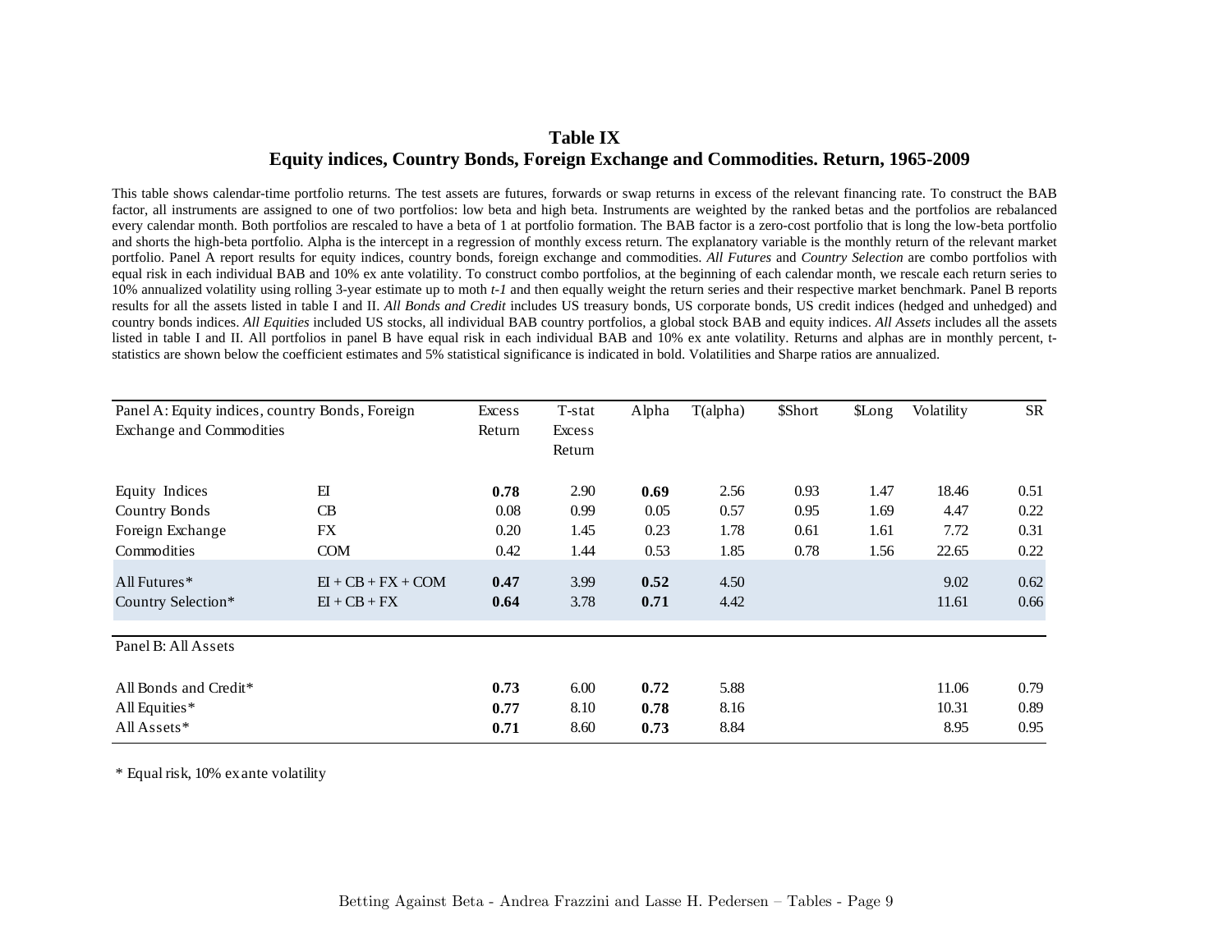## Table IX
## Equity indices, Country Bonds, Foreign Exchange and Commodities. Return, 1965-2009

This table shows calendar-time portfolio returns. The test assets are futures, forwards or swap returns in excess of the relevant financing rate. To construct the BAB factor, all instruments are assigned to one of two portfolios: low beta and high beta. Instruments are weighted by the ranked betas and the portfolios are rebalanced every calendar month. Both portfolios are rescaled to have a beta of 1 at portfolio formation. The BAB factor is a zero-cost portfolio that is long the low-beta portfolio and shorts the high-beta portfolio. Alpha is the intercept in a regression of monthly excess return. The explanatory variable is the monthly return of the relevant market portfolio. Panel A report results for equity indices, country bonds, foreign exchange and commodities. *All Futures* and *Country Selection* are combo portfolios with equal risk in each individual BAB and 10% ex ante volatility. To construct combo portfolios, at the beginning of each calendar month, we rescale each return series to 10% annualized volatility using rolling 3-year estimate up to moth *t-1* and then equally weight the return series and their respective market benchmark. Panel B reports results for all the assets listed in table I and II. *All Bonds and Credit* includes US treasury bonds, US corporate bonds, US credit indices (hedged and unhedged) and country bonds indices. *All Equities* included US stocks, all individual BAB country portfolios, a global stock BAB and equity indices. *All Assets* includes all the assets listed in table I and II. All portfolios in panel B have equal risk in each individual BAB and 10% ex ante volatility. Returns and alphas are in monthly percent, t-statistics are shown below the coefficient estimates and 5% statistical significance is indicated in bold. Volatilities and Sharpe ratios are annualized.

| Panel A: Equity indices, country Bonds, Foreign Exchange and Commodities | | Excess Return | T-stat Excess Return | Alpha | T(alpha) | $Short | $Long | Volatility | SR |
|---|---|---|---|---|---|---|---|---|---|
| Equity Indices | EI | **0.78** | 2.90 | **0.69** | 2.56 | 0.93 | 1.47 | 18.46 | 0.51 |
| Country Bonds | CB | 0.08 | 0.99 | 0.05 | 0.57 | 0.95 | 1.69 | 4.47 | 0.22 |
| Foreign Exchange | FX | 0.20 | 1.45 | 0.23 | 1.78 | 0.61 | 1.61 | 7.72 | 0.31 |
| Commodities | COM | 0.42 | 1.44 | 0.53 | 1.85 | 0.78 | 1.56 | 22.65 | 0.22 |
| All Futures* | EI + CB + FX + COM | **0.47** | 3.99 | **0.52** | 4.50 | | | 9.02 | 0.62 |
| Country Selection* | EI + CB + FX | **0.64** | 3.78 | **0.71** | 4.42 | | | 11.61 | 0.66 |
| **Panel B: All Assets** | | | | | | | | | |
| All Bonds and Credit* | | **0.73** | 6.00 | **0.72** | 5.88 | | | 11.06 | 0.79 |
| All Equities* | | **0.77** | 8.10 | **0.78** | 8.16 | | | 10.31 | 0.89 |
| All Assets* | | **0.71** | 8.60 | **0.73** | 8.84 | | | 8.95 | 0.95 |

\* Equal risk, 10% ex ante volatility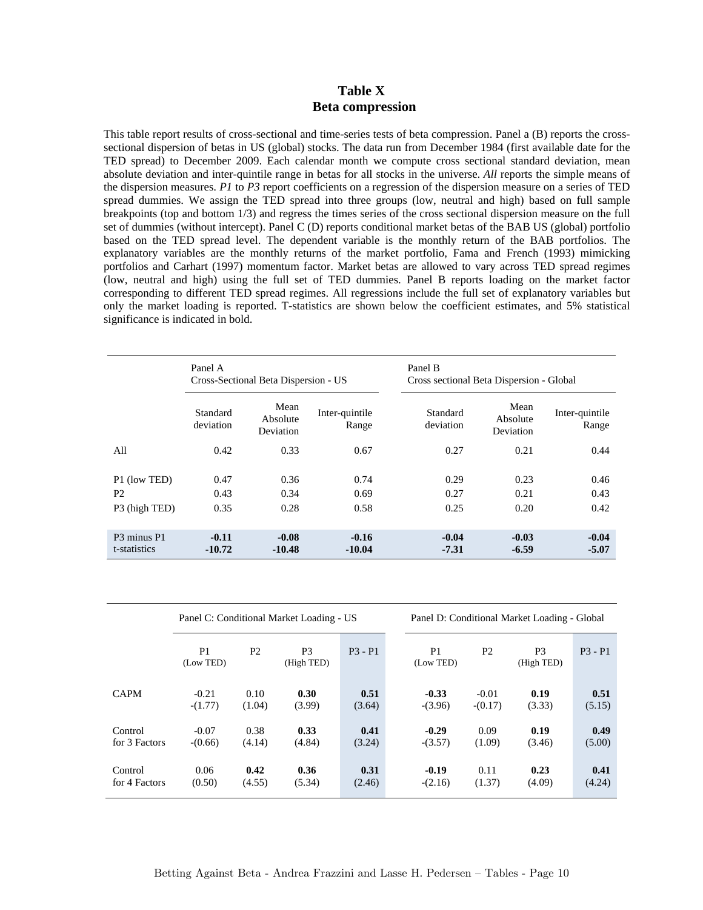# Table X
## Beta compression

This table report results of cross-sectional and time-series tests of beta compression. Panel a (B) reports the cross-sectional dispersion of betas in US (global) stocks. The data run from December 1984 (first available date for the TED spread) to December 2009. Each calendar month we compute cross sectional standard deviation, mean absolute deviation and inter-quintile range in betas for all stocks in the universe. *All* reports the simple means of the dispersion measures. *P1* to *P3* report coefficients on a regression of the dispersion measure on a series of TED spread dummies. We assign the TED spread into three groups (low, neutral and high) based on full sample breakpoints (top and bottom 1/3) and regress the times series of the cross sectional dispersion measure on the full set of dummies (without intercept). Panel C (D) reports conditional market betas of the BAB US (global) portfolio based on the TED spread level. The dependent variable is the monthly return of the BAB portfolios. The explanatory variables are the monthly returns of the market portfolio, Fama and French (1993) mimicking portfolios and Carhart (1997) momentum factor. Market betas are allowed to vary across TED spread regimes (low, neutral and high) using the full set of TED dummies. Panel B reports loading on the market factor corresponding to different TED spread regimes. All regressions include the full set of explanatory variables but only the market loading is reported. T-statistics are shown below the coefficient estimates, and 5% statistical significance is indicated in bold.

| | Panel A Cross-Sectional Beta Dispersion - US | | | Panel B Cross sectional Beta Dispersion - Global | | |
|---|---|---|---|---|---|---|
| | Standard deviation | Mean Absolute Deviation | Inter-quintile Range | Standard deviation | Mean Absolute Deviation | Inter-quintile Range |
| All | 0.42 | 0.33 | 0.67 | 0.27 | 0.21 | 0.44 |
| P1 (low TED) | 0.47 | 0.36 | 0.74 | 0.29 | 0.23 | 0.46 |
| P2 | 0.43 | 0.34 | 0.69 | 0.27 | 0.21 | 0.43 |
| P3 (high TED) | 0.35 | 0.28 | 0.58 | 0.25 | 0.20 | 0.42 |
| P3 minus P1 | **-0.11** | **-0.08** | **-0.16** | **-0.04** | **-0.03** | **-0.04** |
| t-statistics | **-10.72** | **-10.48** | **-10.04** | **-7.31** | **-6.59** | **-5.07** |

| | Panel C: Conditional Market Loading - US | | | | Panel D: Conditional Market Loading - Global | | | |
|---|---|---|---|---|---|---|---|---|
| | P1 (Low TED) | P2 | P3 (High TED) | P3 - P1 | P1 (Low TED) | P2 | P3 (High TED) | P3 - P1 |
| CAPM | -0.21 | 0.10 | **0.30** | **0.51** | **-0.33** | -0.01 | **0.19** | **0.51** |
| | -(1.77) | (1.04) | (3.99) | (3.64) | -(3.96) | -(0.17) | (3.33) | (5.15) |
| Control for 3 Factors | -0.07 | 0.38 | **0.33** | **0.41** | **-0.29** | 0.09 | **0.19** | **0.49** |
| | -(0.66) | (4.14) | (4.84) | (3.24) | -(3.57) | (1.09) | (3.46) | (5.00) |
| Control for 4 Factors | 0.06 | **0.42** | **0.36** | **0.31** | **-0.19** | 0.11 | **0.23** | **0.41** |
| | (0.50) | (4.55) | (5.34) | (2.46) | -(2.16) | (1.37) | (4.09) | (4.24) |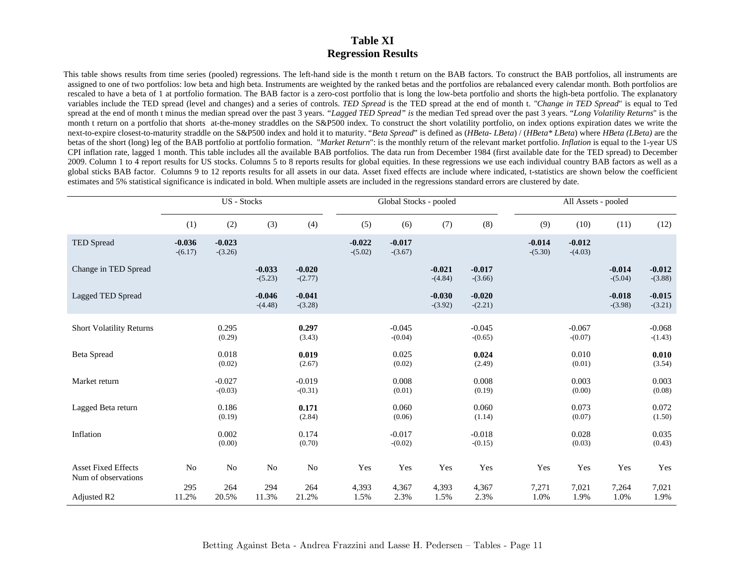# Table XI
## Regression Results

This table shows results from time series (pooled) regressions. The left-hand side is the month t return on the BAB factors. To construct the BAB portfolios, all instruments are assigned to one of two portfolios: low beta and high beta. Instruments are weighted by the ranked betas and the portfolios are rebalanced every calendar month. Both portfolios are rescaled to have a beta of 1 at portfolio formation. The BAB factor is a zero-cost portfolio that is long the low-beta portfolio and shorts the high-beta portfolio. The explanatory variables include the TED spread (level and changes) and a series of controls. *TED Spread* is the TED spread at the end of month t. *"Change in TED Spread*" is equal to Ted spread at the end of month t minus the median spread over the past 3 years. *"Lagged TED Spread" is* the median Ted spread over the past 3 years. "*Long Volatility Returns*" is the month t return on a portfolio that shorts at-the-money straddles on the S&P500 index. To construct the short volatility portfolio, on index options expiration dates we write the next-to-expire closest-to-maturity straddle on the S&P500 index and hold it to maturity. "*Beta Spread*" is defined as (*HBeta- LBeta*) / (*HBeta* LBeta*) where *HBeta (LBeta)* are the betas of the short (long) leg of the BAB portfolio at portfolio formation. "*Market Return*": is the monthly return of the relevant market portfolio. *Inflation* is equal to the 1-year US CPI inflation rate, lagged 1 month. This table includes all the available BAB portfolios. The data run from December 1984 (first available date for the TED spread) to December 2009. Column 1 to 4 report results for US stocks. Columns 5 to 8 reports results for global equities. In these regressions we use each individual country BAB factors as well as a global sticks BAB factor. Columns 9 to 12 reports results for all assets in our data. Asset fixed effects are include where indicated, t-statistics are shown below the coefficient estimates and 5% statistical significance is indicated in bold. When multiple assets are included in the regressions standard errors are clustered by date.

| | US - Stocks | | | | Global Stocks - pooled | | | | All Assets - pooled | | | |
|---|---|---|---|---|---|---|---|---|---|---|---|---|
| | (1) | (2) | (3) | (4) | (5) | (6) | (7) | (8) | (9) | (10) | (11) | (12) |
| TED Spread | **-0.036** | **-0.023** | | | **-0.022** | **-0.017** | | | **-0.014** | **-0.012** | | |
| | -(6.17) | -(3.26) | | | -(5.02) | -(3.67) | | | -(5.30) | -(4.03) | | |
| Change in TED Spread | | | **-0.033** | **-0.020** | | | **-0.021** | **-0.017** | | | **-0.014** | **-0.012** |
| | | | -(5.23) | -(2.77) | | | -(4.84) | -(3.66) | | | -(5.04) | -(3.88) |
| Lagged TED Spread | | | **-0.046** | **-0.041** | | | **-0.030** | **-0.020** | | | **-0.018** | **-0.015** |
| | | | -(4.48) | -(3.28) | | | -(3.92) | -(2.21) | | | -(3.98) | -(3.21) |
| Short Volatility Returns | | 0.295 | | **0.297** | | -0.045 | | -0.045 | | -0.067 | | -0.068 |
| | | (0.29) | | (3.43) | | -(0.04) | | -(0.65) | | -(0.07) | | -(1.43) |
| Beta Spread | | 0.018 | | **0.019** | | 0.025 | | **0.024** | | 0.010 | | **0.010** |
| | | (0.02) | | (2.67) | | (0.02) | | (2.49) | | (0.01) | | (3.54) |
| Market return | | -0.027 | | -0.019 | | 0.008 | | 0.008 | | 0.003 | | 0.003 |
| | | -(0.03) | | -(0.31) | | (0.01) | | (0.19) | | (0.00) | | (0.08) |
| Lagged Beta return | | 0.186 | | **0.171** | | 0.060 | | 0.060 | | 0.073 | | 0.072 |
| | | (0.19) | | (2.84) | | (0.06) | | (1.14) | | (0.07) | | (1.50) |
| Inflation | | 0.002 | | 0.174 | | -0.017 | | -0.018 | | 0.028 | | 0.035 |
| | | (0.00) | | (0.70) | | -(0.02) | | -(0.15) | | (0.03) | | (0.43) |
| Asset Fixed Effects | No | No | No | No | Yes | Yes | Yes | Yes | Yes | Yes | Yes | Yes |
| Num of observations | 295 | 264 | 294 | 264 | 4,393 | 4,367 | 4,393 | 4,367 | 7,271 | 7,021 | 7,264 | 7,021 |
| Adjusted R2 | 11.2% | 20.5% | 11.3% | 21.2% | 1.5% | 2.3% | 1.5% | 2.3% | 1.0% | 1.9% | 1.0% | 1.9% |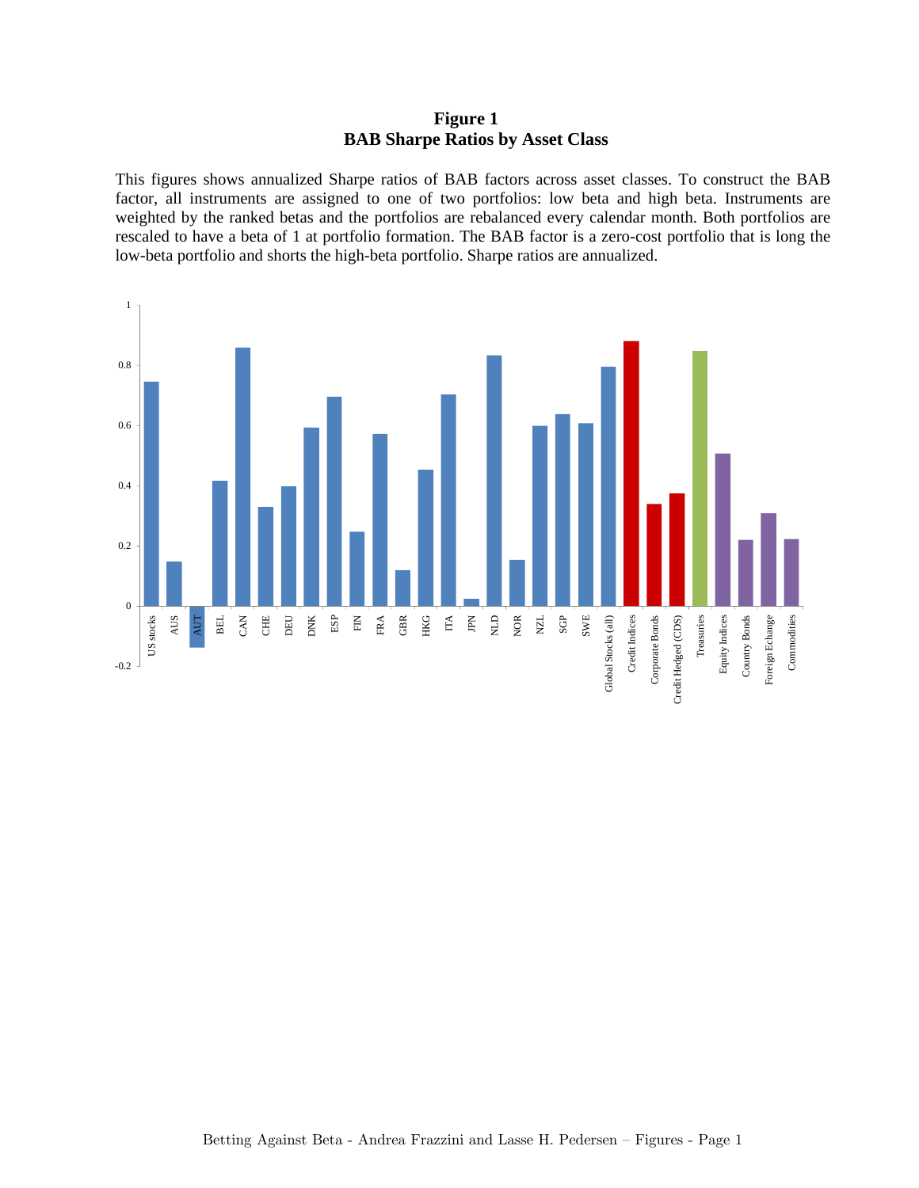**Figure 1**
**BAB Sharpe Ratios by Asset Class**

This figures shows annualized Sharpe ratios of BAB factors across asset classes. To construct the BAB factor, all instruments are assigned to one of two portfolios: low beta and high beta. Instruments are weighted by the ranked betas and the portfolios are rebalanced every calendar month. Both portfolios are rescaled to have a beta of 1 at portfolio formation. The BAB factor is a zero-cost portfolio that is long the low-beta portfolio and shorts the high-beta portfolio. Sharpe ratios are annualized.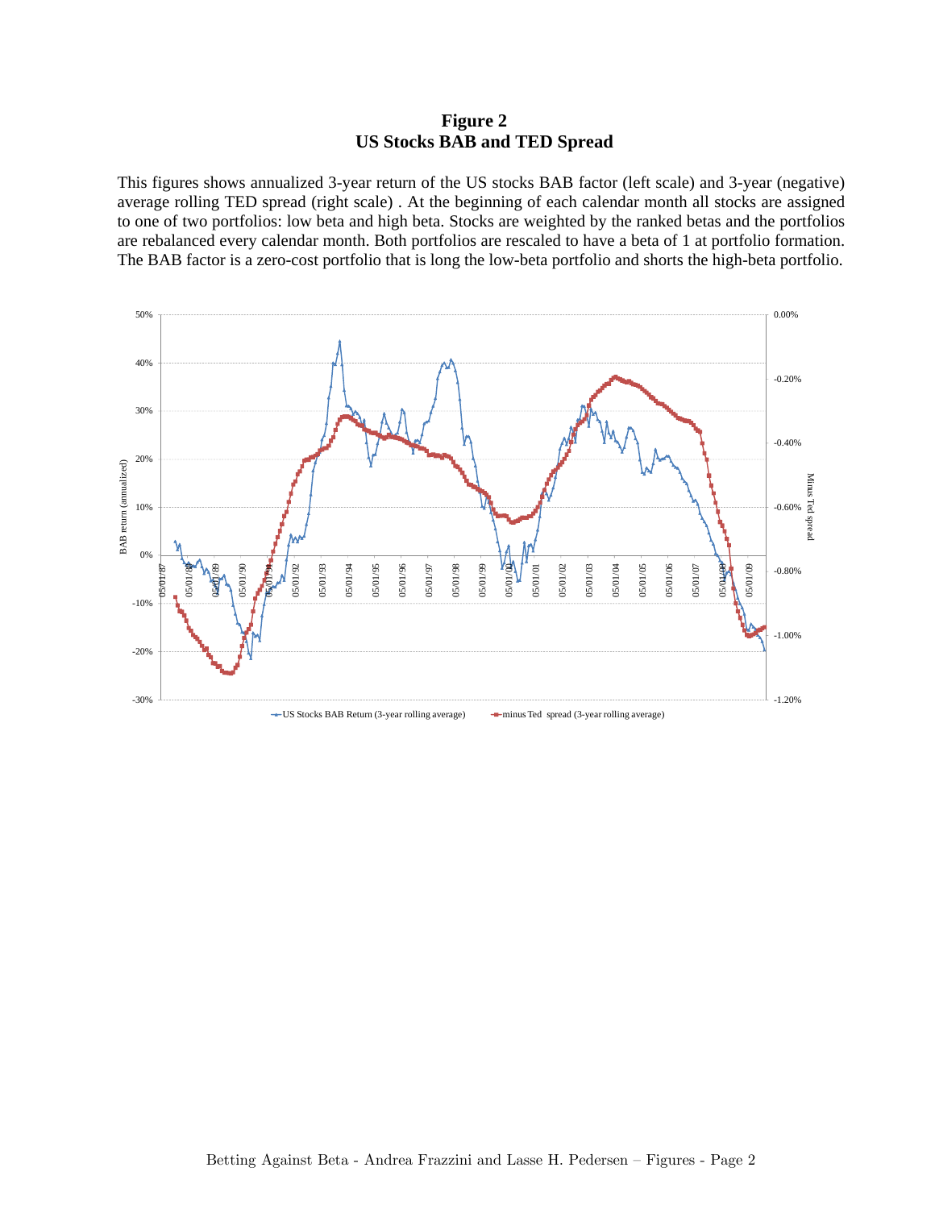**Figure 2**
**US Stocks BAB and TED Spread**

This figures shows annualized 3-year return of the US stocks BAB factor (left scale) and 3-year (negative) average rolling TED spread (right scale) . At the beginning of each calendar month all stocks are assigned to one of two portfolios: low beta and high beta. Stocks are weighted by the ranked betas and the portfolios are rebalanced every calendar month. Both portfolios are rescaled to have a beta of 1 at portfolio formation. The BAB factor is a zero-cost portfolio that is long the low-beta portfolio and shorts the high-beta portfolio.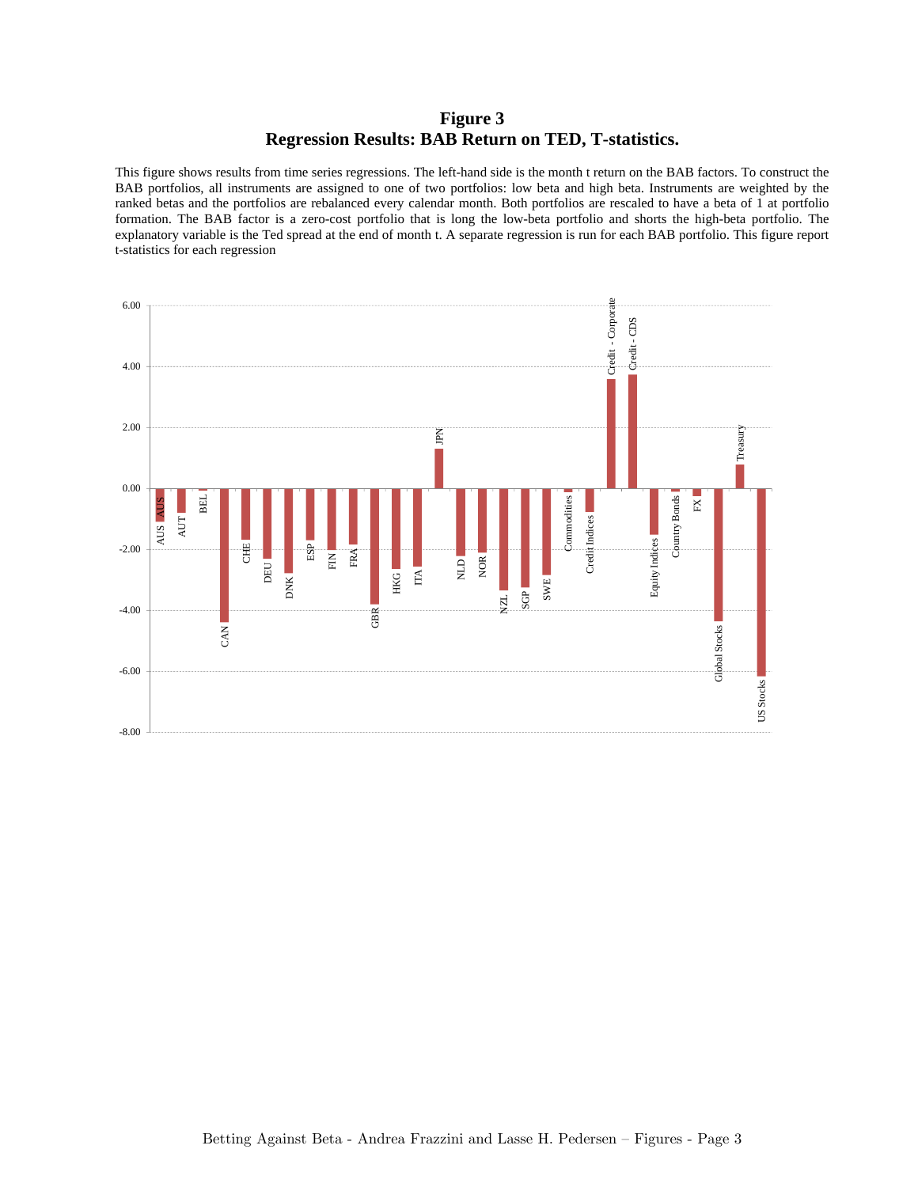**Figure 3**
**Regression Results: BAB Return on TED, T-statistics.**

This figure shows results from time series regressions. The left-hand side is the month t return on the BAB factors. To construct the BAB portfolios, all instruments are assigned to one of two portfolios: low beta and high beta. Instruments are weighted by the ranked betas and the portfolios are rebalanced every calendar month. Both portfolios are rescaled to have a beta of 1 at portfolio formation. The BAB factor is a zero-cost portfolio that is long the low-beta portfolio and shorts the high-beta portfolio. The explanatory variable is the Ted spread at the end of month t. A separate regression is run for each BAB portfolio. This figure report t-statistics for each regression

6.00
4.00
2.00
0.00
-2.00
-4.00
-6.00
-8.00

AUS
AUT
BEL
CAN
CHE
DEU
DNK
ESP
FIN
FRA
GBR
HKG
ITA
JPN
NLD
NOR
NZL
SGP
SWE
Commodities
Credit Indices
Credit - Corporate
Credit - CDS
Equity Indices
Country Bonds
FX
Global Stocks
Treasury
US Stocks